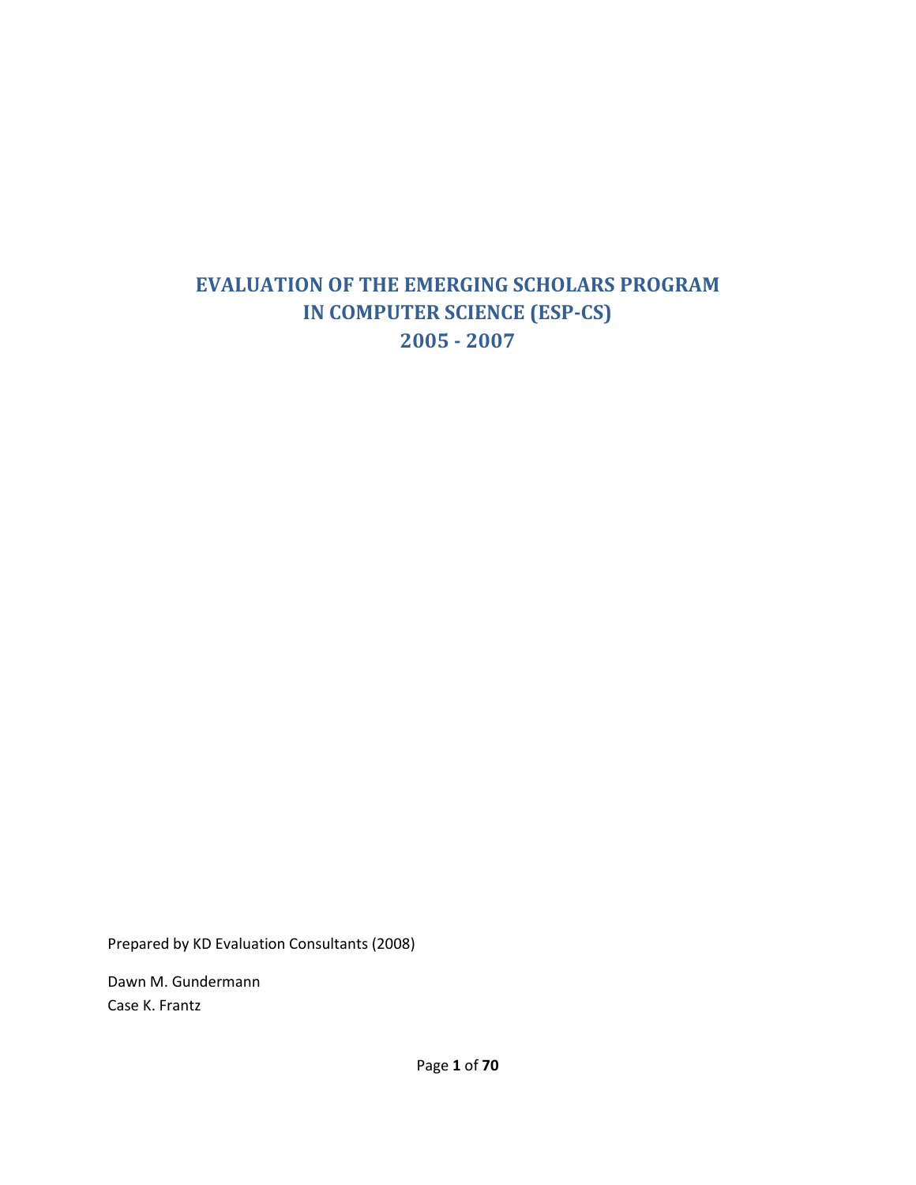# EVALUATION OF THE EMERGING SCHOLARS PROGRAM IN COMPUTER SCIENCE (ESP-CS) 2005 - 2007

Prepared by KD Evaluation Consultants (2008)

Dawn M. Gundermann
Case K. Frantz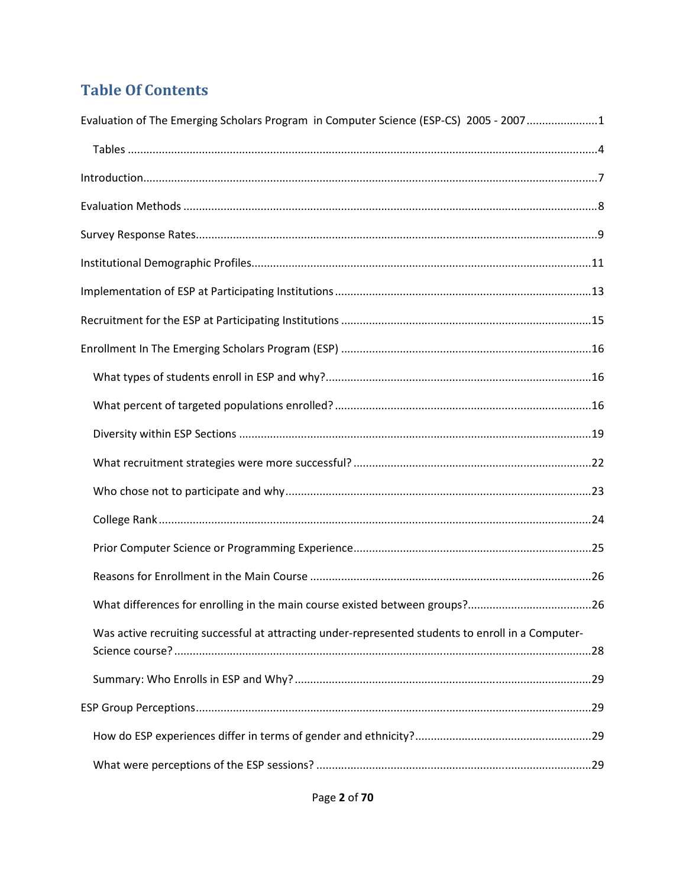## Table Of Contents

Evaluation of The Emerging Scholars Program in Computer Science (ESP-CS) 2005 - 2007 .......................1

- Tables .......................................................................................................................................4

Introduction.................................................................................................................................7

Evaluation Methods ....................................................................................................................8

Survey Response Rates................................................................................................................9

Institutional Demographic Profiles.............................................................................................11

Implementation of ESP at Participating Institutions ..................................................................13

Recruitment for the ESP at Participating Institutions .................................................................15

Enrollment In The Emerging Scholars Program (ESP) .................................................................16

- What types of students enroll in ESP and why?.....................................................................16
- What percent of targeted populations enrolled? ..................................................................16
- Diversity within ESP Sections .................................................................................................19
- What recruitment strategies were more successful? ............................................................22
- Who chose not to participate and why..................................................................................23
- College Rank ..........................................................................................................................24
- Prior Computer Science or Programming Experience............................................................25
- Reasons for Enrollment in the Main Course ..........................................................................26
- What differences for enrolling in the main course existed between groups?........................................26
- Was active recruiting successful at attracting under-represented students to enroll in a Computer-Science course? .....................................................................................................28
- Summary: Who Enrolls in ESP and Why? ...............................................................................29

ESP Group Perceptions...............................................................................................................29

- How do ESP experiences differ in terms of gender and ethnicity?.........................................................29
- What were perceptions of the ESP sessions? ........................................................................29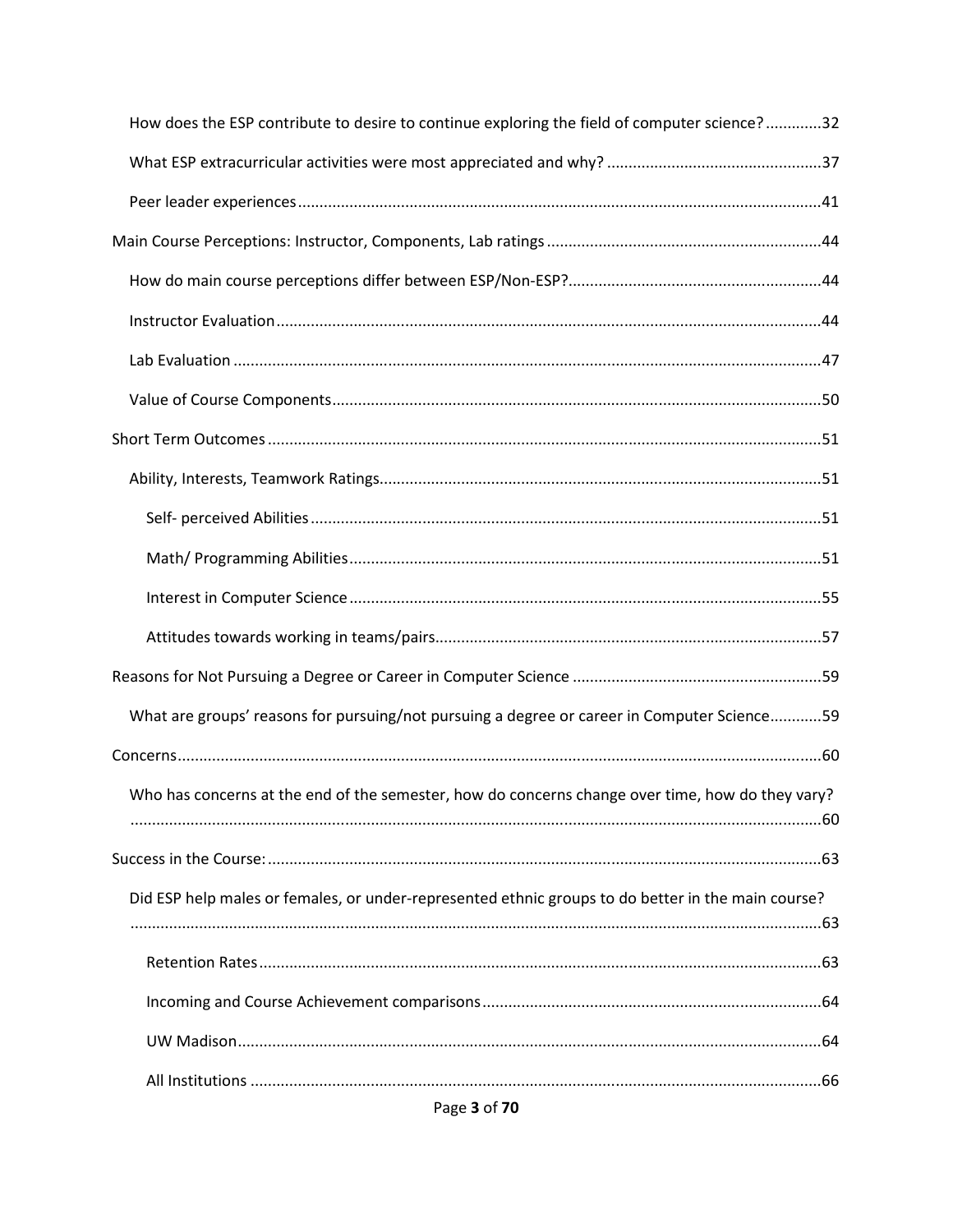How does the ESP contribute to desire to continue exploring the field of computer science? ............32

What ESP extracurricular activities were most appreciated and why? ..................................................37

Peer leader experiences ........................................................................................................................41

Main Course Perceptions: Instructor, Components, Lab ratings ...............................................................44

How do main course perceptions differ between ESP/Non-ESP? ..........................................................44

Instructor Evaluation ..............................................................................................................................44

Lab Evaluation ........................................................................................................................................47

Value of Course Components .................................................................................................................50

Short Term Outcomes ................................................................................................................................51

Ability, Interests, Teamwork Ratings ......................................................................................................51

Self- perceived Abilities ......................................................................................................................51

Math/ Programming Abilities .............................................................................................................51

Interest in Computer Science .............................................................................................................55

Attitudes towards working in teams/pairs .........................................................................................57

Reasons for Not Pursuing a Degree or Career in Computer Science ..........................................................59

What are groups' reasons for pursuing/not pursuing a degree or career in Computer Science ............59

Concerns .....................................................................................................................................................60

Who has concerns at the end of the semester, how do concerns change over time, how do they vary? ..............................................................................................................................................................60

Success in the Course: .................................................................................................................................63

Did ESP help males or females, or under-represented ethnic groups to do better in the main course? ..............................................................................................................................................................63

Retention Rates ..................................................................................................................................63

Incoming and Course Achievement comparisons ...............................................................................64

UW Madison .......................................................................................................................................64

All Institutions ....................................................................................................................................66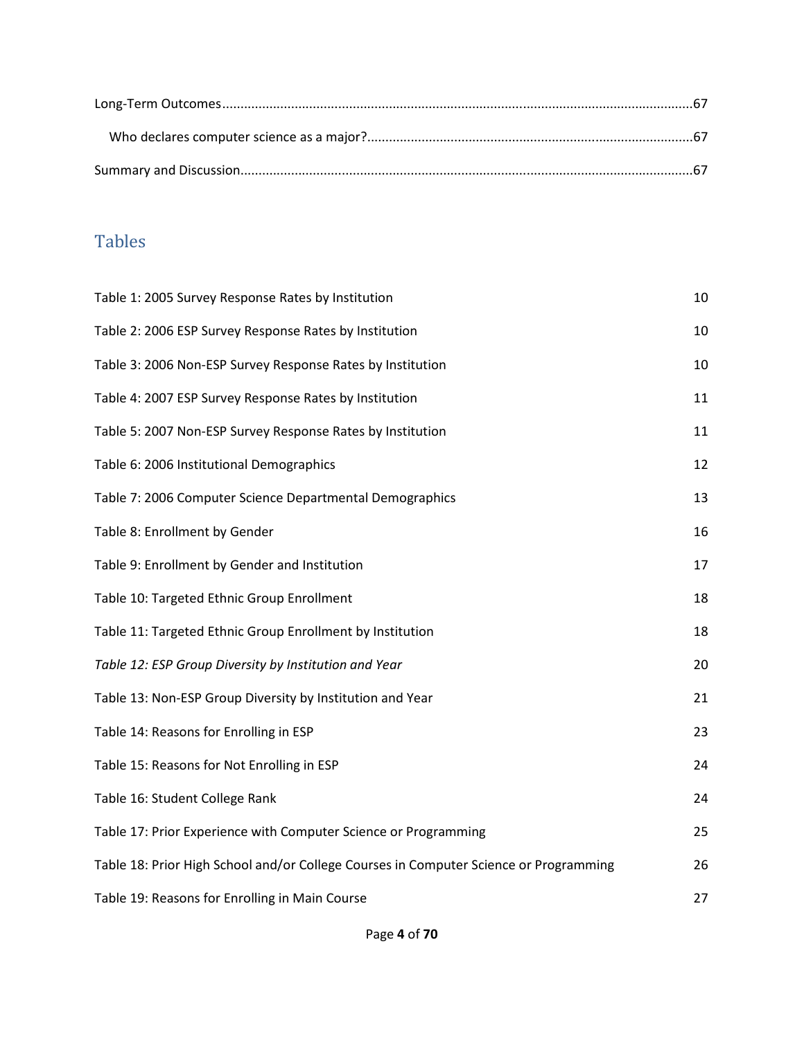Long-Term Outcomes ..................................................................................................................................67

Who declares computer science as a major? ..........................................................................................67

Summary and Discussion ...........................................................................................................................67

## Tables

Table 1: 2005 Survey Response Rates by Institution 10

Table 2: 2006 ESP Survey Response Rates by Institution 10

Table 3: 2006 Non-ESP Survey Response Rates by Institution 10

Table 4: 2007 ESP Survey Response Rates by Institution 11

Table 5: 2007 Non-ESP Survey Response Rates by Institution 11

Table 6: 2006 Institutional Demographics 12

Table 7: 2006 Computer Science Departmental Demographics 13

Table 8: Enrollment by Gender 16

Table 9: Enrollment by Gender and Institution 17

Table 10: Targeted Ethnic Group Enrollment 18

Table 11: Targeted Ethnic Group Enrollment by Institution 18

*Table 12: ESP Group Diversity by Institution and Year* 20

Table 13: Non-ESP Group Diversity by Institution and Year 21

Table 14: Reasons for Enrolling in ESP 23

Table 15: Reasons for Not Enrolling in ESP 24

Table 16: Student College Rank 24

Table 17: Prior Experience with Computer Science or Programming 25

Table 18: Prior High School and/or College Courses in Computer Science or Programming 26

Table 19: Reasons for Enrolling in Main Course 27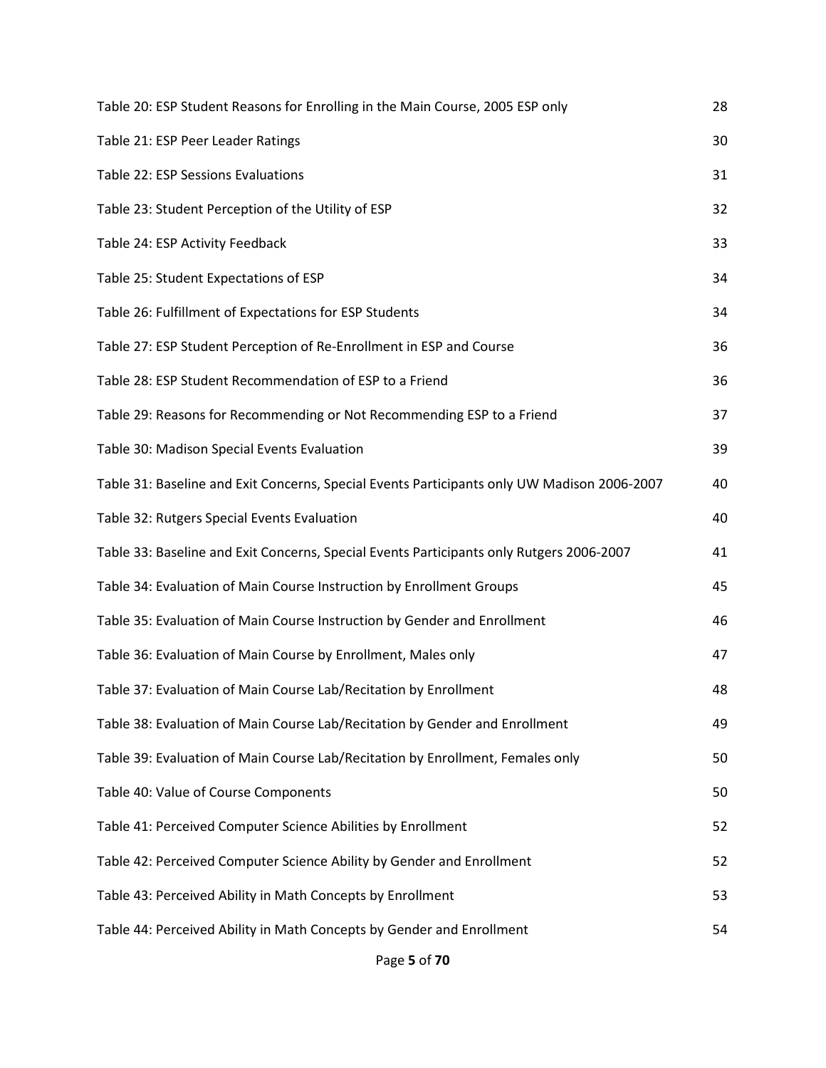| | |
|---|---|
| Table 20: ESP Student Reasons for Enrolling in the Main Course, 2005 ESP only | 28 |
| Table 21: ESP Peer Leader Ratings | 30 |
| Table 22: ESP Sessions Evaluations | 31 |
| Table 23: Student Perception of the Utility of ESP | 32 |
| Table 24: ESP Activity Feedback | 33 |
| Table 25: Student Expectations of ESP | 34 |
| Table 26: Fulfillment of Expectations for ESP Students | 34 |
| Table 27: ESP Student Perception of Re-Enrollment in ESP and Course | 36 |
| Table 28: ESP Student Recommendation of ESP to a Friend | 36 |
| Table 29: Reasons for Recommending or Not Recommending ESP to a Friend | 37 |
| Table 30: Madison Special Events Evaluation | 39 |
| Table 31: Baseline and Exit Concerns, Special Events Participants only UW Madison 2006-2007 | 40 |
| Table 32: Rutgers Special Events Evaluation | 40 |
| Table 33: Baseline and Exit Concerns, Special Events Participants only Rutgers 2006-2007 | 41 |
| Table 34: Evaluation of Main Course Instruction by Enrollment Groups | 45 |
| Table 35: Evaluation of Main Course Instruction by Gender and Enrollment | 46 |
| Table 36: Evaluation of Main Course by Enrollment, Males only | 47 |
| Table 37: Evaluation of Main Course Lab/Recitation by Enrollment | 48 |
| Table 38: Evaluation of Main Course Lab/Recitation by Gender and Enrollment | 49 |
| Table 39: Evaluation of Main Course Lab/Recitation by Enrollment, Females only | 50 |
| Table 40: Value of Course Components | 50 |
| Table 41: Perceived Computer Science Abilities by Enrollment | 52 |
| Table 42: Perceived Computer Science Ability by Gender and Enrollment | 52 |
| Table 43: Perceived Ability in Math Concepts by Enrollment | 53 |
| Table 44: Perceived Ability in Math Concepts by Gender and Enrollment | 54 |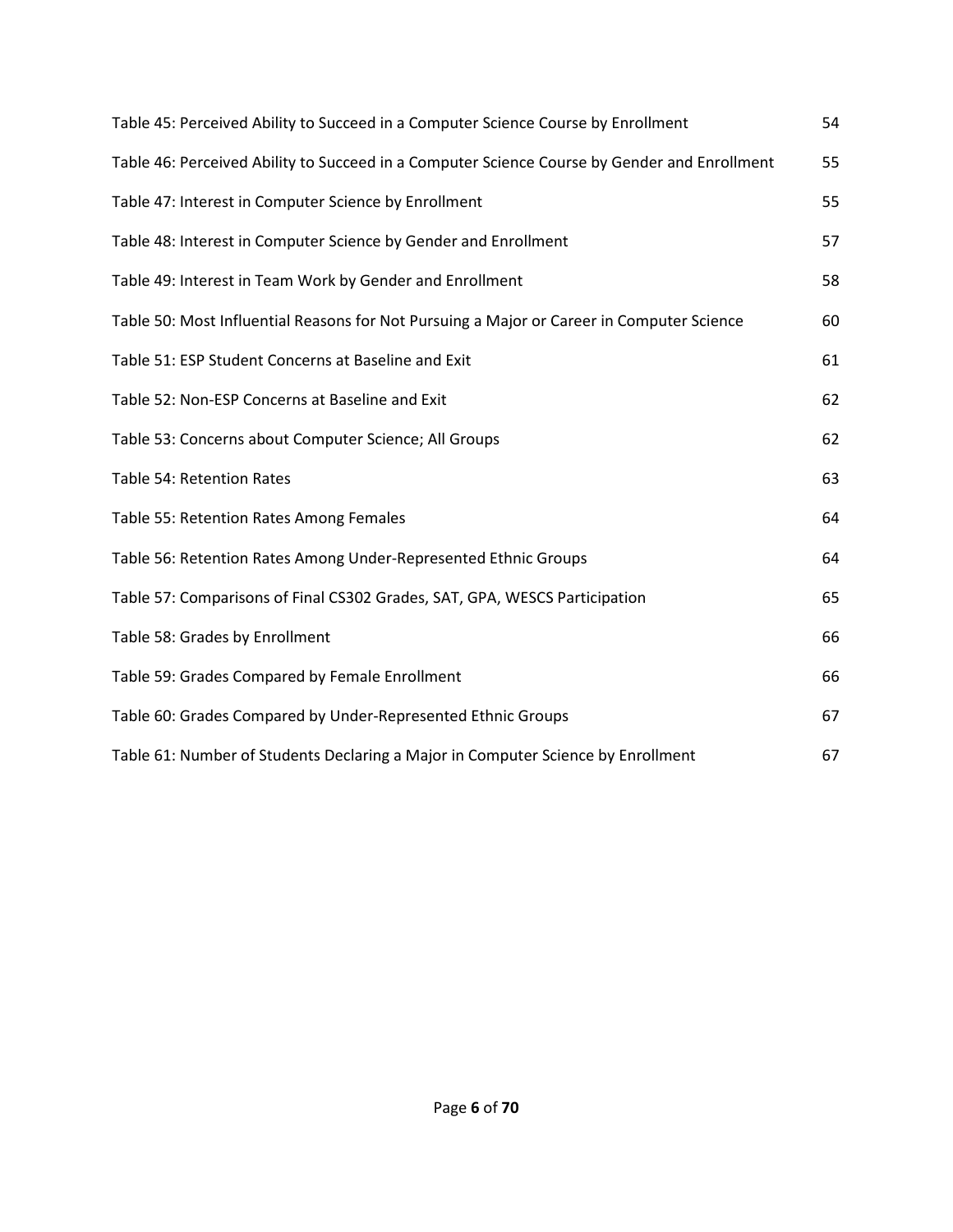Table 45: Perceived Ability to Succeed in a Computer Science Course by Enrollment 54

Table 46: Perceived Ability to Succeed in a Computer Science Course by Gender and Enrollment 55

Table 47: Interest in Computer Science by Enrollment 55

Table 48: Interest in Computer Science by Gender and Enrollment 57

Table 49: Interest in Team Work by Gender and Enrollment 58

Table 50: Most Influential Reasons for Not Pursuing a Major or Career in Computer Science 60

Table 51: ESP Student Concerns at Baseline and Exit 61

Table 52: Non-ESP Concerns at Baseline and Exit 62

Table 53: Concerns about Computer Science; All Groups 62

Table 54: Retention Rates 63

Table 55: Retention Rates Among Females 64

Table 56: Retention Rates Among Under-Represented Ethnic Groups 64

Table 57: Comparisons of Final CS302 Grades, SAT, GPA, WESCS Participation 65

Table 58: Grades by Enrollment 66

Table 59: Grades Compared by Female Enrollment 66

Table 60: Grades Compared by Under-Represented Ethnic Groups 67

Table 61: Number of Students Declaring a Major in Computer Science by Enrollment 67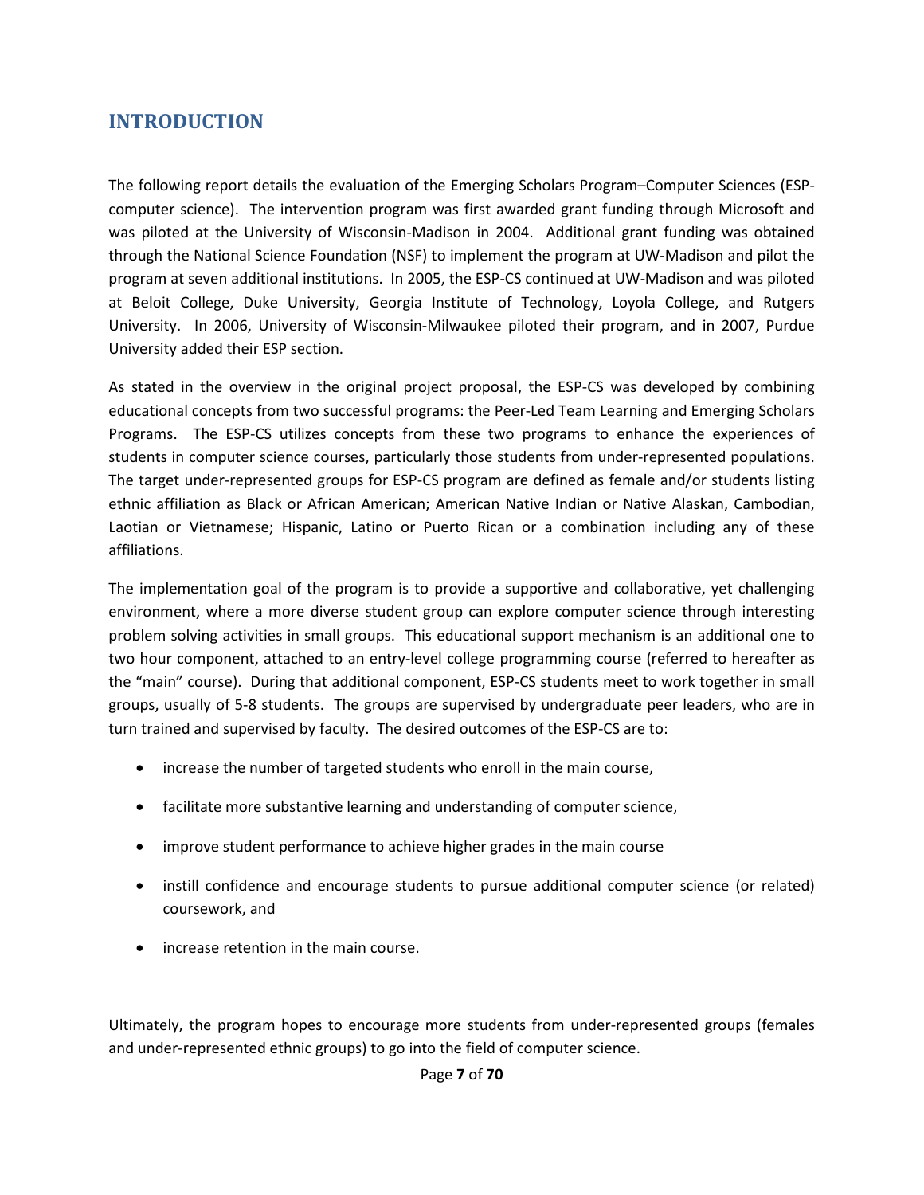## INTRODUCTION

The following report details the evaluation of the Emerging Scholars Program–Computer Sciences (ESP-computer science). The intervention program was first awarded grant funding through Microsoft and was piloted at the University of Wisconsin-Madison in 2004. Additional grant funding was obtained through the National Science Foundation (NSF) to implement the program at UW-Madison and pilot the program at seven additional institutions. In 2005, the ESP-CS continued at UW-Madison and was piloted at Beloit College, Duke University, Georgia Institute of Technology, Loyola College, and Rutgers University. In 2006, University of Wisconsin-Milwaukee piloted their program, and in 2007, Purdue University added their ESP section.

As stated in the overview in the original project proposal, the ESP-CS was developed by combining educational concepts from two successful programs: the Peer-Led Team Learning and Emerging Scholars Programs. The ESP-CS utilizes concepts from these two programs to enhance the experiences of students in computer science courses, particularly those students from under-represented populations. The target under-represented groups for ESP-CS program are defined as female and/or students listing ethnic affiliation as Black or African American; American Native Indian or Native Alaskan, Cambodian, Laotian or Vietnamese; Hispanic, Latino or Puerto Rican or a combination including any of these affiliations.

The implementation goal of the program is to provide a supportive and collaborative, yet challenging environment, where a more diverse student group can explore computer science through interesting problem solving activities in small groups. This educational support mechanism is an additional one to two hour component, attached to an entry-level college programming course (referred to hereafter as the "main" course). During that additional component, ESP-CS students meet to work together in small groups, usually of 5-8 students. The groups are supervised by undergraduate peer leaders, who are in turn trained and supervised by faculty. The desired outcomes of the ESP-CS are to:

- increase the number of targeted students who enroll in the main course,
- facilitate more substantive learning and understanding of computer science,
- improve student performance to achieve higher grades in the main course
- instill confidence and encourage students to pursue additional computer science (or related) coursework, and
- increase retention in the main course.

Ultimately, the program hopes to encourage more students from under-represented groups (females and under-represented ethnic groups) to go into the field of computer science.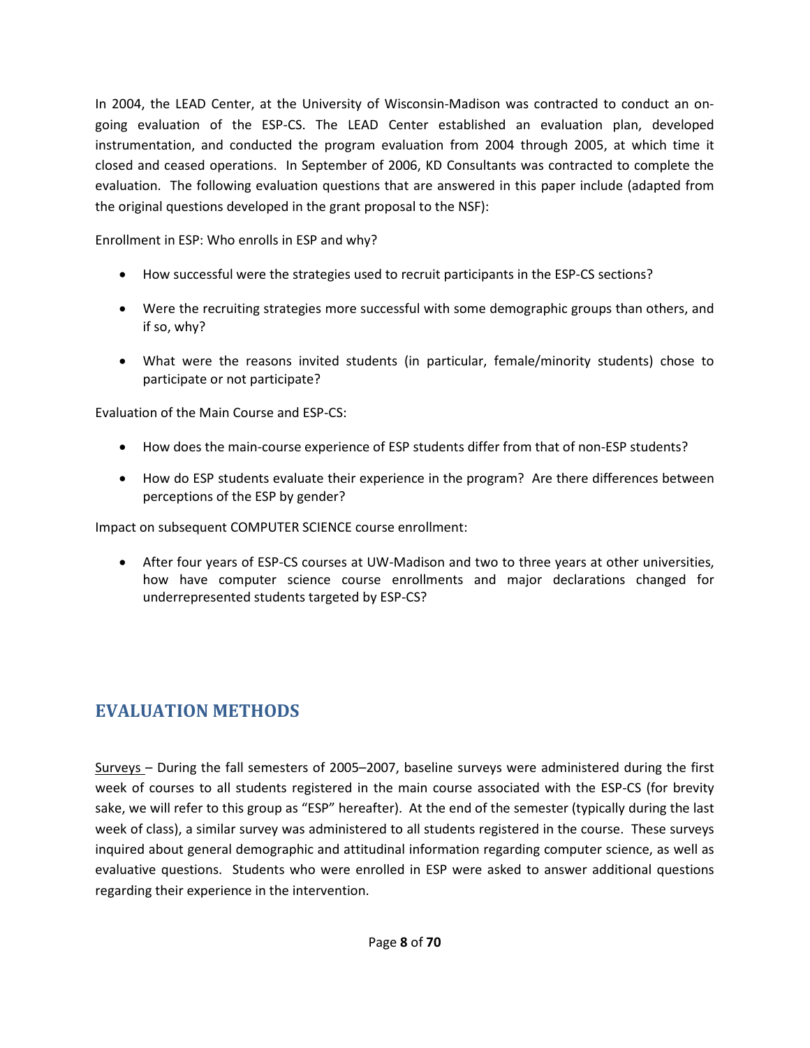In 2004, the LEAD Center, at the University of Wisconsin-Madison was contracted to conduct an on-going evaluation of the ESP-CS. The LEAD Center established an evaluation plan, developed instrumentation, and conducted the program evaluation from 2004 through 2005, at which time it closed and ceased operations. In September of 2006, KD Consultants was contracted to complete the evaluation. The following evaluation questions that are answered in this paper include (adapted from the original questions developed in the grant proposal to the NSF):

Enrollment in ESP: Who enrolls in ESP and why?

- How successful were the strategies used to recruit participants in the ESP-CS sections?
- Were the recruiting strategies more successful with some demographic groups than others, and if so, why?
- What were the reasons invited students (in particular, female/minority students) chose to participate or not participate?

Evaluation of the Main Course and ESP-CS:

- How does the main-course experience of ESP students differ from that of non-ESP students?
- How do ESP students evaluate their experience in the program? Are there differences between perceptions of the ESP by gender?

Impact on subsequent COMPUTER SCIENCE course enrollment:

- After four years of ESP-CS courses at UW-Madison and two to three years at other universities, how have computer science course enrollments and major declarations changed for underrepresented students targeted by ESP-CS?

## EVALUATION METHODS

Surveys – During the fall semesters of 2005–2007, baseline surveys were administered during the first week of courses to all students registered in the main course associated with the ESP-CS (for brevity sake, we will refer to this group as "ESP" hereafter). At the end of the semester (typically during the last week of class), a similar survey was administered to all students registered in the course. These surveys inquired about general demographic and attitudinal information regarding computer science, as well as evaluative questions. Students who were enrolled in ESP were asked to answer additional questions regarding their experience in the intervention.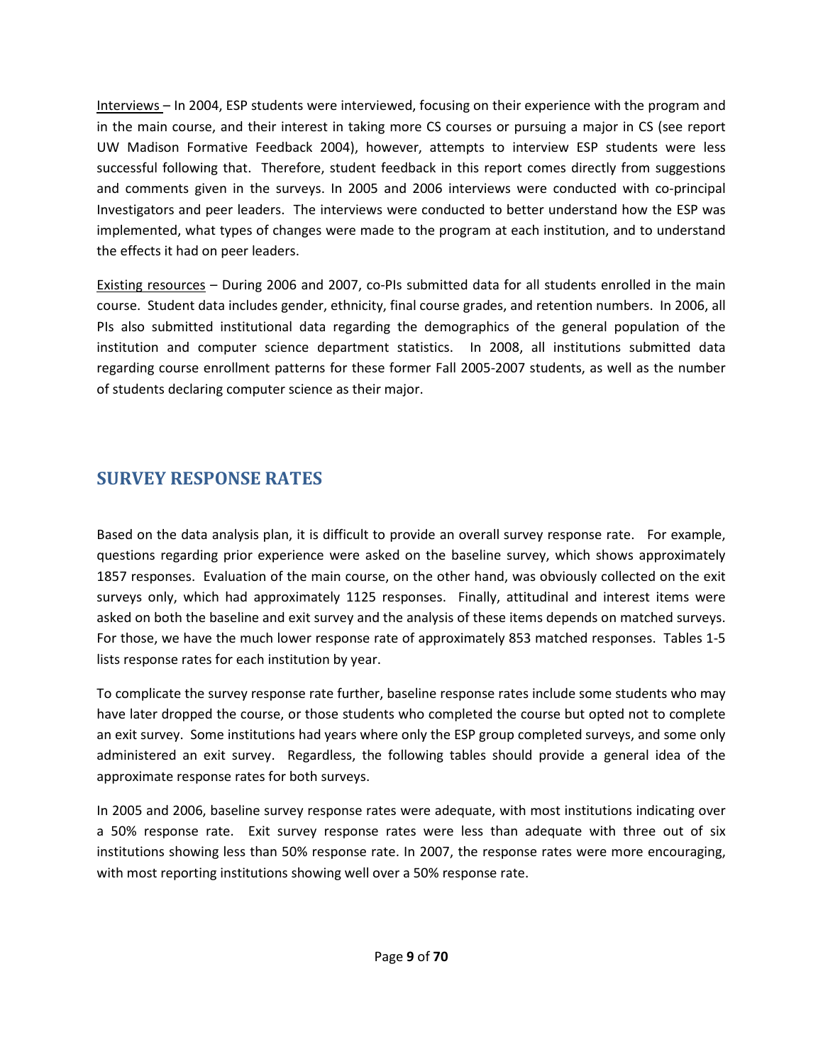Interviews – In 2004, ESP students were interviewed, focusing on their experience with the program and in the main course, and their interest in taking more CS courses or pursuing a major in CS (see report UW Madison Formative Feedback 2004), however, attempts to interview ESP students were less successful following that. Therefore, student feedback in this report comes directly from suggestions and comments given in the surveys. In 2005 and 2006 interviews were conducted with co-principal Investigators and peer leaders. The interviews were conducted to better understand how the ESP was implemented, what types of changes were made to the program at each institution, and to understand the effects it had on peer leaders.

Existing resources – During 2006 and 2007, co-PIs submitted data for all students enrolled in the main course. Student data includes gender, ethnicity, final course grades, and retention numbers. In 2006, all PIs also submitted institutional data regarding the demographics of the general population of the institution and computer science department statistics. In 2008, all institutions submitted data regarding course enrollment patterns for these former Fall 2005-2007 students, as well as the number of students declaring computer science as their major.

## SURVEY RESPONSE RATES

Based on the data analysis plan, it is difficult to provide an overall survey response rate. For example, questions regarding prior experience were asked on the baseline survey, which shows approximately 1857 responses. Evaluation of the main course, on the other hand, was obviously collected on the exit surveys only, which had approximately 1125 responses. Finally, attitudinal and interest items were asked on both the baseline and exit survey and the analysis of these items depends on matched surveys. For those, we have the much lower response rate of approximately 853 matched responses. Tables 1-5 lists response rates for each institution by year.

To complicate the survey response rate further, baseline response rates include some students who may have later dropped the course, or those students who completed the course but opted not to complete an exit survey. Some institutions had years where only the ESP group completed surveys, and some only administered an exit survey. Regardless, the following tables should provide a general idea of the approximate response rates for both surveys.

In 2005 and 2006, baseline survey response rates were adequate, with most institutions indicating over a 50% response rate. Exit survey response rates were less than adequate with three out of six institutions showing less than 50% response rate. In 2007, the response rates were more encouraging, with most reporting institutions showing well over a 50% response rate.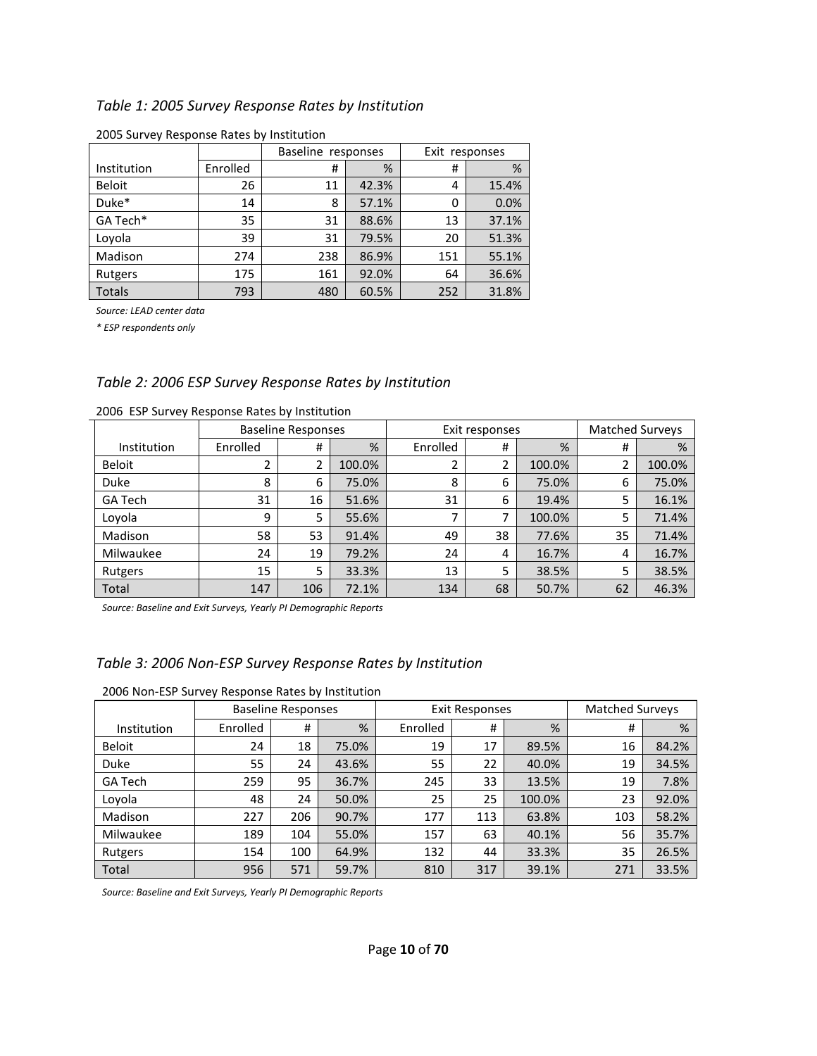*Table 1: 2005 Survey Response Rates by Institution*

2005 Survey Response Rates by Institution

| | | Baseline responses | | Exit responses | |
|---|---|---|---|---|---|
| Institution | Enrolled | # | % | # | % |
| Beloit | 26 | 11 | 42.3% | 4 | 15.4% |
| Duke* | 14 | 8 | 57.1% | 0 | 0.0% |
| GA Tech* | 35 | 31 | 88.6% | 13 | 37.1% |
| Loyola | 39 | 31 | 79.5% | 20 | 51.3% |
| Madison | 274 | 238 | 86.9% | 151 | 55.1% |
| Rutgers | 175 | 161 | 92.0% | 64 | 36.6% |
| Totals | 793 | 480 | 60.5% | 252 | 31.8% |

*Source: LEAD center data*

*\* ESP respondents only*

*Table 2: 2006 ESP Survey Response Rates by Institution*

2006 ESP Survey Response Rates by Institution

| | Baseline Responses | | | Exit responses | | | Matched Surveys | |
|---|---|---|---|---|---|---|---|---|
| Institution | Enrolled | # | % | Enrolled | # | % | # | % |
| Beloit | 2 | 2 | 100.0% | 2 | 2 | 100.0% | 2 | 100.0% |
| Duke | 8 | 6 | 75.0% | 8 | 6 | 75.0% | 6 | 75.0% |
| GA Tech | 31 | 16 | 51.6% | 31 | 6 | 19.4% | 5 | 16.1% |
| Loyola | 9 | 5 | 55.6% | 7 | 7 | 100.0% | 5 | 71.4% |
| Madison | 58 | 53 | 91.4% | 49 | 38 | 77.6% | 35 | 71.4% |
| Milwaukee | 24 | 19 | 79.2% | 24 | 4 | 16.7% | 4 | 16.7% |
| Rutgers | 15 | 5 | 33.3% | 13 | 5 | 38.5% | 5 | 38.5% |
| Total | 147 | 106 | 72.1% | 134 | 68 | 50.7% | 62 | 46.3% |

*Source: Baseline and Exit Surveys, Yearly PI Demographic Reports*

*Table 3: 2006 Non-ESP Survey Response Rates by Institution*

2006 Non-ESP Survey Response Rates by Institution

| | Baseline Responses | | | Exit Responses | | | Matched Surveys | |
|---|---|---|---|---|---|---|---|---|
| Institution | Enrolled | # | % | Enrolled | # | % | # | % |
| Beloit | 24 | 18 | 75.0% | 19 | 17 | 89.5% | 16 | 84.2% |
| Duke | 55 | 24 | 43.6% | 55 | 22 | 40.0% | 19 | 34.5% |
| GA Tech | 259 | 95 | 36.7% | 245 | 33 | 13.5% | 19 | 7.8% |
| Loyola | 48 | 24 | 50.0% | 25 | 25 | 100.0% | 23 | 92.0% |
| Madison | 227 | 206 | 90.7% | 177 | 113 | 63.8% | 103 | 58.2% |
| Milwaukee | 189 | 104 | 55.0% | 157 | 63 | 40.1% | 56 | 35.7% |
| Rutgers | 154 | 100 | 64.9% | 132 | 44 | 33.3% | 35 | 26.5% |
| Total | 956 | 571 | 59.7% | 810 | 317 | 39.1% | 271 | 33.5% |

*Source: Baseline and Exit Surveys, Yearly PI Demographic Reports*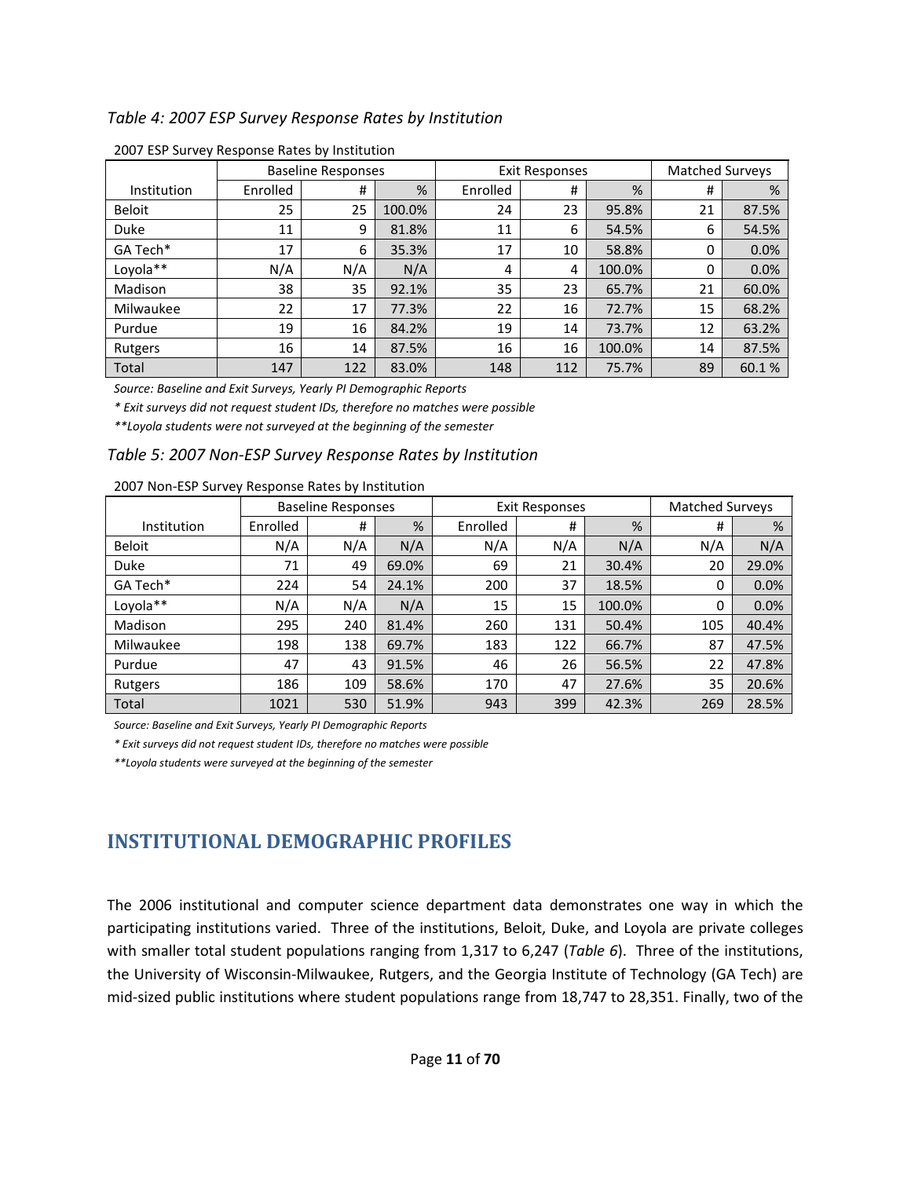*Table 4: 2007 ESP Survey Response Rates by Institution*

2007 ESP Survey Response Rates by Institution

| | Baseline Responses | | | Exit Responses | | | Matched Surveys | |
|---|---|---|---|---|---|---|---|---|
| Institution | Enrolled | # | % | Enrolled | # | % | # | % |
| Beloit | 25 | 25 | 100.0% | 24 | 23 | 95.8% | 21 | 87.5% |
| Duke | 11 | 9 | 81.8% | 11 | 6 | 54.5% | 6 | 54.5% |
| GA Tech* | 17 | 6 | 35.3% | 17 | 10 | 58.8% | 0 | 0.0% |
| Loyola** | N/A | N/A | N/A | 4 | 4 | 100.0% | 0 | 0.0% |
| Madison | 38 | 35 | 92.1% | 35 | 23 | 65.7% | 21 | 60.0% |
| Milwaukee | 22 | 17 | 77.3% | 22 | 16 | 72.7% | 15 | 68.2% |
| Purdue | 19 | 16 | 84.2% | 19 | 14 | 73.7% | 12 | 63.2% |
| Rutgers | 16 | 14 | 87.5% | 16 | 16 | 100.0% | 14 | 87.5% |
| Total | 147 | 122 | 83.0% | 148 | 112 | 75.7% | 89 | 60.1 % |

*Source: Baseline and Exit Surveys, Yearly PI Demographic Reports*

*\* Exit surveys did not request student IDs, therefore no matches were possible*

*\*\*Loyola students were not surveyed at the beginning of the semester*

*Table 5: 2007 Non-ESP Survey Response Rates by Institution*

2007 Non-ESP Survey Response Rates by Institution

| | Baseline Responses | | | Exit Responses | | | Matched Surveys | |
|---|---|---|---|---|---|---|---|---|
| Institution | Enrolled | # | % | Enrolled | # | % | # | % |
| Beloit | N/A | N/A | N/A | N/A | N/A | N/A | N/A | N/A |
| Duke | 71 | 49 | 69.0% | 69 | 21 | 30.4% | 20 | 29.0% |
| GA Tech* | 224 | 54 | 24.1% | 200 | 37 | 18.5% | 0 | 0.0% |
| Loyola** | N/A | N/A | N/A | 15 | 15 | 100.0% | 0 | 0.0% |
| Madison | 295 | 240 | 81.4% | 260 | 131 | 50.4% | 105 | 40.4% |
| Milwaukee | 198 | 138 | 69.7% | 183 | 122 | 66.7% | 87 | 47.5% |
| Purdue | 47 | 43 | 91.5% | 46 | 26 | 56.5% | 22 | 47.8% |
| Rutgers | 186 | 109 | 58.6% | 170 | 47 | 27.6% | 35 | 20.6% |
| Total | 1021 | 530 | 51.9% | 943 | 399 | 42.3% | 269 | 28.5% |

*Source: Baseline and Exit Surveys, Yearly PI Demographic Reports*

*\* Exit surveys did not request student IDs, therefore no matches were possible*

*\*\*Loyola students were surveyed at the beginning of the semester*

## INSTITUTIONAL DEMOGRAPHIC PROFILES

The 2006 institutional and computer science department data demonstrates one way in which the participating institutions varied. Three of the institutions, Beloit, Duke, and Loyola are private colleges with smaller total student populations ranging from 1,317 to 6,247 (*Table 6*). Three of the institutions, the University of Wisconsin-Milwaukee, Rutgers, and the Georgia Institute of Technology (GA Tech) are mid-sized public institutions where student populations range from 18,747 to 28,351. Finally, two of the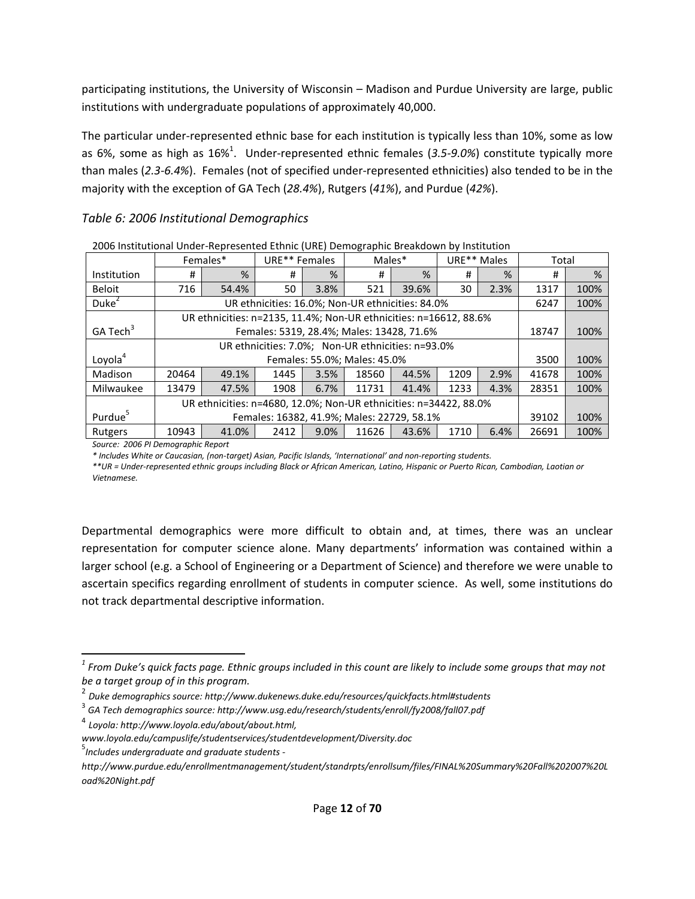participating institutions, the University of Wisconsin – Madison and Purdue University are large, public institutions with undergraduate populations of approximately 40,000.

The particular under-represented ethnic base for each institution is typically less than 10%, some as low as 6%, some as high as 16%[1]. Under-represented ethnic females (*3.5-9.0%*) constitute typically more than males (*2.3-6.4%*). Females (not of specified under-represented ethnicities) also tended to be in the majority with the exception of GA Tech (*28.4%*), Rutgers (*41%*), and Purdue (*42%*).

### *Table 6: 2006 Institutional Demographics*

2006 Institutional Under-Represented Ethnic (URE) Demographic Breakdown by Institution

| | Females* | | URE** Females | | Males* | | URE** Males | | Total | |
|---|---|---|---|---|---|---|---|---|---|---|
| Institution | # | % | # | % | # | % | # | % | # | % |
| Beloit | 716 | 54.4% | 50 | 3.8% | 521 | 39.6% | 30 | 2.3% | 1317 | 100% |
| Duke[2] | UR ethnicities: 16.0%; Non-UR ethnicities: 84.0% | | | | | | | | 6247 | 100% |
| GA Tech[3] | UR ethnicities: n=2135, 11.4%; Non-UR ethnicities: n=16612, 88.6% Females: 5319, 28.4%; Males: 13428, 71.6% | | | | | | | | 18747 | 100% |
| Loyola[4] | UR ethnicities: 7.0%; Non-UR ethnicities: n=93.0% Females: 55.0%; Males: 45.0% | | | | | | | | 3500 | 100% |
| Madison | 20464 | 49.1% | 1445 | 3.5% | 18560 | 44.5% | 1209 | 2.9% | 41678 | 100% |
| Milwaukee | 13479 | 47.5% | 1908 | 6.7% | 11731 | 41.4% | 1233 | 4.3% | 28351 | 100% |
| Purdue[5] | UR ethnicities: n=4680, 12.0%; Non-UR ethnicities: n=34422, 88.0% Females: 16382, 41.9%; Males: 22729, 58.1% | | | | | | | | 39102 | 100% |
| Rutgers | 10943 | 41.0% | 2412 | 9.0% | 11626 | 43.6% | 1710 | 6.4% | 26691 | 100% |

*Source: 2006 PI Demographic Report*

*\* Includes White or Caucasian, (non-target) Asian, Pacific Islands, 'International' and non-reporting students.*

*\*\*UR = Under-represented ethnic groups including Black or African American, Latino, Hispanic or Puerto Rican, Cambodian, Laotian or Vietnamese.*

Departmental demographics were more difficult to obtain and, at times, there was an unclear representation for computer science alone. Many departments' information was contained within a larger school (e.g. a School of Engineering or a Department of Science) and therefore we were unable to ascertain specifics regarding enrollment of students in computer science. As well, some institutions do not track departmental descriptive information.

---

[1] *From Duke's quick facts page. Ethnic groups included in this count are likely to include some groups that may not be a target group of in this program.*

[2] *Duke demographics source: http://www.dukenews.duke.edu/resources/quickfacts.html#students*

[3] *GA Tech demographics source: http://www.usg.edu/research/students/enroll/fy2008/fall07.pdf*

[4] *Loyola: http://www.loyola.edu/about/about.html, www.loyola.edu/campuslife/studentservices/studentdevelopment/Diversity.doc*

[5] *Includes undergraduate and graduate students - http://www.purdue.edu/enrollmentmanagement/student/standrpts/enrollsum/files/FINAL%20Summary%20Fall%202007%20Load%20Night.pdf*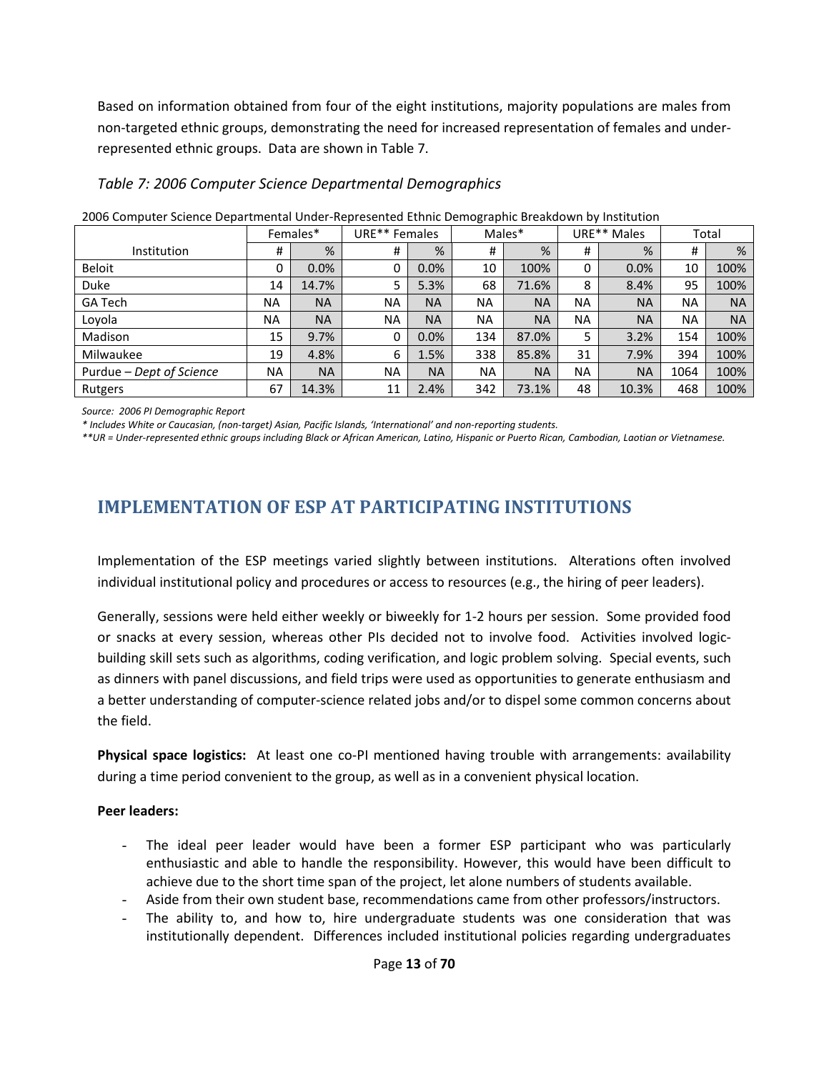Based on information obtained from four of the eight institutions, majority populations are males from non-targeted ethnic groups, demonstrating the need for increased representation of females and under-represented ethnic groups. Data are shown in Table 7.

*Table 7: 2006 Computer Science Departmental Demographics*

2006 Computer Science Departmental Under-Represented Ethnic Demographic Breakdown by Institution

| | Females* | | URE** Females | | Males* | | URE** Males | | Total | |
|---|---|---|---|---|---|---|---|---|---|---|
| Institution | # | % | # | % | # | % | # | % | # | % |
| Beloit | 0 | 0.0% | 0 | 0.0% | 10 | 100% | 0 | 0.0% | 10 | 100% |
| Duke | 14 | 14.7% | 5 | 5.3% | 68 | 71.6% | 8 | 8.4% | 95 | 100% |
| GA Tech | NA | NA | NA | NA | NA | NA | NA | NA | NA | NA |
| Loyola | NA | NA | NA | NA | NA | NA | NA | NA | NA | NA |
| Madison | 15 | 9.7% | 0 | 0.0% | 134 | 87.0% | 5 | 3.2% | 154 | 100% |
| Milwaukee | 19 | 4.8% | 6 | 1.5% | 338 | 85.8% | 31 | 7.9% | 394 | 100% |
| Purdue – *Dept of Science* | NA | NA | NA | NA | NA | NA | NA | NA | 1064 | 100% |
| Rutgers | 67 | 14.3% | 11 | 2.4% | 342 | 73.1% | 48 | 10.3% | 468 | 100% |

*Source: 2006 PI Demographic Report*

** Includes White or Caucasian, (non-target) Asian, Pacific Islands, 'International' and non-reporting students.*

***UR = Under-represented ethnic groups including Black or African American, Latino, Hispanic or Puerto Rican, Cambodian, Laotian or Vietnamese.*

## IMPLEMENTATION OF ESP AT PARTICIPATING INSTITUTIONS

Implementation of the ESP meetings varied slightly between institutions. Alterations often involved individual institutional policy and procedures or access to resources (e.g., the hiring of peer leaders).

Generally, sessions were held either weekly or biweekly for 1-2 hours per session. Some provided food or snacks at every session, whereas other PIs decided not to involve food. Activities involved logic-building skill sets such as algorithms, coding verification, and logic problem solving. Special events, such as dinners with panel discussions, and field trips were used as opportunities to generate enthusiasm and a better understanding of computer-science related jobs and/or to dispel some common concerns about the field.

**Physical space logistics:** At least one co-PI mentioned having trouble with arrangements: availability during a time period convenient to the group, as well as in a convenient physical location.

**Peer leaders:**

- The ideal peer leader would have been a former ESP participant who was particularly enthusiastic and able to handle the responsibility. However, this would have been difficult to achieve due to the short time span of the project, let alone numbers of students available.
- Aside from their own student base, recommendations came from other professors/instructors.
- The ability to, and how to, hire undergraduate students was one consideration that was institutionally dependent. Differences included institutional policies regarding undergraduates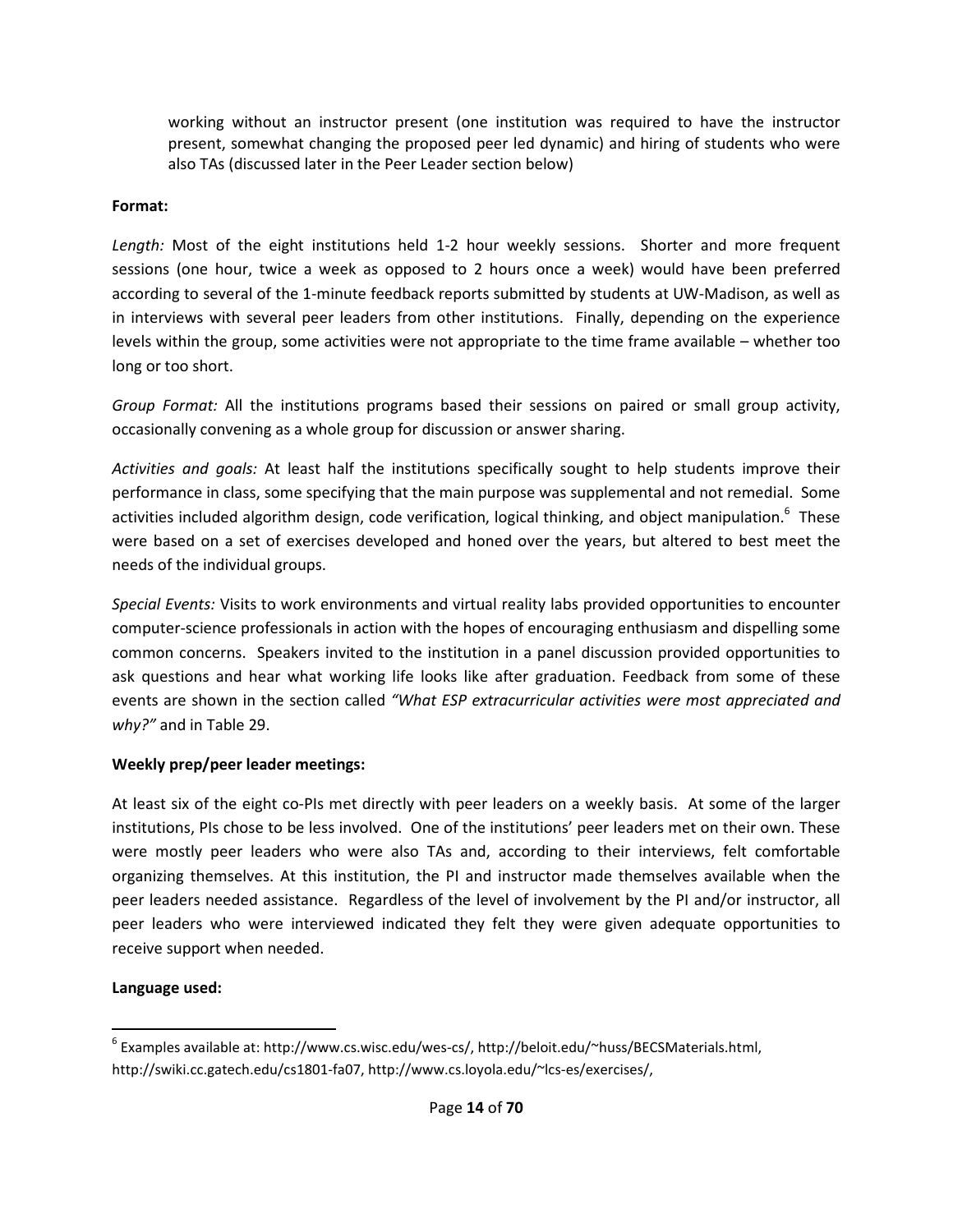working without an instructor present (one institution was required to have the instructor present, somewhat changing the proposed peer led dynamic) and hiring of students who were also TAs (discussed later in the Peer Leader section below)

**Format:**

*Length:* Most of the eight institutions held 1-2 hour weekly sessions. Shorter and more frequent sessions (one hour, twice a week as opposed to 2 hours once a week) would have been preferred according to several of the 1-minute feedback reports submitted by students at UW-Madison, as well as in interviews with several peer leaders from other institutions. Finally, depending on the experience levels within the group, some activities were not appropriate to the time frame available – whether too long or too short.

*Group Format:* All the institutions programs based their sessions on paired or small group activity, occasionally convening as a whole group for discussion or answer sharing.

*Activities and goals:* At least half the institutions specifically sought to help students improve their performance in class, some specifying that the main purpose was supplemental and not remedial. Some activities included algorithm design, code verification, logical thinking, and object manipulation.[6] These were based on a set of exercises developed and honed over the years, but altered to best meet the needs of the individual groups.

*Special Events:* Visits to work environments and virtual reality labs provided opportunities to encounter computer-science professionals in action with the hopes of encouraging enthusiasm and dispelling some common concerns. Speakers invited to the institution in a panel discussion provided opportunities to ask questions and hear what working life looks like after graduation. Feedback from some of these events are shown in the section called *"What ESP extracurricular activities were most appreciated and why?"* and in Table 29.

**Weekly prep/peer leader meetings:**

At least six of the eight co-PIs met directly with peer leaders on a weekly basis. At some of the larger institutions, PIs chose to be less involved. One of the institutions' peer leaders met on their own. These were mostly peer leaders who were also TAs and, according to their interviews, felt comfortable organizing themselves. At this institution, the PI and instructor made themselves available when the peer leaders needed assistance. Regardless of the level of involvement by the PI and/or instructor, all peer leaders who were interviewed indicated they felt they were given adequate opportunities to receive support when needed.

**Language used:**

---

[6] Examples available at: http://www.cs.wisc.edu/wes-cs/, http://beloit.edu/~huss/BECSMaterials.html, http://swiki.cc.gatech.edu/cs1801-fa07, http://www.cs.loyola.edu/~lcs-es/exercises/,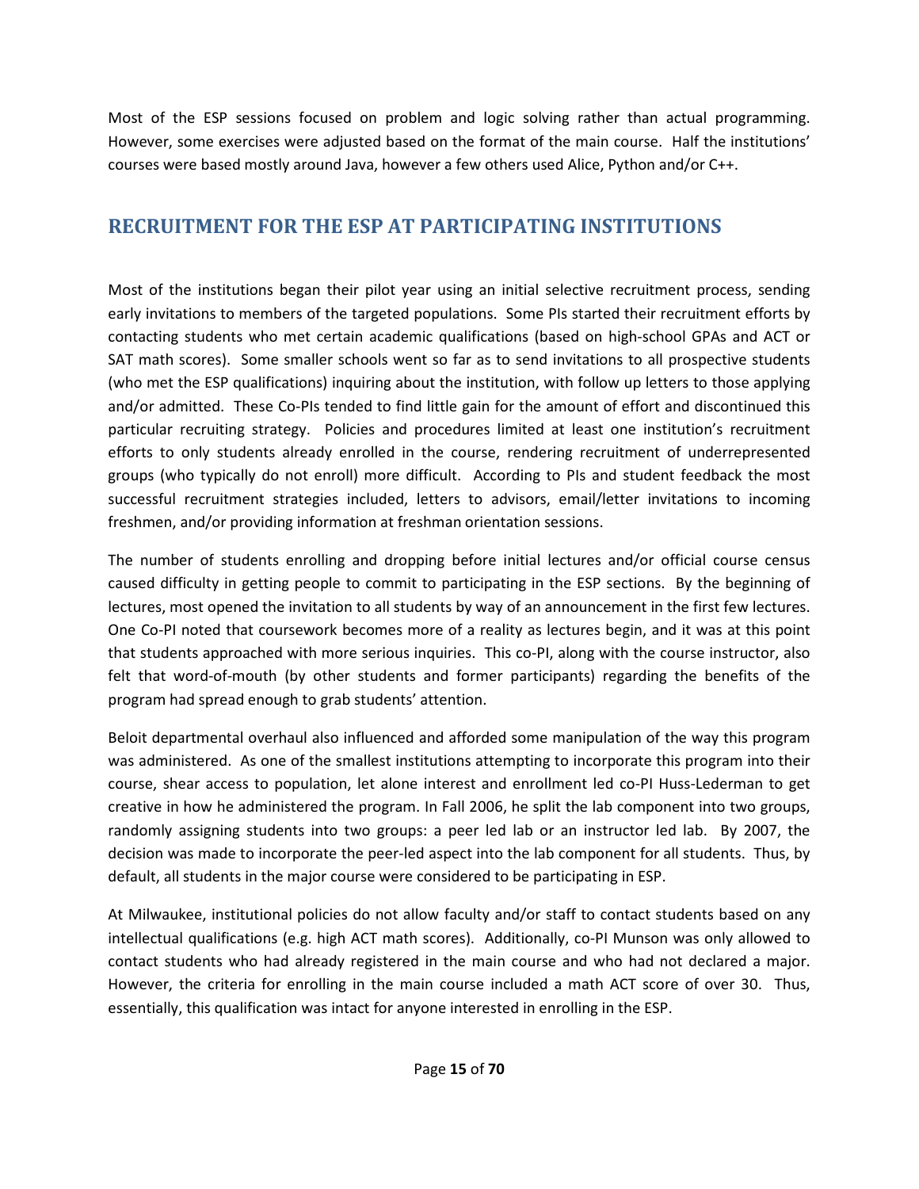Most of the ESP sessions focused on problem and logic solving rather than actual programming. However, some exercises were adjusted based on the format of the main course. Half the institutions' courses were based mostly around Java, however a few others used Alice, Python and/or C++.

## RECRUITMENT FOR THE ESP AT PARTICIPATING INSTITUTIONS

Most of the institutions began their pilot year using an initial selective recruitment process, sending early invitations to members of the targeted populations. Some PIs started their recruitment efforts by contacting students who met certain academic qualifications (based on high-school GPAs and ACT or SAT math scores). Some smaller schools went so far as to send invitations to all prospective students (who met the ESP qualifications) inquiring about the institution, with follow up letters to those applying and/or admitted. These Co-PIs tended to find little gain for the amount of effort and discontinued this particular recruiting strategy. Policies and procedures limited at least one institution's recruitment efforts to only students already enrolled in the course, rendering recruitment of underrepresented groups (who typically do not enroll) more difficult. According to PIs and student feedback the most successful recruitment strategies included, letters to advisors, email/letter invitations to incoming freshmen, and/or providing information at freshman orientation sessions.

The number of students enrolling and dropping before initial lectures and/or official course census caused difficulty in getting people to commit to participating in the ESP sections. By the beginning of lectures, most opened the invitation to all students by way of an announcement in the first few lectures. One Co-PI noted that coursework becomes more of a reality as lectures begin, and it was at this point that students approached with more serious inquiries. This co-PI, along with the course instructor, also felt that word-of-mouth (by other students and former participants) regarding the benefits of the program had spread enough to grab students' attention.

Beloit departmental overhaul also influenced and afforded some manipulation of the way this program was administered. As one of the smallest institutions attempting to incorporate this program into their course, shear access to population, let alone interest and enrollment led co-PI Huss-Lederman to get creative in how he administered the program. In Fall 2006, he split the lab component into two groups, randomly assigning students into two groups: a peer led lab or an instructor led lab. By 2007, the decision was made to incorporate the peer-led aspect into the lab component for all students. Thus, by default, all students in the major course were considered to be participating in ESP.

At Milwaukee, institutional policies do not allow faculty and/or staff to contact students based on any intellectual qualifications (e.g. high ACT math scores). Additionally, co-PI Munson was only allowed to contact students who had already registered in the main course and who had not declared a major. However, the criteria for enrolling in the main course included a math ACT score of over 30. Thus, essentially, this qualification was intact for anyone interested in enrolling in the ESP.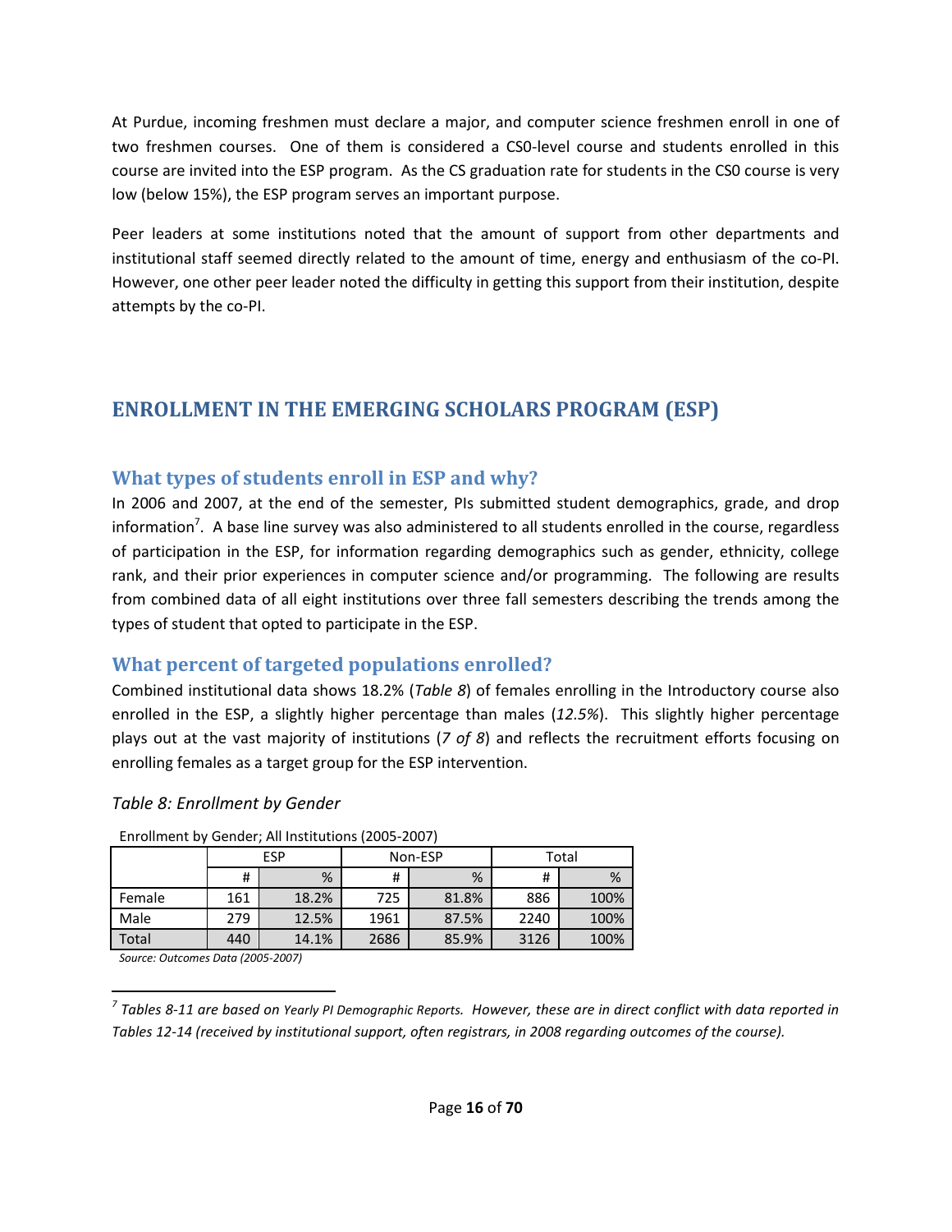At Purdue, incoming freshmen must declare a major, and computer science freshmen enroll in one of two freshmen courses. One of them is considered a CS0-level course and students enrolled in this course are invited into the ESP program. As the CS graduation rate for students in the CS0 course is very low (below 15%), the ESP program serves an important purpose.

Peer leaders at some institutions noted that the amount of support from other departments and institutional staff seemed directly related to the amount of time, energy and enthusiasm of the co-PI. However, one other peer leader noted the difficulty in getting this support from their institution, despite attempts by the co-PI.

## ENROLLMENT IN THE EMERGING SCHOLARS PROGRAM (ESP)

### What types of students enroll in ESP and why?

In 2006 and 2007, at the end of the semester, PIs submitted student demographics, grade, and drop information[7]. A base line survey was also administered to all students enrolled in the course, regardless of participation in the ESP, for information regarding demographics such as gender, ethnicity, college rank, and their prior experiences in computer science and/or programming. The following are results from combined data of all eight institutions over three fall semesters describing the trends among the types of student that opted to participate in the ESP.

### What percent of targeted populations enrolled?

Combined institutional data shows 18.2% (*Table 8*) of females enrolling in the Introductory course also enrolled in the ESP, a slightly higher percentage than males (*12.5%*). This slightly higher percentage plays out at the vast majority of institutions (*7 of 8*) and reflects the recruitment efforts focusing on enrolling females as a target group for the ESP intervention.

*Table 8: Enrollment by Gender*

Enrollment by Gender; All Institutions (2005-2007)

| | ESP | | Non-ESP | | Total | |
|---|---|---|---|---|---|---|
| | # | % | # | % | # | % |
| Female | 161 | 18.2% | 725 | 81.8% | 886 | 100% |
| Male | 279 | 12.5% | 1961 | 87.5% | 2240 | 100% |
| Total | 440 | 14.1% | 2686 | 85.9% | 3126 | 100% |

*Source: Outcomes Data (2005-2007)*

[7] *Tables 8-11 are based on Yearly PI Demographic Reports. However, these are in direct conflict with data reported in Tables 12-14 (received by institutional support, often registrars, in 2008 regarding outcomes of the course).*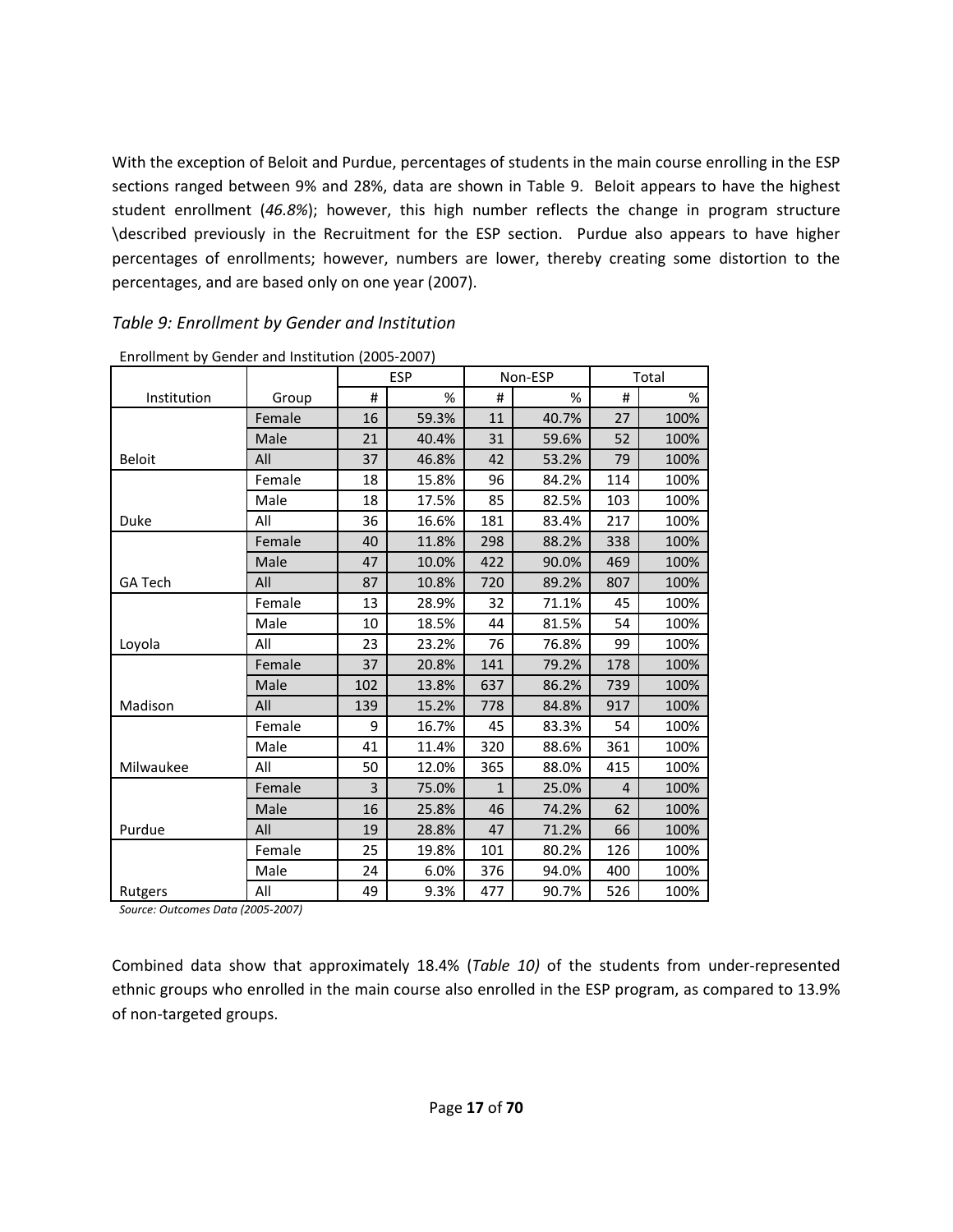With the exception of Beloit and Purdue, percentages of students in the main course enrolling in the ESP sections ranged between 9% and 28%, data are shown in Table 9. Beloit appears to have the highest student enrollment (*46.8%*); however, this high number reflects the change in program structure \described previously in the Recruitment for the ESP section. Purdue also appears to have higher percentages of enrollments; however, numbers are lower, thereby creating some distortion to the percentages, and are based only on one year (2007).

*Table 9: Enrollment by Gender and Institution*

Enrollment by Gender and Institution (2005-2007)

| | | ESP | | Non-ESP | | Total | |
|---|---|---|---|---|---|---|---|
| Institution | Group | # | % | # | % | # | % |
| | Female | 16 | 59.3% | 11 | 40.7% | 27 | 100% |
| | Male | 21 | 40.4% | 31 | 59.6% | 52 | 100% |
| Beloit | All | 37 | 46.8% | 42 | 53.2% | 79 | 100% |
| | Female | 18 | 15.8% | 96 | 84.2% | 114 | 100% |
| | Male | 18 | 17.5% | 85 | 82.5% | 103 | 100% |
| Duke | All | 36 | 16.6% | 181 | 83.4% | 217 | 100% |
| | Female | 40 | 11.8% | 298 | 88.2% | 338 | 100% |
| | Male | 47 | 10.0% | 422 | 90.0% | 469 | 100% |
| GA Tech | All | 87 | 10.8% | 720 | 89.2% | 807 | 100% |
| | Female | 13 | 28.9% | 32 | 71.1% | 45 | 100% |
| | Male | 10 | 18.5% | 44 | 81.5% | 54 | 100% |
| Loyola | All | 23 | 23.2% | 76 | 76.8% | 99 | 100% |
| | Female | 37 | 20.8% | 141 | 79.2% | 178 | 100% |
| | Male | 102 | 13.8% | 637 | 86.2% | 739 | 100% |
| Madison | All | 139 | 15.2% | 778 | 84.8% | 917 | 100% |
| | Female | 9 | 16.7% | 45 | 83.3% | 54 | 100% |
| | Male | 41 | 11.4% | 320 | 88.6% | 361 | 100% |
| Milwaukee | All | 50 | 12.0% | 365 | 88.0% | 415 | 100% |
| | Female | 3 | 75.0% | 1 | 25.0% | 4 | 100% |
| | Male | 16 | 25.8% | 46 | 74.2% | 62 | 100% |
| Purdue | All | 19 | 28.8% | 47 | 71.2% | 66 | 100% |
| | Female | 25 | 19.8% | 101 | 80.2% | 126 | 100% |
| | Male | 24 | 6.0% | 376 | 94.0% | 400 | 100% |
| Rutgers | All | 49 | 9.3% | 477 | 90.7% | 526 | 100% |

*Source: Outcomes Data (2005-2007)*

Combined data show that approximately 18.4% (*Table 10)* of the students from under-represented ethnic groups who enrolled in the main course also enrolled in the ESP program, as compared to 13.9% of non-targeted groups.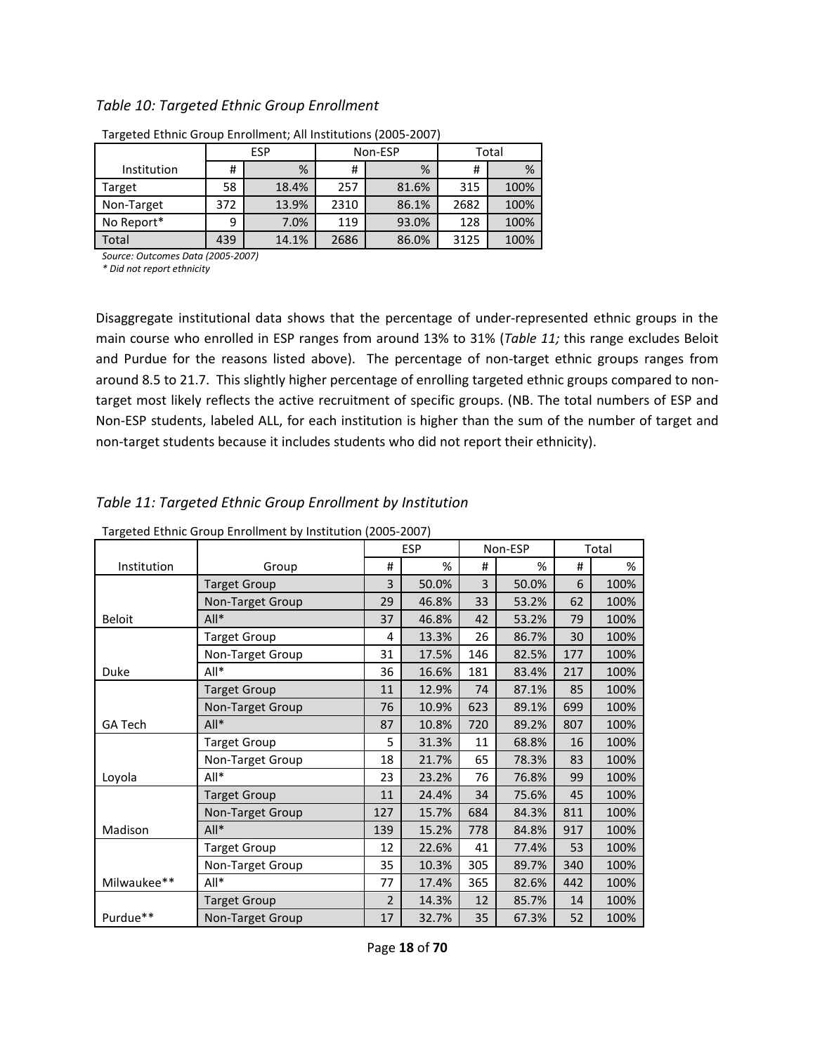*Table 10: Targeted Ethnic Group Enrollment*

Targeted Ethnic Group Enrollment; All Institutions (2005-2007)

| | ESP | | Non-ESP | | Total | |
|---|---|---|---|---|---|---|
| Institution | # | % | # | % | # | % |
| Target | 58 | 18.4% | 257 | 81.6% | 315 | 100% |
| Non-Target | 372 | 13.9% | 2310 | 86.1% | 2682 | 100% |
| No Report* | 9 | 7.0% | 119 | 93.0% | 128 | 100% |
| Total | 439 | 14.1% | 2686 | 86.0% | 3125 | 100% |

*Source: Outcomes Data (2005-2007)*
*\* Did not report ethnicity*

Disaggregate institutional data shows that the percentage of under-represented ethnic groups in the main course who enrolled in ESP ranges from around 13% to 31% (*Table 11;* this range excludes Beloit and Purdue for the reasons listed above). The percentage of non-target ethnic groups ranges from around 8.5 to 21.7. This slightly higher percentage of enrolling targeted ethnic groups compared to non-target most likely reflects the active recruitment of specific groups. (NB. The total numbers of ESP and Non-ESP students, labeled ALL, for each institution is higher than the sum of the number of target and non-target students because it includes students who did not report their ethnicity).

*Table 11: Targeted Ethnic Group Enrollment by Institution*

Targeted Ethnic Group Enrollment by Institution (2005-2007)

| | | ESP | | Non-ESP | | Total | |
|---|---|---|---|---|---|---|---|
| Institution | Group | # | % | # | % | # | % |
| | Target Group | 3 | 50.0% | 3 | 50.0% | 6 | 100% |
| | Non-Target Group | 29 | 46.8% | 33 | 53.2% | 62 | 100% |
| Beloit | All* | 37 | 46.8% | 42 | 53.2% | 79 | 100% |
| | Target Group | 4 | 13.3% | 26 | 86.7% | 30 | 100% |
| | Non-Target Group | 31 | 17.5% | 146 | 82.5% | 177 | 100% |
| Duke | All* | 36 | 16.6% | 181 | 83.4% | 217 | 100% |
| | Target Group | 11 | 12.9% | 74 | 87.1% | 85 | 100% |
| | Non-Target Group | 76 | 10.9% | 623 | 89.1% | 699 | 100% |
| GA Tech | All* | 87 | 10.8% | 720 | 89.2% | 807 | 100% |
| | Target Group | 5 | 31.3% | 11 | 68.8% | 16 | 100% |
| | Non-Target Group | 18 | 21.7% | 65 | 78.3% | 83 | 100% |
| Loyola | All* | 23 | 23.2% | 76 | 76.8% | 99 | 100% |
| | Target Group | 11 | 24.4% | 34 | 75.6% | 45 | 100% |
| | Non-Target Group | 127 | 15.7% | 684 | 84.3% | 811 | 100% |
| Madison | All* | 139 | 15.2% | 778 | 84.8% | 917 | 100% |
| | Target Group | 12 | 22.6% | 41 | 77.4% | 53 | 100% |
| | Non-Target Group | 35 | 10.3% | 305 | 89.7% | 340 | 100% |
| Milwaukee** | All* | 77 | 17.4% | 365 | 82.6% | 442 | 100% |
| | Target Group | 2 | 14.3% | 12 | 85.7% | 14 | 100% |
| Purdue** | Non-Target Group | 17 | 32.7% | 35 | 67.3% | 52 | 100% |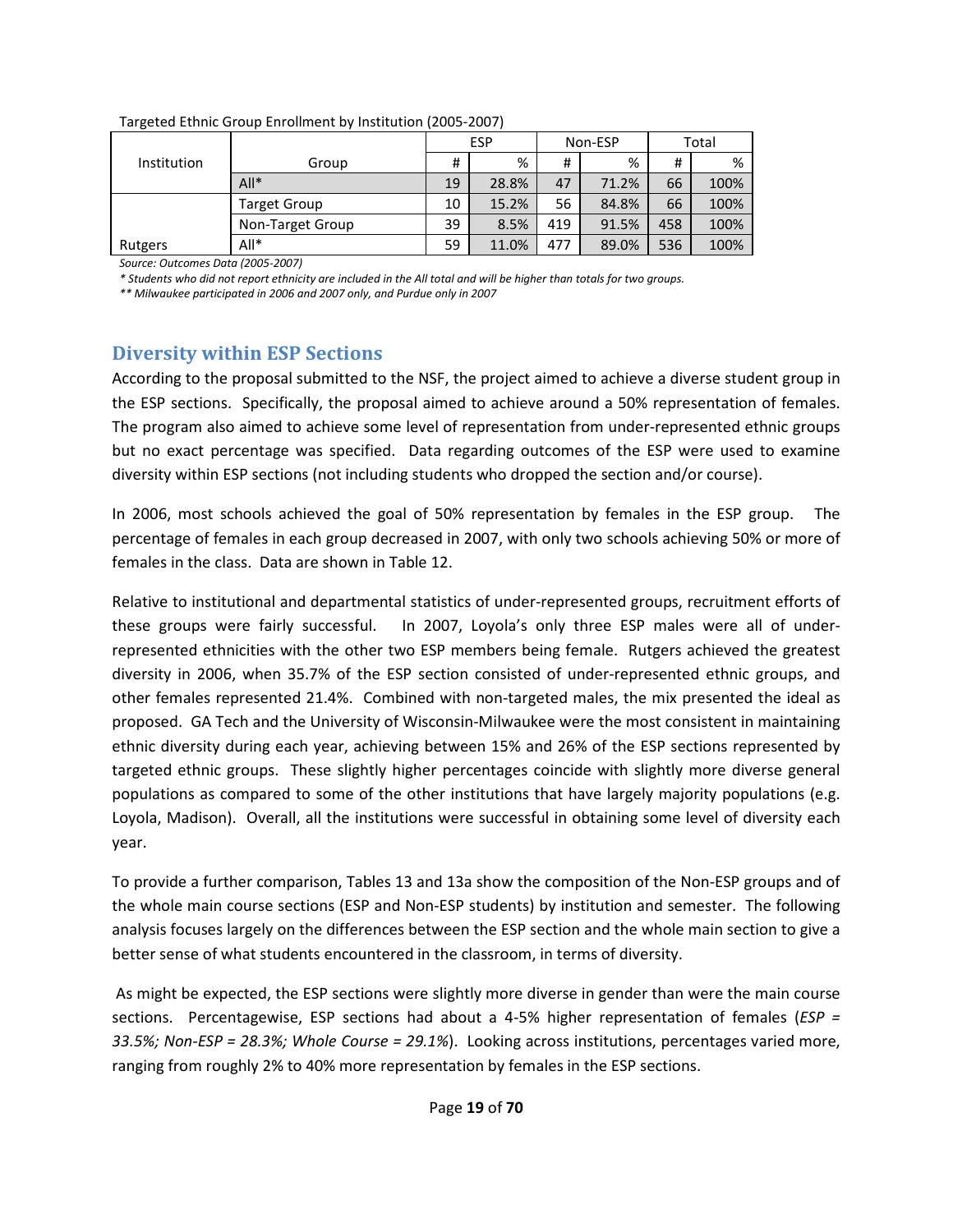Targeted Ethnic Group Enrollment by Institution (2005-2007)

| Institution | Group | ESP | | Non-ESP | | Total | |
|---|---|---|---|---|---|---|---|
| | | # | % | # | % | # | % |
| | All* | 19 | 28.8% | 47 | 71.2% | 66 | 100% |
| | Target Group | 10 | 15.2% | 56 | 84.8% | 66 | 100% |
| | Non-Target Group | 39 | 8.5% | 419 | 91.5% | 458 | 100% |
| Rutgers | All* | 59 | 11.0% | 477 | 89.0% | 536 | 100% |

*Source: Outcomes Data (2005-2007)*

*\* Students who did not report ethnicity are included in the All total and will be higher than totals for two groups.*

*\*\* Milwaukee participated in 2006 and 2007 only, and Purdue only in 2007*

## Diversity within ESP Sections

According to the proposal submitted to the NSF, the project aimed to achieve a diverse student group in the ESP sections. Specifically, the proposal aimed to achieve around a 50% representation of females. The program also aimed to achieve some level of representation from under-represented ethnic groups but no exact percentage was specified. Data regarding outcomes of the ESP were used to examine diversity within ESP sections (not including students who dropped the section and/or course).

In 2006, most schools achieved the goal of 50% representation by females in the ESP group. The percentage of females in each group decreased in 2007, with only two schools achieving 50% or more of females in the class. Data are shown in Table 12.

Relative to institutional and departmental statistics of under-represented groups, recruitment efforts of these groups were fairly successful. In 2007, Loyola's only three ESP males were all of under-represented ethnicities with the other two ESP members being female. Rutgers achieved the greatest diversity in 2006, when 35.7% of the ESP section consisted of under-represented ethnic groups, and other females represented 21.4%. Combined with non-targeted males, the mix presented the ideal as proposed. GA Tech and the University of Wisconsin-Milwaukee were the most consistent in maintaining ethnic diversity during each year, achieving between 15% and 26% of the ESP sections represented by targeted ethnic groups. These slightly higher percentages coincide with slightly more diverse general populations as compared to some of the other institutions that have largely majority populations (e.g. Loyola, Madison). Overall, all the institutions were successful in obtaining some level of diversity each year.

To provide a further comparison, Tables 13 and 13a show the composition of the Non-ESP groups and of the whole main course sections (ESP and Non-ESP students) by institution and semester. The following analysis focuses largely on the differences between the ESP section and the whole main section to give a better sense of what students encountered in the classroom, in terms of diversity.

As might be expected, the ESP sections were slightly more diverse in gender than were the main course sections. Percentagewise, ESP sections had about a 4-5% higher representation of females (*ESP = 33.5%; Non-ESP = 28.3%; Whole Course = 29.1%*). Looking across institutions, percentages varied more, ranging from roughly 2% to 40% more representation by females in the ESP sections.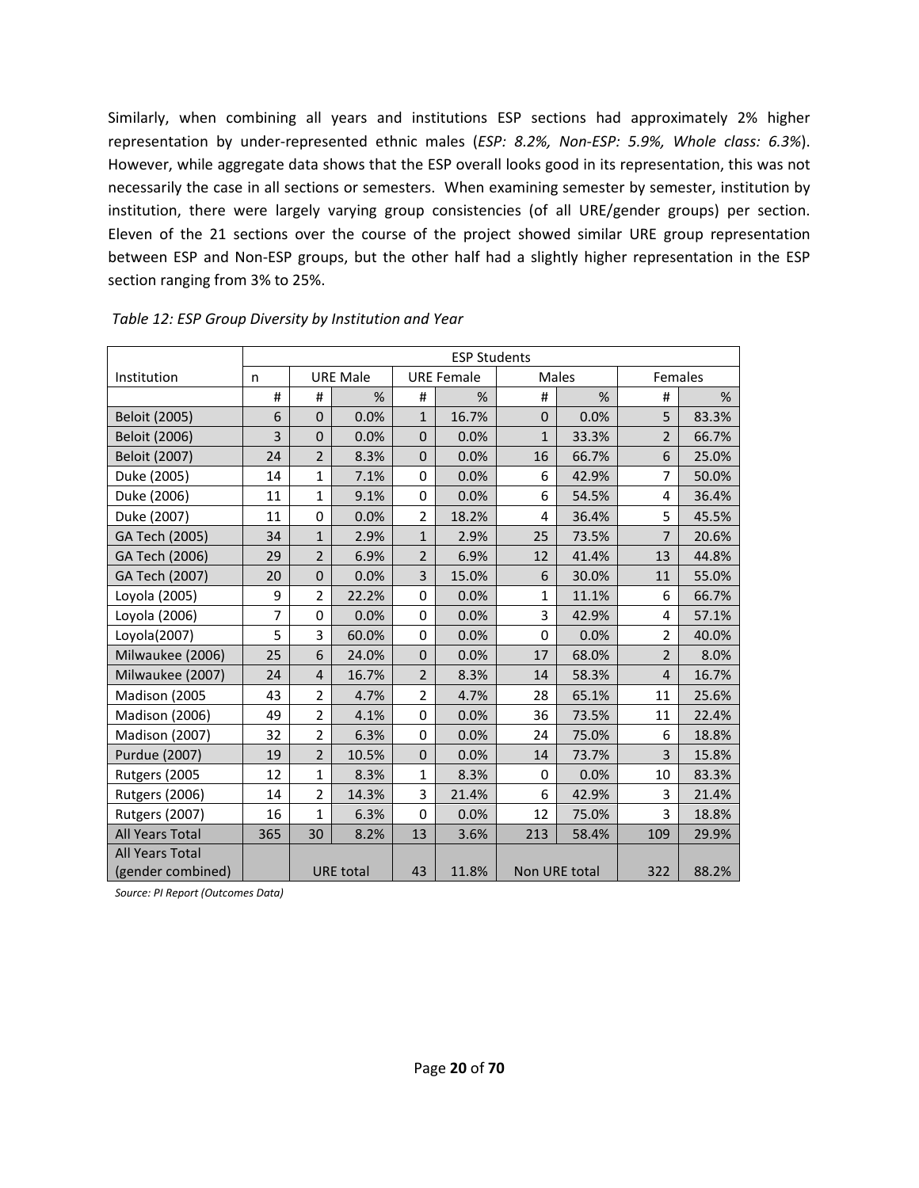Similarly, when combining all years and institutions ESP sections had approximately 2% higher representation by under-represented ethnic males (*ESP: 8.2%, Non-ESP: 5.9%, Whole class: 6.3%*). However, while aggregate data shows that the ESP overall looks good in its representation, this was not necessarily the case in all sections or semesters. When examining semester by semester, institution by institution, there were largely varying group consistencies (of all URE/gender groups) per section. Eleven of the 21 sections over the course of the project showed similar URE group representation between ESP and Non-ESP groups, but the other half had a slightly higher representation in the ESP section ranging from 3% to 25%.

*Table 12: ESP Group Diversity by Institution and Year*

| | ESP Students | | | | | | | | |
|---|---|---|---|---|---|---|---|---|---|
| Institution | n | URE Male | | URE Female | | Males | | Females | |
| | # | # | % | # | % | # | % | # | % |
| Beloit (2005) | 6 | 0 | 0.0% | 1 | 16.7% | 0 | 0.0% | 5 | 83.3% |
| Beloit (2006) | 3 | 0 | 0.0% | 0 | 0.0% | 1 | 33.3% | 2 | 66.7% |
| Beloit (2007) | 24 | 2 | 8.3% | 0 | 0.0% | 16 | 66.7% | 6 | 25.0% |
| Duke (2005) | 14 | 1 | 7.1% | 0 | 0.0% | 6 | 42.9% | 7 | 50.0% |
| Duke (2006) | 11 | 1 | 9.1% | 0 | 0.0% | 6 | 54.5% | 4 | 36.4% |
| Duke (2007) | 11 | 0 | 0.0% | 2 | 18.2% | 4 | 36.4% | 5 | 45.5% |
| GA Tech (2005) | 34 | 1 | 2.9% | 1 | 2.9% | 25 | 73.5% | 7 | 20.6% |
| GA Tech (2006) | 29 | 2 | 6.9% | 2 | 6.9% | 12 | 41.4% | 13 | 44.8% |
| GA Tech (2007) | 20 | 0 | 0.0% | 3 | 15.0% | 6 | 30.0% | 11 | 55.0% |
| Loyola (2005) | 9 | 2 | 22.2% | 0 | 0.0% | 1 | 11.1% | 6 | 66.7% |
| Loyola (2006) | 7 | 0 | 0.0% | 0 | 0.0% | 3 | 42.9% | 4 | 57.1% |
| Loyola(2007) | 5 | 3 | 60.0% | 0 | 0.0% | 0 | 0.0% | 2 | 40.0% |
| Milwaukee (2006) | 25 | 6 | 24.0% | 0 | 0.0% | 17 | 68.0% | 2 | 8.0% |
| Milwaukee (2007) | 24 | 4 | 16.7% | 2 | 8.3% | 14 | 58.3% | 4 | 16.7% |
| Madison (2005 | 43 | 2 | 4.7% | 2 | 4.7% | 28 | 65.1% | 11 | 25.6% |
| Madison (2006) | 49 | 2 | 4.1% | 0 | 0.0% | 36 | 73.5% | 11 | 22.4% |
| Madison (2007) | 32 | 2 | 6.3% | 0 | 0.0% | 24 | 75.0% | 6 | 18.8% |
| Purdue (2007) | 19 | 2 | 10.5% | 0 | 0.0% | 14 | 73.7% | 3 | 15.8% |
| Rutgers (2005 | 12 | 1 | 8.3% | 1 | 8.3% | 0 | 0.0% | 10 | 83.3% |
| Rutgers (2006) | 14 | 2 | 14.3% | 3 | 21.4% | 6 | 42.9% | 3 | 21.4% |
| Rutgers (2007) | 16 | 1 | 6.3% | 0 | 0.0% | 12 | 75.0% | 3 | 18.8% |
| All Years Total | 365 | 30 | 8.2% | 13 | 3.6% | 213 | 58.4% | 109 | 29.9% |
| All Years Total (gender combined) | | URE total | | 43 | 11.8% | Non URE total | | 322 | 88.2% |

*Source: PI Report (Outcomes Data)*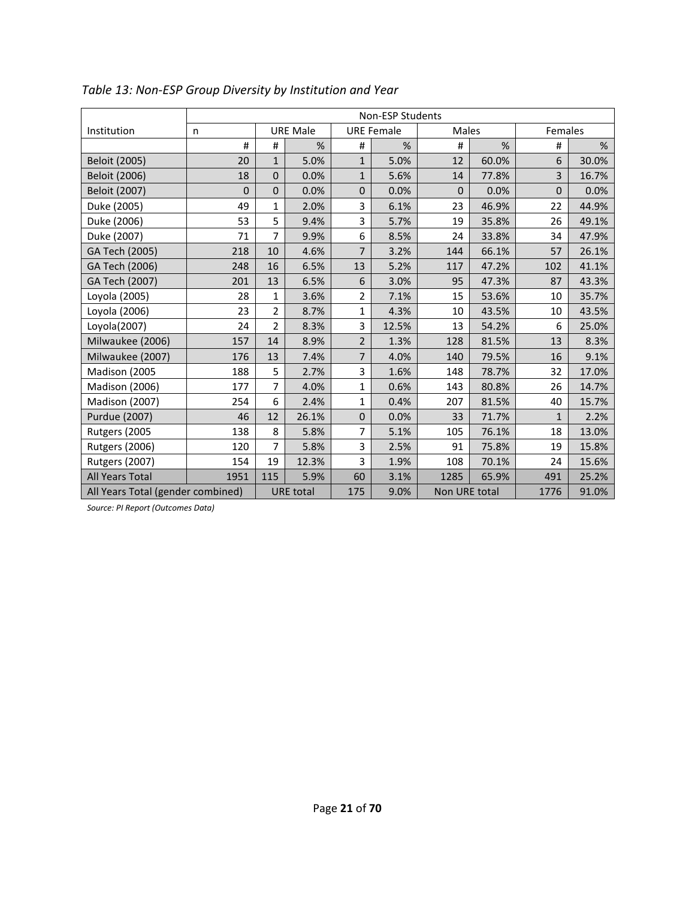*Table 13: Non-ESP Group Diversity by Institution and Year*

| | Non-ESP Students | | | | | | | | |
|---|---|---|---|---|---|---|---|---|---|
| Institution | n | URE Male | | URE Female | | Males | | Females | |
| | # | # | % | # | % | # | % | # | % |
| Beloit (2005) | 20 | 1 | 5.0% | 1 | 5.0% | 12 | 60.0% | 6 | 30.0% |
| Beloit (2006) | 18 | 0 | 0.0% | 1 | 5.6% | 14 | 77.8% | 3 | 16.7% |
| Beloit (2007) | 0 | 0 | 0.0% | 0 | 0.0% | 0 | 0.0% | 0 | 0.0% |
| Duke (2005) | 49 | 1 | 2.0% | 3 | 6.1% | 23 | 46.9% | 22 | 44.9% |
| Duke (2006) | 53 | 5 | 9.4% | 3 | 5.7% | 19 | 35.8% | 26 | 49.1% |
| Duke (2007) | 71 | 7 | 9.9% | 6 | 8.5% | 24 | 33.8% | 34 | 47.9% |
| GA Tech (2005) | 218 | 10 | 4.6% | 7 | 3.2% | 144 | 66.1% | 57 | 26.1% |
| GA Tech (2006) | 248 | 16 | 6.5% | 13 | 5.2% | 117 | 47.2% | 102 | 41.1% |
| GA Tech (2007) | 201 | 13 | 6.5% | 6 | 3.0% | 95 | 47.3% | 87 | 43.3% |
| Loyola (2005) | 28 | 1 | 3.6% | 2 | 7.1% | 15 | 53.6% | 10 | 35.7% |
| Loyola (2006) | 23 | 2 | 8.7% | 1 | 4.3% | 10 | 43.5% | 10 | 43.5% |
| Loyola(2007) | 24 | 2 | 8.3% | 3 | 12.5% | 13 | 54.2% | 6 | 25.0% |
| Milwaukee (2006) | 157 | 14 | 8.9% | 2 | 1.3% | 128 | 81.5% | 13 | 8.3% |
| Milwaukee (2007) | 176 | 13 | 7.4% | 7 | 4.0% | 140 | 79.5% | 16 | 9.1% |
| Madison (2005 | 188 | 5 | 2.7% | 3 | 1.6% | 148 | 78.7% | 32 | 17.0% |
| Madison (2006) | 177 | 7 | 4.0% | 1 | 0.6% | 143 | 80.8% | 26 | 14.7% |
| Madison (2007) | 254 | 6 | 2.4% | 1 | 0.4% | 207 | 81.5% | 40 | 15.7% |
| Purdue (2007) | 46 | 12 | 26.1% | 0 | 0.0% | 33 | 71.7% | 1 | 2.2% |
| Rutgers (2005 | 138 | 8 | 5.8% | 7 | 5.1% | 105 | 76.1% | 18 | 13.0% |
| Rutgers (2006) | 120 | 7 | 5.8% | 3 | 2.5% | 91 | 75.8% | 19 | 15.8% |
| Rutgers (2007) | 154 | 19 | 12.3% | 3 | 1.9% | 108 | 70.1% | 24 | 15.6% |
| All Years Total | 1951 | 115 | 5.9% | 60 | 3.1% | 1285 | 65.9% | 491 | 25.2% |
| All Years Total (gender combined) | | URE total | | 175 | 9.0% | Non URE total | | 1776 | 91.0% |

*Source: PI Report (Outcomes Data)*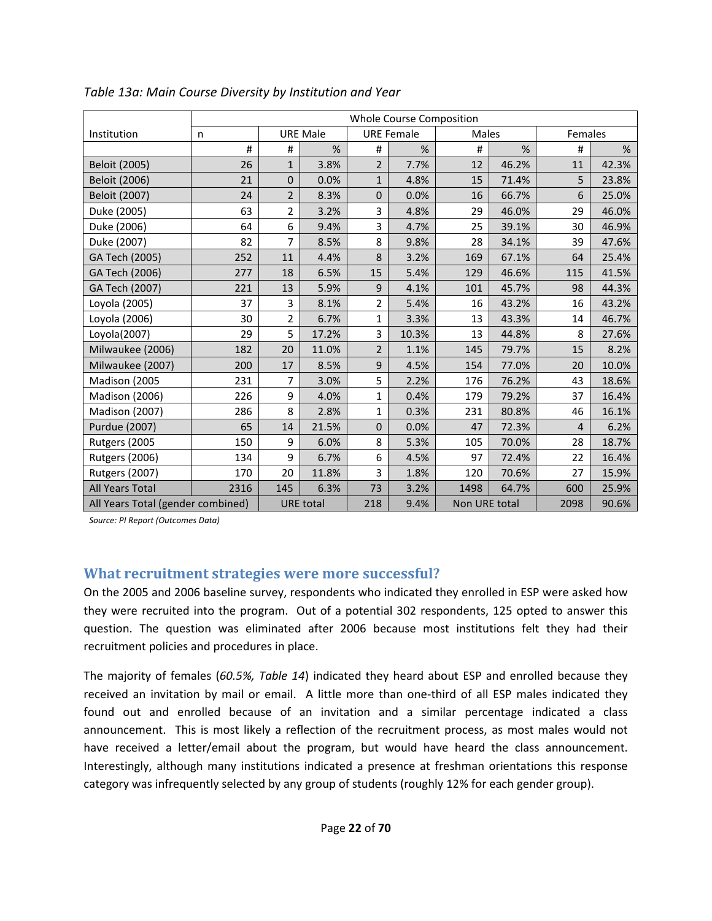*Table 13a: Main Course Diversity by Institution and Year*

| | Whole Course Composition | | | | | | | | |
|---|---|---|---|---|---|---|---|---|---|
| Institution | n | URE Male | | URE Female | | Males | | Females | |
| | # | # | % | # | % | # | % | # | % |
| Beloit (2005) | 26 | 1 | 3.8% | 2 | 7.7% | 12 | 46.2% | 11 | 42.3% |
| Beloit (2006) | 21 | 0 | 0.0% | 1 | 4.8% | 15 | 71.4% | 5 | 23.8% |
| Beloit (2007) | 24 | 2 | 8.3% | 0 | 0.0% | 16 | 66.7% | 6 | 25.0% |
| Duke (2005) | 63 | 2 | 3.2% | 3 | 4.8% | 29 | 46.0% | 29 | 46.0% |
| Duke (2006) | 64 | 6 | 9.4% | 3 | 4.7% | 25 | 39.1% | 30 | 46.9% |
| Duke (2007) | 82 | 7 | 8.5% | 8 | 9.8% | 28 | 34.1% | 39 | 47.6% |
| GA Tech (2005) | 252 | 11 | 4.4% | 8 | 3.2% | 169 | 67.1% | 64 | 25.4% |
| GA Tech (2006) | 277 | 18 | 6.5% | 15 | 5.4% | 129 | 46.6% | 115 | 41.5% |
| GA Tech (2007) | 221 | 13 | 5.9% | 9 | 4.1% | 101 | 45.7% | 98 | 44.3% |
| Loyola (2005) | 37 | 3 | 8.1% | 2 | 5.4% | 16 | 43.2% | 16 | 43.2% |
| Loyola (2006) | 30 | 2 | 6.7% | 1 | 3.3% | 13 | 43.3% | 14 | 46.7% |
| Loyola(2007) | 29 | 5 | 17.2% | 3 | 10.3% | 13 | 44.8% | 8 | 27.6% |
| Milwaukee (2006) | 182 | 20 | 11.0% | 2 | 1.1% | 145 | 79.7% | 15 | 8.2% |
| Milwaukee (2007 | 200 | 17 | 8.5% | 9 | 4.5% | 154 | 77.0% | 20 | 10.0% |
| Madison (2005 | 231 | 7 | 3.0% | 5 | 2.2% | 176 | 76.2% | 43 | 18.6% |
| Madison (2006) | 226 | 9 | 4.0% | 1 | 0.4% | 179 | 79.2% | 37 | 16.4% |
| Madison (2007) | 286 | 8 | 2.8% | 1 | 0.3% | 231 | 80.8% | 46 | 16.1% |
| Purdue (2007) | 65 | 14 | 21.5% | 0 | 0.0% | 47 | 72.3% | 4 | 6.2% |
| Rutgers (2005 | 150 | 9 | 6.0% | 8 | 5.3% | 105 | 70.0% | 28 | 18.7% |
| Rutgers (2006) | 134 | 9 | 6.7% | 6 | 4.5% | 97 | 72.4% | 22 | 16.4% |
| Rutgers (2007) | 170 | 20 | 11.8% | 3 | 1.8% | 120 | 70.6% | 27 | 15.9% |
| All Years Total | 2316 | 145 | 6.3% | 73 | 3.2% | 1498 | 64.7% | 600 | 25.9% |
| All Years Total (gender combined) | | URE total | | 218 | 9.4% | Non URE total | | 2098 | 90.6% |

*Source: PI Report (Outcomes Data)*

## What recruitment strategies were more successful?

On the 2005 and 2006 baseline survey, respondents who indicated they enrolled in ESP were asked how they were recruited into the program. Out of a potential 302 respondents, 125 opted to answer this question. The question was eliminated after 2006 because most institutions felt they had their recruitment policies and procedures in place.

The majority of females (*60.5%, Table 14*) indicated they heard about ESP and enrolled because they received an invitation by mail or email. A little more than one-third of all ESP males indicated they found out and enrolled because of an invitation and a similar percentage indicated a class announcement. This is most likely a reflection of the recruitment process, as most males would not have received a letter/email about the program, but would have heard the class announcement. Interestingly, although many institutions indicated a presence at freshman orientations this response category was infrequently selected by any group of students (roughly 12% for each gender group).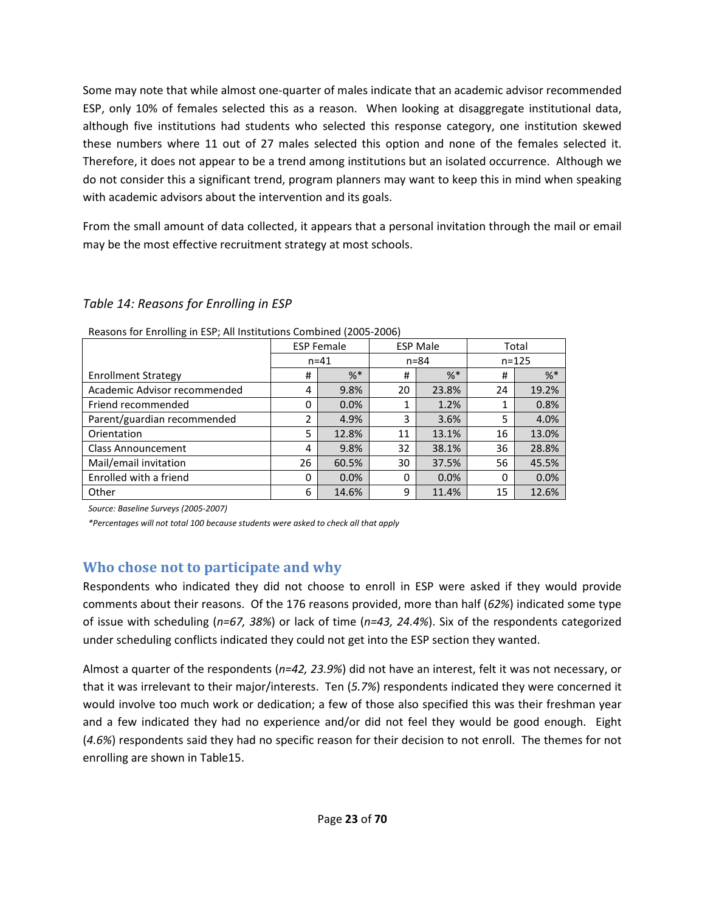Some may note that while almost one-quarter of males indicate that an academic advisor recommended ESP, only 10% of females selected this as a reason. When looking at disaggregate institutional data, although five institutions had students who selected this response category, one institution skewed these numbers where 11 out of 27 males selected this option and none of the females selected it. Therefore, it does not appear to be a trend among institutions but an isolated occurrence. Although we do not consider this a significant trend, program planners may want to keep this in mind when speaking with academic advisors about the intervention and its goals.

From the small amount of data collected, it appears that a personal invitation through the mail or email may be the most effective recruitment strategy at most schools.

*Table 14: Reasons for Enrolling in ESP*

Reasons for Enrolling in ESP; All Institutions Combined (2005-2006)

| | ESP Female | | ESP Male | | Total | |
|---|---|---|---|---|---|---|
| | n=41 | | n=84 | | n=125 | |
| Enrollment Strategy | # | %* | # | %* | # | %* |
| Academic Advisor recommended | 4 | 9.8% | 20 | 23.8% | 24 | 19.2% |
| Friend recommended | 0 | 0.0% | 1 | 1.2% | 1 | 0.8% |
| Parent/guardian recommended | 2 | 4.9% | 3 | 3.6% | 5 | 4.0% |
| Orientation | 5 | 12.8% | 11 | 13.1% | 16 | 13.0% |
| Class Announcement | 4 | 9.8% | 32 | 38.1% | 36 | 28.8% |
| Mail/email invitation | 26 | 60.5% | 30 | 37.5% | 56 | 45.5% |
| Enrolled with a friend | 0 | 0.0% | 0 | 0.0% | 0 | 0.0% |
| Other | 6 | 14.6% | 9 | 11.4% | 15 | 12.6% |

*Source: Baseline Surveys (2005-2007)*

*\*Percentages will not total 100 because students were asked to check all that apply*

## Who chose not to participate and why

Respondents who indicated they did not choose to enroll in ESP were asked if they would provide comments about their reasons. Of the 176 reasons provided, more than half (*62%*) indicated some type of issue with scheduling (*n=67, 38%*) or lack of time (*n=43, 24.4%*). Six of the respondents categorized under scheduling conflicts indicated they could not get into the ESP section they wanted.

Almost a quarter of the respondents (*n=42, 23.9%*) did not have an interest, felt it was not necessary, or that it was irrelevant to their major/interests. Ten (*5.7%*) respondents indicated they were concerned it would involve too much work or dedication; a few of those also specified this was their freshman year and a few indicated they had no experience and/or did not feel they would be good enough. Eight (*4.6%*) respondents said they had no specific reason for their decision to not enroll. The themes for not enrolling are shown in Table15.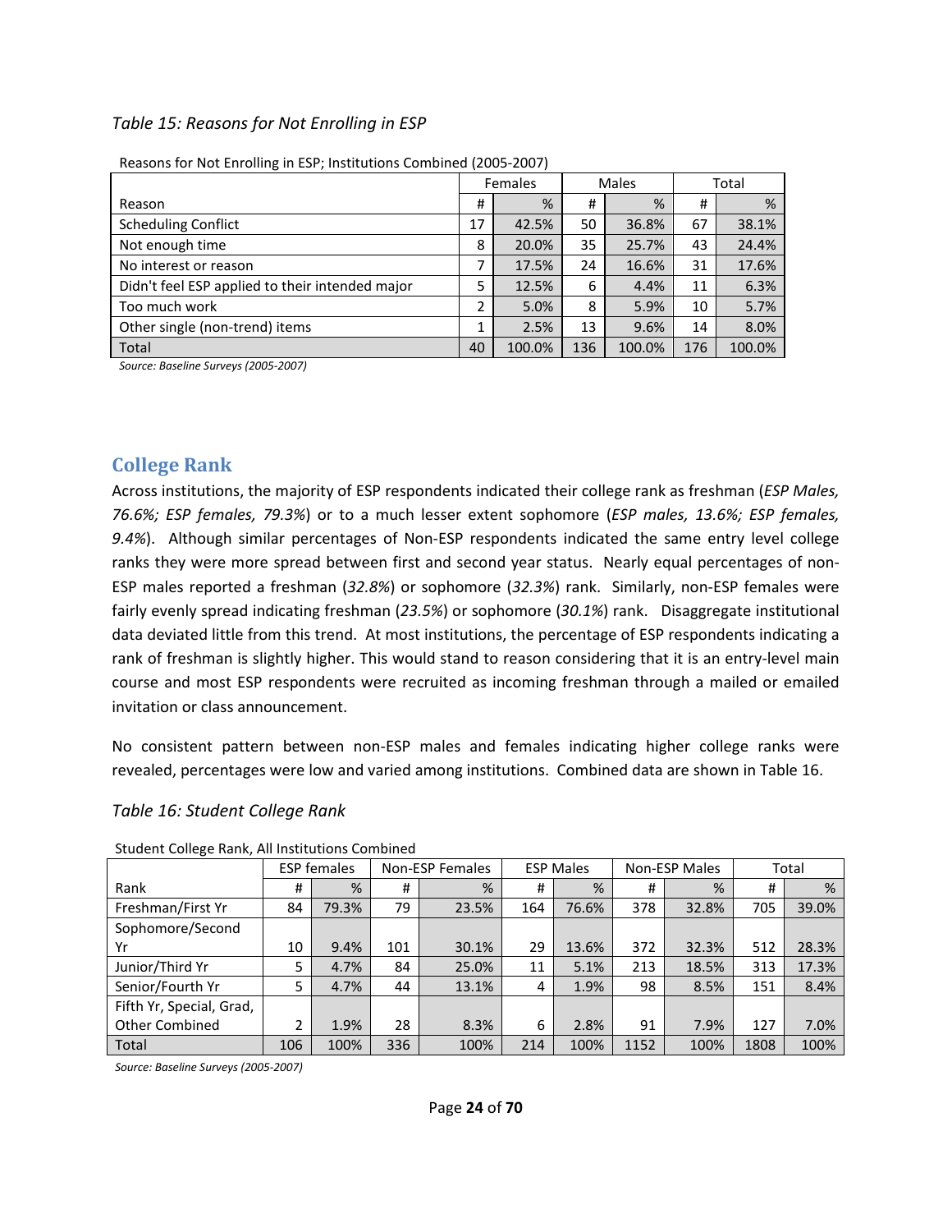*Table 15: Reasons for Not Enrolling in ESP*

Reasons for Not Enrolling in ESP; Institutions Combined (2005-2007)

| | Females | | Males | | Total | |
|---|---|---|---|---|---|---|
| Reason | # | % | # | % | # | % |
| Scheduling Conflict | 17 | 42.5% | 50 | 36.8% | 67 | 38.1% |
| Not enough time | 8 | 20.0% | 35 | 25.7% | 43 | 24.4% |
| No interest or reason | 7 | 17.5% | 24 | 16.6% | 31 | 17.6% |
| Didn't feel ESP applied to their intended major | 5 | 12.5% | 6 | 4.4% | 11 | 6.3% |
| Too much work | 2 | 5.0% | 8 | 5.9% | 10 | 5.7% |
| Other single (non-trend) items | 1 | 2.5% | 13 | 9.6% | 14 | 8.0% |
| Total | 40 | 100.0% | 136 | 100.0% | 176 | 100.0% |

*Source: Baseline Surveys (2005-2007)*

## College Rank

Across institutions, the majority of ESP respondents indicated their college rank as freshman (*ESP Males, 76.6%; ESP females, 79.3%*) or to a much lesser extent sophomore (*ESP males, 13.6%; ESP females, 9.4%*). Although similar percentages of Non-ESP respondents indicated the same entry level college ranks they were more spread between first and second year status. Nearly equal percentages of non-ESP males reported a freshman (*32.8%*) or sophomore (*32.3%*) rank. Similarly, non-ESP females were fairly evenly spread indicating freshman (*23.5%*) or sophomore (*30.1%*) rank. Disaggregate institutional data deviated little from this trend. At most institutions, the percentage of ESP respondents indicating a rank of freshman is slightly higher. This would stand to reason considering that it is an entry-level main course and most ESP respondents were recruited as incoming freshman through a mailed or emailed invitation or class announcement.

No consistent pattern between non-ESP males and females indicating higher college ranks were revealed, percentages were low and varied among institutions. Combined data are shown in Table 16.

*Table 16: Student College Rank*

Student College Rank, All Institutions Combined

| | ESP females | | Non-ESP Females | | ESP Males | | Non-ESP Males | | Total | |
|---|---|---|---|---|---|---|---|---|---|---|
| Rank | # | % | # | % | # | % | # | % | # | % |
| Freshman/First Yr | 84 | 79.3% | 79 | 23.5% | 164 | 76.6% | 378 | 32.8% | 705 | 39.0% |
| Sophomore/Second Yr | 10 | 9.4% | 101 | 30.1% | 29 | 13.6% | 372 | 32.3% | 512 | 28.3% |
| Junior/Third Yr | 5 | 4.7% | 84 | 25.0% | 11 | 5.1% | 213 | 18.5% | 313 | 17.3% |
| Senior/Fourth Yr | 5 | 4.7% | 44 | 13.1% | 4 | 1.9% | 98 | 8.5% | 151 | 8.4% |
| Fifth Yr, Special, Grad, Other Combined | 2 | 1.9% | 28 | 8.3% | 6 | 2.8% | 91 | 7.9% | 127 | 7.0% |
| Total | 106 | 100% | 336 | 100% | 214 | 100% | 1152 | 100% | 1808 | 100% |

*Source: Baseline Surveys (2005-2007)*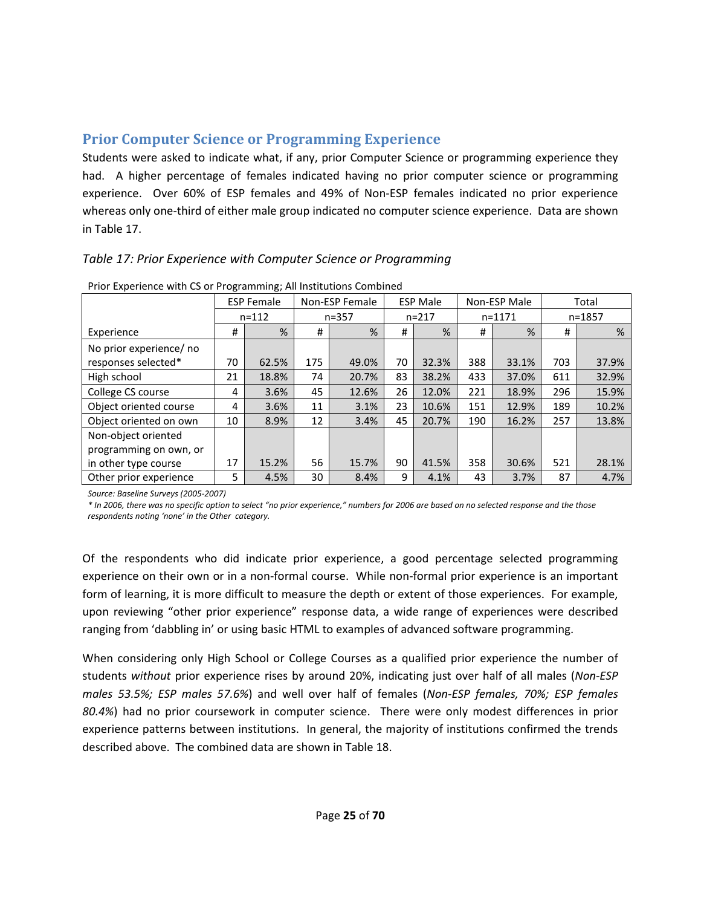## Prior Computer Science or Programming Experience

Students were asked to indicate what, if any, prior Computer Science or programming experience they had. A higher percentage of females indicated having no prior computer science or programming experience. Over 60% of ESP females and 49% of Non-ESP females indicated no prior experience whereas only one-third of either male group indicated no computer science experience. Data are shown in Table 17.

*Table 17: Prior Experience with Computer Science or Programming*

Prior Experience with CS or Programming; All Institutions Combined

| | ESP Female | | Non-ESP Female | | ESP Male | | Non-ESP Male | | Total | |
|---|---|---|---|---|---|---|---|---|---|---|
| | n=112 | | n=357 | | n=217 | | n=1171 | | n=1857 | |
| Experience | # | % | # | % | # | % | # | % | # | % |
| No prior experience/ no responses selected* | 70 | 62.5% | 175 | 49.0% | 70 | 32.3% | 388 | 33.1% | 703 | 37.9% |
| High school | 21 | 18.8% | 74 | 20.7% | 83 | 38.2% | 433 | 37.0% | 611 | 32.9% |
| College CS course | 4 | 3.6% | 45 | 12.6% | 26 | 12.0% | 221 | 18.9% | 296 | 15.9% |
| Object oriented course | 4 | 3.6% | 11 | 3.1% | 23 | 10.6% | 151 | 12.9% | 189 | 10.2% |
| Object oriented on own | 10 | 8.9% | 12 | 3.4% | 45 | 20.7% | 190 | 16.2% | 257 | 13.8% |
| Non-object oriented programming on own, or in other type course | 17 | 15.2% | 56 | 15.7% | 90 | 41.5% | 358 | 30.6% | 521 | 28.1% |
| Other prior experience | 5 | 4.5% | 30 | 8.4% | 9 | 4.1% | 43 | 3.7% | 87 | 4.7% |

*Source: Baseline Surveys (2005-2007)*

** In 2006, there was no specific option to select "no prior experience," numbers for 2006 are based on no selected response and the those respondents noting 'none' in the Other category.*

Of the respondents who did indicate prior experience, a good percentage selected programming experience on their own or in a non-formal course. While non-formal prior experience is an important form of learning, it is more difficult to measure the depth or extent of those experiences. For example, upon reviewing "other prior experience" response data, a wide range of experiences were described ranging from 'dabbling in' or using basic HTML to examples of advanced software programming.

When considering only High School or College Courses as a qualified prior experience the number of students *without* prior experience rises by around 20%, indicating just over half of all males (*Non-ESP males 53.5%; ESP males 57.6%*) and well over half of females (*Non-ESP females, 70%; ESP females 80.4%*) had no prior coursework in computer science. There were only modest differences in prior experience patterns between institutions. In general, the majority of institutions confirmed the trends described above. The combined data are shown in Table 18.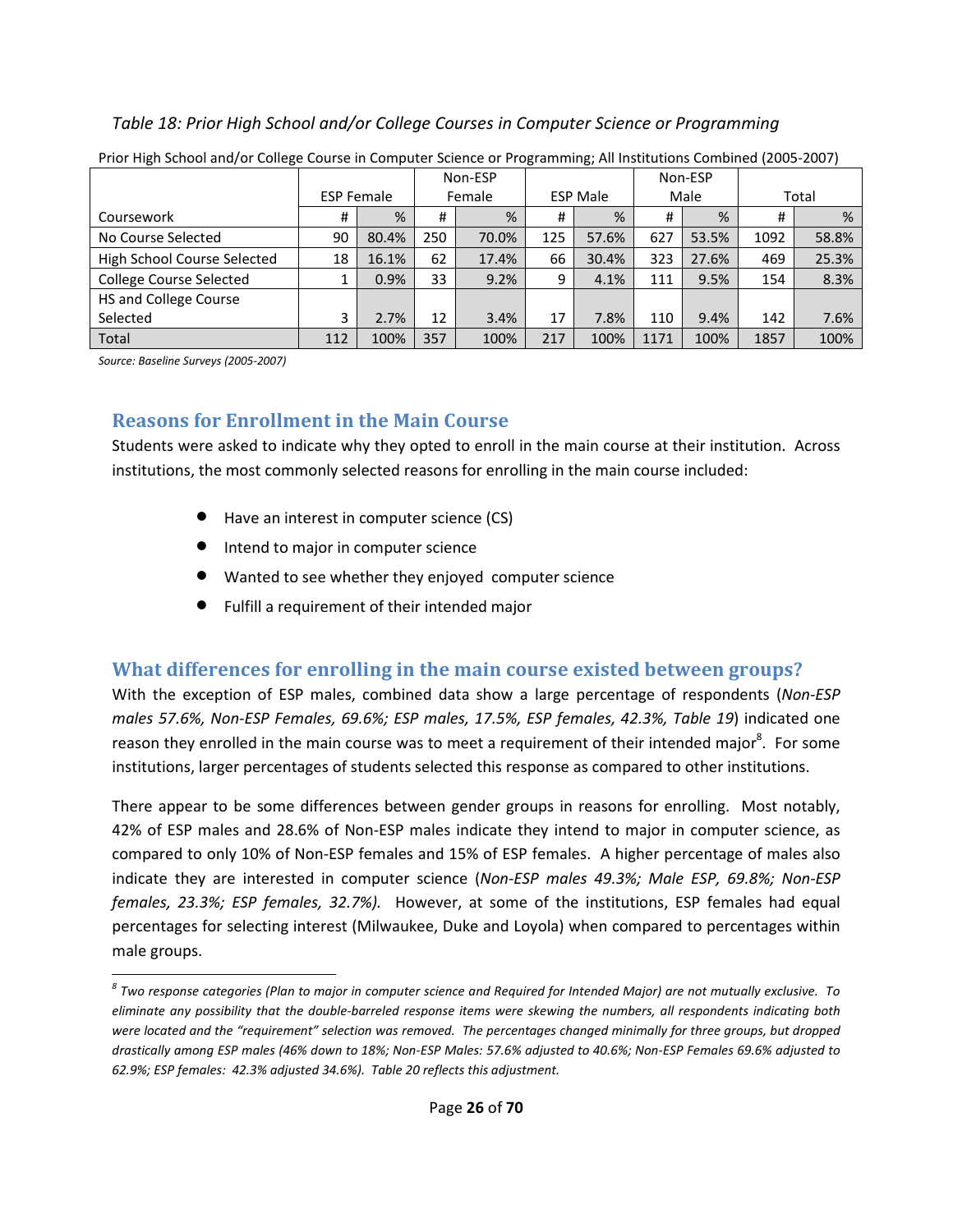*Table 18: Prior High School and/or College Courses in Computer Science or Programming*

Prior High School and/or College Course in Computer Science or Programming; All Institutions Combined (2005-2007)

| | ESP Female | | Non-ESP Female | | ESP Male | | Non-ESP Male | | Total | |
|---|---|---|---|---|---|---|---|---|---|---|
| Coursework | # | % | # | % | # | % | # | % | # | % |
| No Course Selected | 90 | 80.4% | 250 | 70.0% | 125 | 57.6% | 627 | 53.5% | 1092 | 58.8% |
| High School Course Selected | 18 | 16.1% | 62 | 17.4% | 66 | 30.4% | 323 | 27.6% | 469 | 25.3% |
| College Course Selected | 1 | 0.9% | 33 | 9.2% | 9 | 4.1% | 111 | 9.5% | 154 | 8.3% |
| HS and College Course Selected | 3 | 2.7% | 12 | 3.4% | 17 | 7.8% | 110 | 9.4% | 142 | 7.6% |
| Total | 112 | 100% | 357 | 100% | 217 | 100% | 1171 | 100% | 1857 | 100% |

*Source: Baseline Surveys (2005-2007)*

## Reasons for Enrollment in the Main Course

Students were asked to indicate why they opted to enroll in the main course at their institution. Across institutions, the most commonly selected reasons for enrolling in the main course included:

- Have an interest in computer science (CS)
- Intend to major in computer science
- Wanted to see whether they enjoyed computer science
- Fulfill a requirement of their intended major

## What differences for enrolling in the main course existed between groups?

With the exception of ESP males, combined data show a large percentage of respondents (*Non-ESP males 57.6%, Non-ESP Females, 69.6%; ESP males, 17.5%, ESP females, 42.3%, Table 19*) indicated one reason they enrolled in the main course was to meet a requirement of their intended major[8]. For some institutions, larger percentages of students selected this response as compared to other institutions.

There appear to be some differences between gender groups in reasons for enrolling. Most notably, 42% of ESP males and 28.6% of Non-ESP males indicate they intend to major in computer science, as compared to only 10% of Non-ESP females and 15% of ESP females. A higher percentage of males also indicate they are interested in computer science (*Non-ESP males 49.3%; Male ESP, 69.8%; Non-ESP females, 23.3%; ESP females, 32.7%).* However, at some of the institutions, ESP females had equal percentages for selecting interest (Milwaukee, Duke and Loyola) when compared to percentages within male groups.

*[8] Two response categories (Plan to major in computer science and Required for Intended Major) are not mutually exclusive. To eliminate any possibility that the double-barreled response items were skewing the numbers, all respondents indicating both were located and the "requirement" selection was removed. The percentages changed minimally for three groups, but dropped drastically among ESP males (46% down to 18%; Non-ESP Males: 57.6% adjusted to 40.6%; Non-ESP Females 69.6% adjusted to 62.9%; ESP females: 42.3% adjusted 34.6%). Table 20 reflects this adjustment.*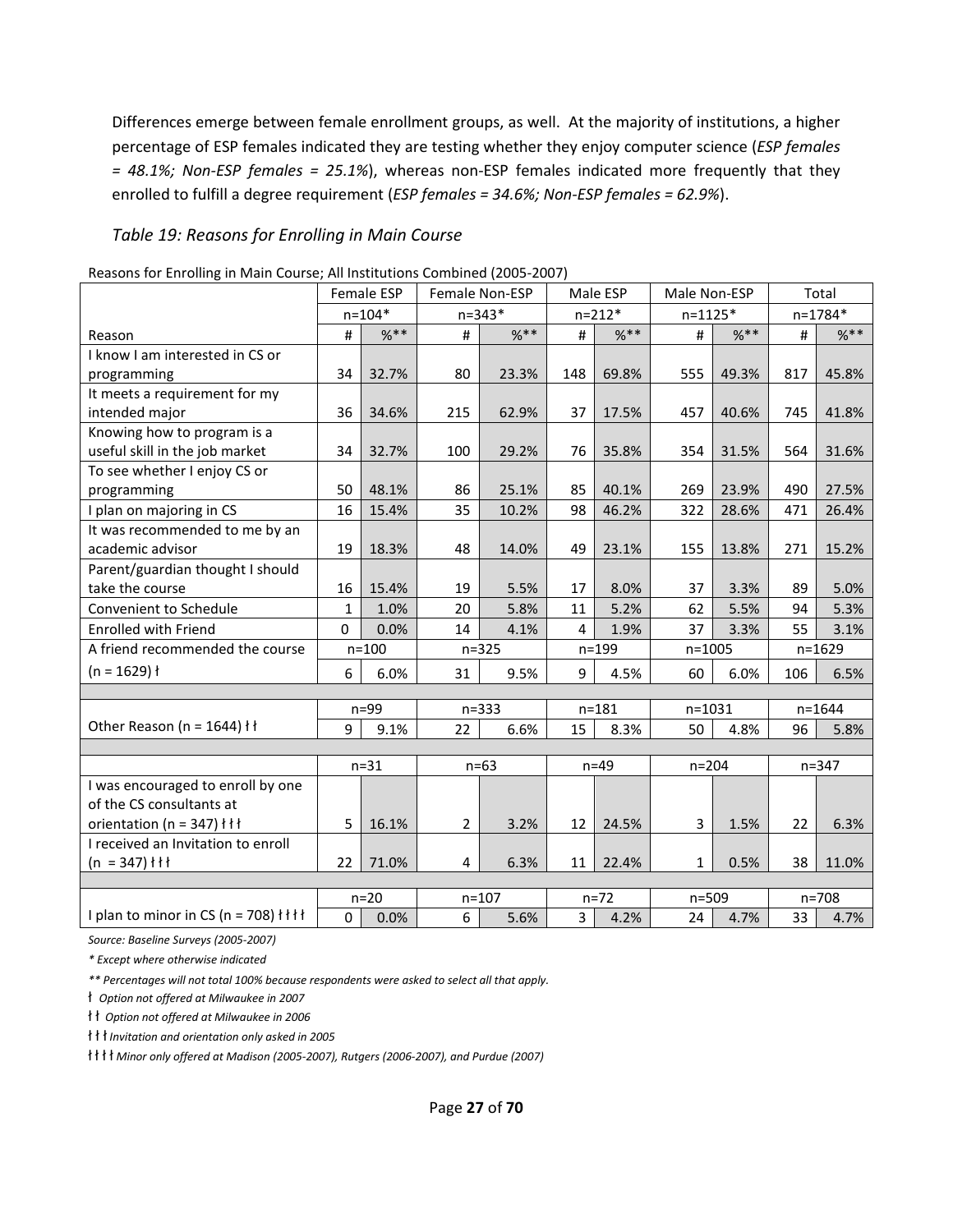Differences emerge between female enrollment groups, as well. At the majority of institutions, a higher percentage of ESP females indicated they are testing whether they enjoy computer science (*ESP females = 48.1%; Non-ESP females = 25.1%*), whereas non-ESP females indicated more frequently that they enrolled to fulfill a degree requirement (*ESP females = 34.6%; Non-ESP females = 62.9%*).

### *Table 19: Reasons for Enrolling in Main Course*

Reasons for Enrolling in Main Course; All Institutions Combined (2005-2007)

| | Female ESP | | Female Non-ESP | | Male ESP | | Male Non-ESP | | Total | |
|---|---|---|---|---|---|---|---|---|---|---|
| | n=104* | | n=343* | | n=212* | | n=1125* | | n=1784* | |
| Reason | # | %** | # | %** | # | %** | # | %** | # | %** |
| I know I am interested in CS or programming | 34 | 32.7% | 80 | 23.3% | 148 | 69.8% | 555 | 49.3% | 817 | 45.8% |
| It meets a requirement for my intended major | 36 | 34.6% | 215 | 62.9% | 37 | 17.5% | 457 | 40.6% | 745 | 41.8% |
| Knowing how to program is a useful skill in the job market | 34 | 32.7% | 100 | 29.2% | 76 | 35.8% | 354 | 31.5% | 564 | 31.6% |
| To see whether I enjoy CS or programming | 50 | 48.1% | 86 | 25.1% | 85 | 40.1% | 269 | 23.9% | 490 | 27.5% |
| I plan on majoring in CS | 16 | 15.4% | 35 | 10.2% | 98 | 46.2% | 322 | 28.6% | 471 | 26.4% |
| It was recommended to me by an academic advisor | 19 | 18.3% | 48 | 14.0% | 49 | 23.1% | 155 | 13.8% | 271 | 15.2% |
| Parent/guardian thought I should take the course | 16 | 15.4% | 19 | 5.5% | 17 | 8.0% | 37 | 3.3% | 89 | 5.0% |
| Convenient to Schedule | 1 | 1.0% | 20 | 5.8% | 11 | 5.2% | 62 | 5.5% | 94 | 5.3% |
| Enrolled with Friend | 0 | 0.0% | 14 | 4.1% | 4 | 1.9% | 37 | 3.3% | 55 | 3.1% |
| A friend recommended the course | n=100 | | n=325 | | n=199 | | n=1005 | | n=1629 | |
| (n = 1629) ǂ | 6 | 6.0% | 31 | 9.5% | 9 | 4.5% | 60 | 6.0% | 106 | 6.5% |
| | | | | | | | | | | |
| | n=99 | | n=333 | | n=181 | | n=1031 | | n=1644 | |
| Other Reason (n = 1644) ǂǂ | 9 | 9.1% | 22 | 6.6% | 15 | 8.3% | 50 | 4.8% | 96 | 5.8% |
| | | | | | | | | | | |
| | n=31 | | n=63 | | n=49 | | n=204 | | n=347 | |
| I was encouraged to enroll by one of the CS consultants at orientation (n = 347) ǂǂǂ | 5 | 16.1% | 2 | 3.2% | 12 | 24.5% | 3 | 1.5% | 22 | 6.3% |
| I received an Invitation to enroll (n = 347) ǂǂǂ | 22 | 71.0% | 4 | 6.3% | 11 | 22.4% | 1 | 0.5% | 38 | 11.0% |
| | | | | | | | | | | |
| | n=20 | | n=107 | | n=72 | | n=509 | | n=708 | |
| I plan to minor in CS (n = 708) ǂǂǂǂ | 0 | 0.0% | 6 | 5.6% | 3 | 4.2% | 24 | 4.7% | 33 | 4.7% |

*Source: Baseline Surveys (2005-2007)*

*\* Except where otherwise indicated*

*\*\* Percentages will not total 100% because respondents were asked to select all that apply.*

ǂ *Option not offered at Milwaukee in 2007*

ǂǂ *Option not offered at Milwaukee in 2006*

ǂǂǂ *Invitation and orientation only asked in 2005*

ǂǂǂǂ *Minor only offered at Madison (2005-2007), Rutgers (2006-2007), and Purdue (2007)*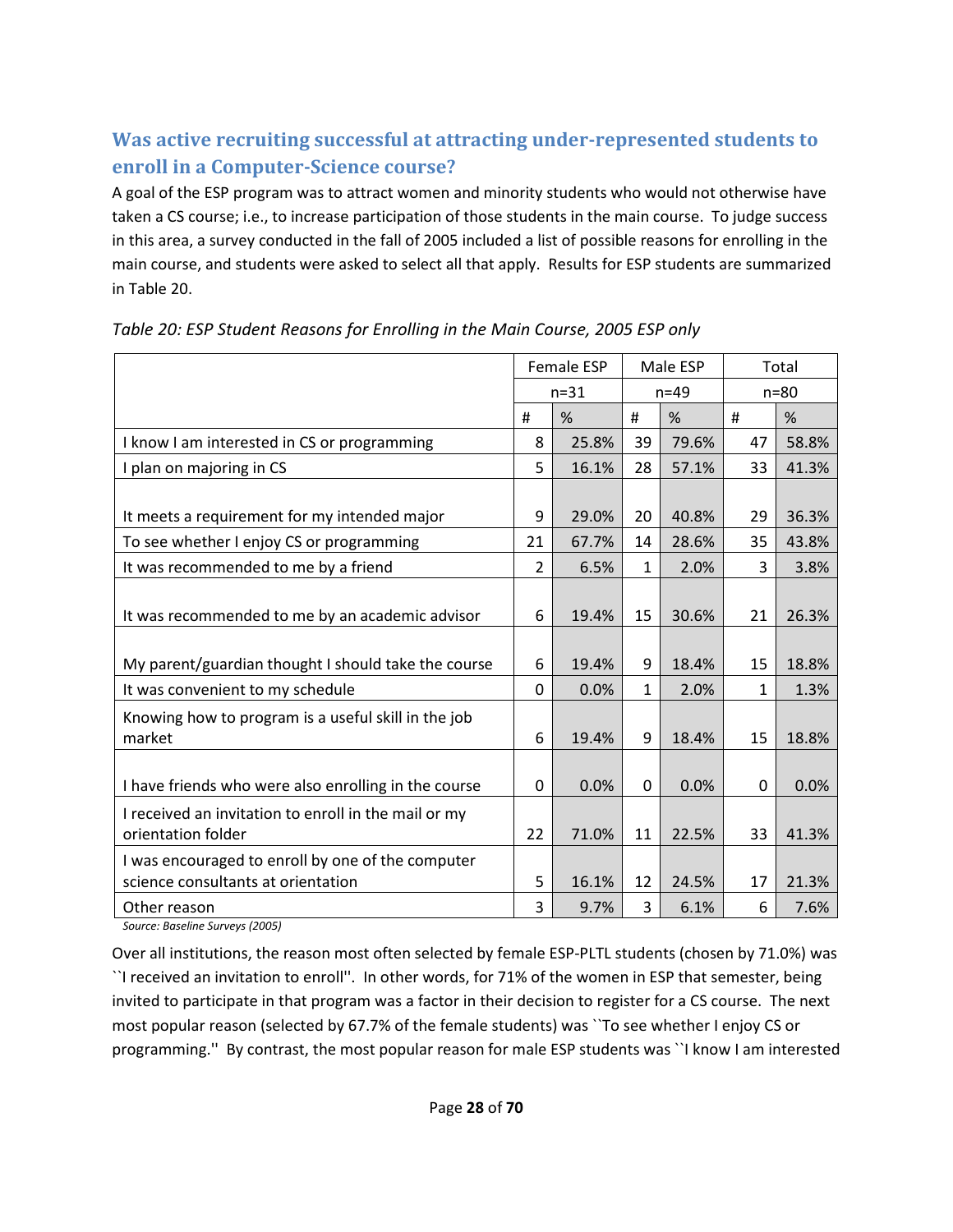## Was active recruiting successful at attracting under-represented students to enroll in a Computer-Science course?

A goal of the ESP program was to attract women and minority students who would not otherwise have taken a CS course; i.e., to increase participation of those students in the main course. To judge success in this area, a survey conducted in the fall of 2005 included a list of possible reasons for enrolling in the main course, and students were asked to select all that apply. Results for ESP students are summarized in Table 20.

*Table 20: ESP Student Reasons for Enrolling in the Main Course, 2005 ESP only*

| | Female ESP | | Male ESP | | Total | |
|---|---|---|---|---|---|---|
| | n=31 | | n=49 | | n=80 | |
| | # | % | # | % | # | % |
| I know I am interested in CS or programming | 8 | 25.8% | 39 | 79.6% | 47 | 58.8% |
| I plan on majoring in CS | 5 | 16.1% | 28 | 57.1% | 33 | 41.3% |
| It meets a requirement for my intended major | 9 | 29.0% | 20 | 40.8% | 29 | 36.3% |
| To see whether I enjoy CS or programming | 21 | 67.7% | 14 | 28.6% | 35 | 43.8% |
| It was recommended to me by a friend | 2 | 6.5% | 1 | 2.0% | 3 | 3.8% |
| It was recommended to me by an academic advisor | 6 | 19.4% | 15 | 30.6% | 21 | 26.3% |
| My parent/guardian thought I should take the course | 6 | 19.4% | 9 | 18.4% | 15 | 18.8% |
| It was convenient to my schedule | 0 | 0.0% | 1 | 2.0% | 1 | 1.3% |
| Knowing how to program is a useful skill in the job market | 6 | 19.4% | 9 | 18.4% | 15 | 18.8% |
| I have friends who were also enrolling in the course | 0 | 0.0% | 0 | 0.0% | 0 | 0.0% |
| I received an invitation to enroll in the mail or my orientation folder | 22 | 71.0% | 11 | 22.5% | 33 | 41.3% |
| I was encouraged to enroll by one of the computer science consultants at orientation | 5 | 16.1% | 12 | 24.5% | 17 | 21.3% |
| Other reason | 3 | 9.7% | 3 | 6.1% | 6 | 7.6% |

*Source: Baseline Surveys (2005)*

Over all institutions, the reason most often selected by female ESP-PLTL students (chosen by 71.0%) was ``I received an invitation to enroll''. In other words, for 71% of the women in ESP that semester, being invited to participate in that program was a factor in their decision to register for a CS course. The next most popular reason (selected by 67.7% of the female students) was ``To see whether I enjoy CS or programming.'' By contrast, the most popular reason for male ESP students was ``I know I am interested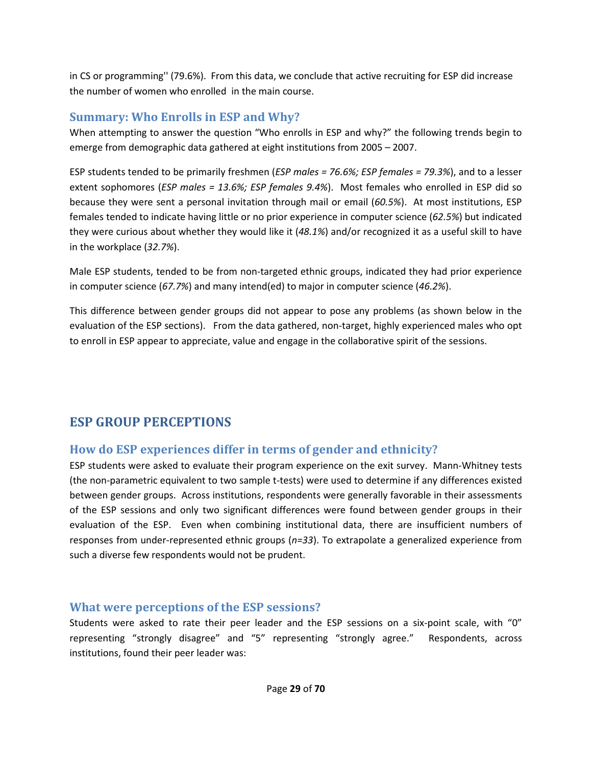in CS or programming'' (79.6%). From this data, we conclude that active recruiting for ESP did increase the number of women who enrolled in the main course.

### Summary: Who Enrolls in ESP and Why?

When attempting to answer the question "Who enrolls in ESP and why?" the following trends begin to emerge from demographic data gathered at eight institutions from 2005 – 2007.

ESP students tended to be primarily freshmen (*ESP males = 76.6%; ESP females = 79.3%*), and to a lesser extent sophomores (*ESP males = 13.6%; ESP females 9.4%*). Most females who enrolled in ESP did so because they were sent a personal invitation through mail or email (*60.5%*). At most institutions, ESP females tended to indicate having little or no prior experience in computer science (*62.5%*) but indicated they were curious about whether they would like it (*48.1%*) and/or recognized it as a useful skill to have in the workplace (*32.7%*).

Male ESP students, tended to be from non-targeted ethnic groups, indicated they had prior experience in computer science (*67.7%*) and many intend(ed) to major in computer science (*46.2%*).

This difference between gender groups did not appear to pose any problems (as shown below in the evaluation of the ESP sections). From the data gathered, non-target, highly experienced males who opt to enroll in ESP appear to appreciate, value and engage in the collaborative spirit of the sessions.

## ESP GROUP PERCEPTIONS

### How do ESP experiences differ in terms of gender and ethnicity?

ESP students were asked to evaluate their program experience on the exit survey. Mann-Whitney tests (the non-parametric equivalent to two sample t-tests) were used to determine if any differences existed between gender groups. Across institutions, respondents were generally favorable in their assessments of the ESP sessions and only two significant differences were found between gender groups in their evaluation of the ESP. Even when combining institutional data, there are insufficient numbers of responses from under-represented ethnic groups ($n=33$). To extrapolate a generalized experience from such a diverse few respondents would not be prudent.

### What were perceptions of the ESP sessions?

Students were asked to rate their peer leader and the ESP sessions on a six-point scale, with "0" representing "strongly disagree" and "5" representing "strongly agree." Respondents, across institutions, found their peer leader was: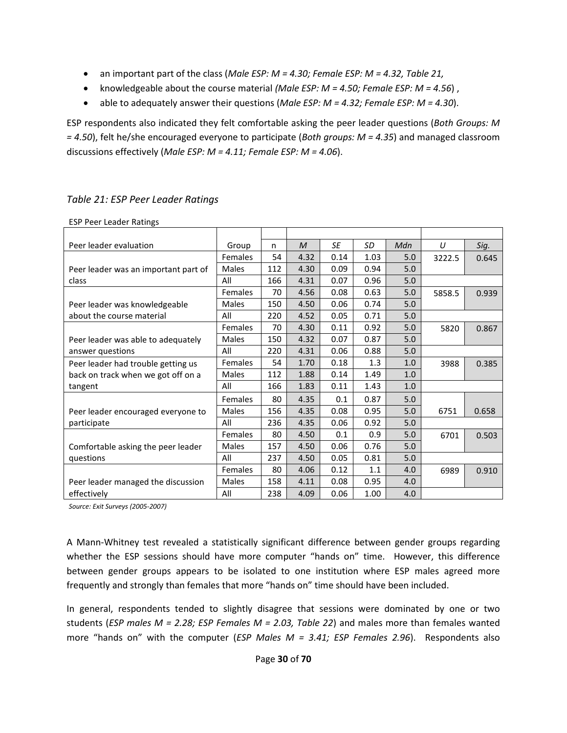- an important part of the class (*Male ESP: M = 4.30; Female ESP: M = 4.32, Table 21,*
- knowledgeable about the course material *(Male ESP: M = 4.50; Female ESP: M = 4.56*) ,
- able to adequately answer their questions (*Male ESP: M = 4.32; Female ESP: M = 4.30*).

ESP respondents also indicated they felt comfortable asking the peer leader questions (*Both Groups: M = 4.50*), felt he/she encouraged everyone to participate (*Both groups: M = 4.35*) and managed classroom discussions effectively (*Male ESP: M = 4.11; Female ESP: M = 4.06*).

### *Table 21: ESP Peer Leader Ratings*

ESP Peer Leader Ratings

| Peer leader evaluation | Group | n | *M* | *SE* | *SD* | *Mdn* | *U* | *Sig.* |
|---|---|---|---|---|---|---|---|---|
| Peer leader was an important part of class | Females | 54 | 4.32 | 0.14 | 1.03 | 5.0 | 3222.5 | 0.645 |
| | Males | 112 | 4.30 | 0.09 | 0.94 | 5.0 | | |
| | All | 166 | 4.31 | 0.07 | 0.96 | 5.0 | | |
| Peer leader was knowledgeable about the course material | Females | 70 | 4.56 | 0.08 | 0.63 | 5.0 | 5858.5 | 0.939 |
| | Males | 150 | 4.50 | 0.06 | 0.74 | 5.0 | | |
| | All | 220 | 4.52 | 0.05 | 0.71 | 5.0 | | |
| Peer leader was able to adequately answer questions | Females | 70 | 4.30 | 0.11 | 0.92 | 5.0 | 5820 | 0.867 |
| | Males | 150 | 4.32 | 0.07 | 0.87 | 5.0 | | |
| | All | 220 | 4.31 | 0.06 | 0.88 | 5.0 | | |
| Peer leader had trouble getting us back on track when we got off on a tangent | Females | 54 | 1.70 | 0.18 | 1.3 | 1.0 | 3988 | 0.385 |
| | Males | 112 | 1.88 | 0.14 | 1.49 | 1.0 | | |
| | All | 166 | 1.83 | 0.11 | 1.43 | 1.0 | | |
| Peer leader encouraged everyone to participate | Females | 80 | 4.35 | 0.1 | 0.87 | 5.0 | | |
| | Males | 156 | 4.35 | 0.08 | 0.95 | 5.0 | 6751 | 0.658 |
| | All | 236 | 4.35 | 0.06 | 0.92 | 5.0 | | |
| Comfortable asking the peer leader questions | Females | 80 | 4.50 | 0.1 | 0.9 | 5.0 | 6701 | 0.503 |
| | Males | 157 | 4.50 | 0.06 | 0.76 | 5.0 | | |
| | All | 237 | 4.50 | 0.05 | 0.81 | 5.0 | | |
| Peer leader managed the discussion effectively | Females | 80 | 4.06 | 0.12 | 1.1 | 4.0 | 6989 | 0.910 |
| | Males | 158 | 4.11 | 0.08 | 0.95 | 4.0 | | |
| | All | 238 | 4.09 | 0.06 | 1.00 | 4.0 | | |

*Source: Exit Surveys (2005-2007)*

A Mann-Whitney test revealed a statistically significant difference between gender groups regarding whether the ESP sessions should have more computer "hands on" time. However, this difference between gender groups appears to be isolated to one institution where ESP males agreed more frequently and strongly than females that more "hands on" time should have been included.

In general, respondents tended to slightly disagree that sessions were dominated by one or two students (*ESP males M = 2.28; ESP Females M = 2.03, Table 22*) and males more than females wanted more "hands on" with the computer (*ESP Males M = 3.41; ESP Females 2.96*). Respondents also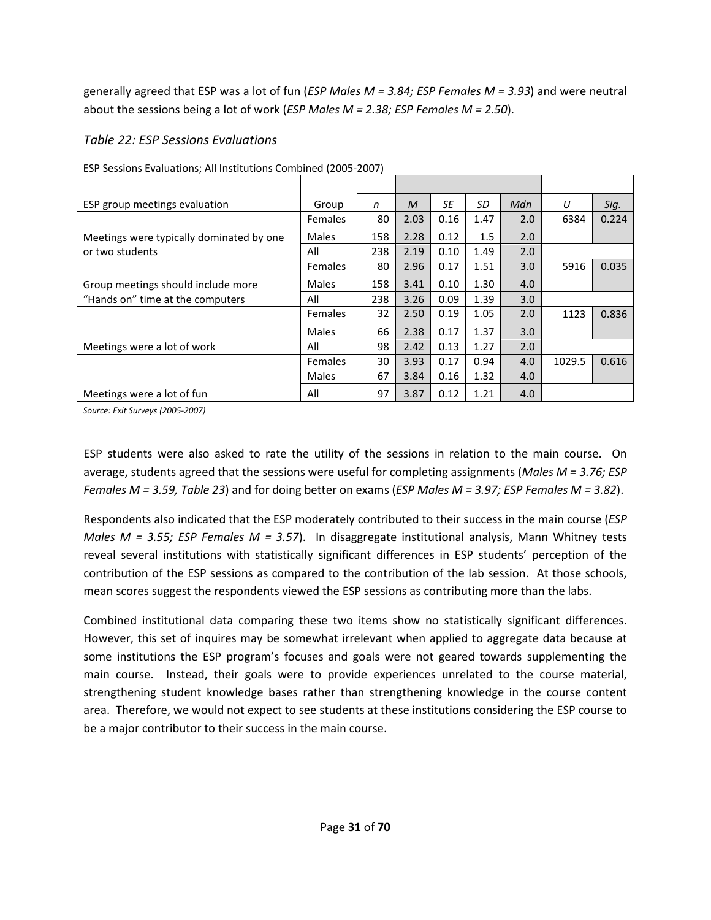generally agreed that ESP was a lot of fun (*ESP Males M = 3.84; ESP Females M = 3.93*) and were neutral about the sessions being a lot of work (*ESP Males M = 2.38; ESP Females M = 2.50*).

### *Table 22: ESP Sessions Evaluations*

ESP Sessions Evaluations; All Institutions Combined (2005-2007)

| ESP group meetings evaluation | Group | *n* | *M* | *SE* | *SD* | *Mdn* | *U* | *Sig.* |
|---|---|---|---|---|---|---|---|---|
| Meetings were typically dominated by one or two students | Females | 80 | 2.03 | 0.16 | 1.47 | 2.0 | 6384 | 0.224 |
| | Males | 158 | 2.28 | 0.12 | 1.5 | 2.0 | | |
| | All | 238 | 2.19 | 0.10 | 1.49 | 2.0 | | |
| Group meetings should include more "Hands on" time at the computers | Females | 80 | 2.96 | 0.17 | 1.51 | 3.0 | 5916 | 0.035 |
| | Males | 158 | 3.41 | 0.10 | 1.30 | 4.0 | | |
| | All | 238 | 3.26 | 0.09 | 1.39 | 3.0 | | |
| Meetings were a lot of work | Females | 32 | 2.50 | 0.19 | 1.05 | 2.0 | 1123 | 0.836 |
| | Males | 66 | 2.38 | 0.17 | 1.37 | 3.0 | | |
| | All | 98 | 2.42 | 0.13 | 1.27 | 2.0 | | |
| Meetings were a lot of fun | Females | 30 | 3.93 | 0.17 | 0.94 | 4.0 | 1029.5 | 0.616 |
| | Males | 67 | 3.84 | 0.16 | 1.32 | 4.0 | | |
| | All | 97 | 3.87 | 0.12 | 1.21 | 4.0 | | |

*Source: Exit Surveys (2005-2007)*

ESP students were also asked to rate the utility of the sessions in relation to the main course. On average, students agreed that the sessions were useful for completing assignments (*Males M = 3.76; ESP Females M = 3.59, Table 23*) and for doing better on exams (*ESP Males M = 3.97; ESP Females M = 3.82*).

Respondents also indicated that the ESP moderately contributed to their success in the main course (*ESP Males M = 3.55; ESP Females M = 3.57*). In disaggregate institutional analysis, Mann Whitney tests reveal several institutions with statistically significant differences in ESP students' perception of the contribution of the ESP sessions as compared to the contribution of the lab session. At those schools, mean scores suggest the respondents viewed the ESP sessions as contributing more than the labs.

Combined institutional data comparing these two items show no statistically significant differences. However, this set of inquires may be somewhat irrelevant when applied to aggregate data because at some institutions the ESP program's focuses and goals were not geared towards supplementing the main course. Instead, their goals were to provide experiences unrelated to the course material, strengthening student knowledge bases rather than strengthening knowledge in the course content area. Therefore, we would not expect to see students at these institutions considering the ESP course to be a major contributor to their success in the main course.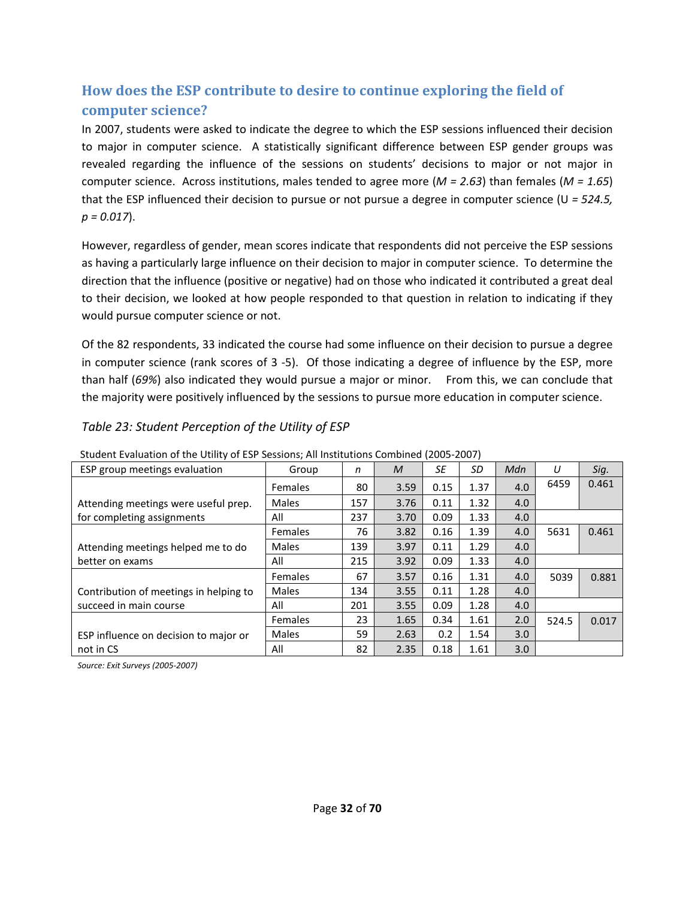## How does the ESP contribute to desire to continue exploring the field of computer science?

In 2007, students were asked to indicate the degree to which the ESP sessions influenced their decision to major in computer science. A statistically significant difference between ESP gender groups was revealed regarding the influence of the sessions on students' decisions to major or not major in computer science. Across institutions, males tended to agree more ($M = 2.63$) than females ($M = 1.65$) that the ESP influenced their decision to pursue or not pursue a degree in computer science ($U = 524.5$, $p = 0.017$).

However, regardless of gender, mean scores indicate that respondents did not perceive the ESP sessions as having a particularly large influence on their decision to major in computer science. To determine the direction that the influence (positive or negative) had on those who indicated it contributed a great deal to their decision, we looked at how people responded to that question in relation to indicating if they would pursue computer science or not.

Of the 82 respondents, 33 indicated the course had some influence on their decision to pursue a degree in computer science (rank scores of 3 -5). Of those indicating a degree of influence by the ESP, more than half (*69%*) also indicated they would pursue a major or minor. From this, we can conclude that the majority were positively influenced by the sessions to pursue more education in computer science.

### *Table 23: Student Perception of the Utility of ESP*

Student Evaluation of the Utility of ESP Sessions; All Institutions Combined (2005-2007)

| ESP group meetings evaluation | Group | *n* | *M* | *SE* | *SD* | *Mdn* | *U* | *Sig.* |
|---|---|---|---|---|---|---|---|---|
| Attending meetings were useful prep. for completing assignments | Females | 80 | 3.59 | 0.15 | 1.37 | 4.0 | 6459 | 0.461 |
| | Males | 157 | 3.76 | 0.11 | 1.32 | 4.0 | | |
| | All | 237 | 3.70 | 0.09 | 1.33 | 4.0 | | |
| Attending meetings helped me to do better on exams | Females | 76 | 3.82 | 0.16 | 1.39 | 4.0 | 5631 | 0.461 |
| | Males | 139 | 3.97 | 0.11 | 1.29 | 4.0 | | |
| | All | 215 | 3.92 | 0.09 | 1.33 | 4.0 | | |
| Contribution of meetings in helping to succeed in main course | Females | 67 | 3.57 | 0.16 | 1.31 | 4.0 | 5039 | 0.881 |
| | Males | 134 | 3.55 | 0.11 | 1.28 | 4.0 | | |
| | All | 201 | 3.55 | 0.09 | 1.28 | 4.0 | | |
| ESP influence on decision to major or not in CS | Females | 23 | 1.65 | 0.34 | 1.61 | 2.0 | 524.5 | 0.017 |
| | Males | 59 | 2.63 | 0.2 | 1.54 | 3.0 | | |
| | All | 82 | 2.35 | 0.18 | 1.61 | 3.0 | | |

*Source: Exit Surveys (2005-2007)*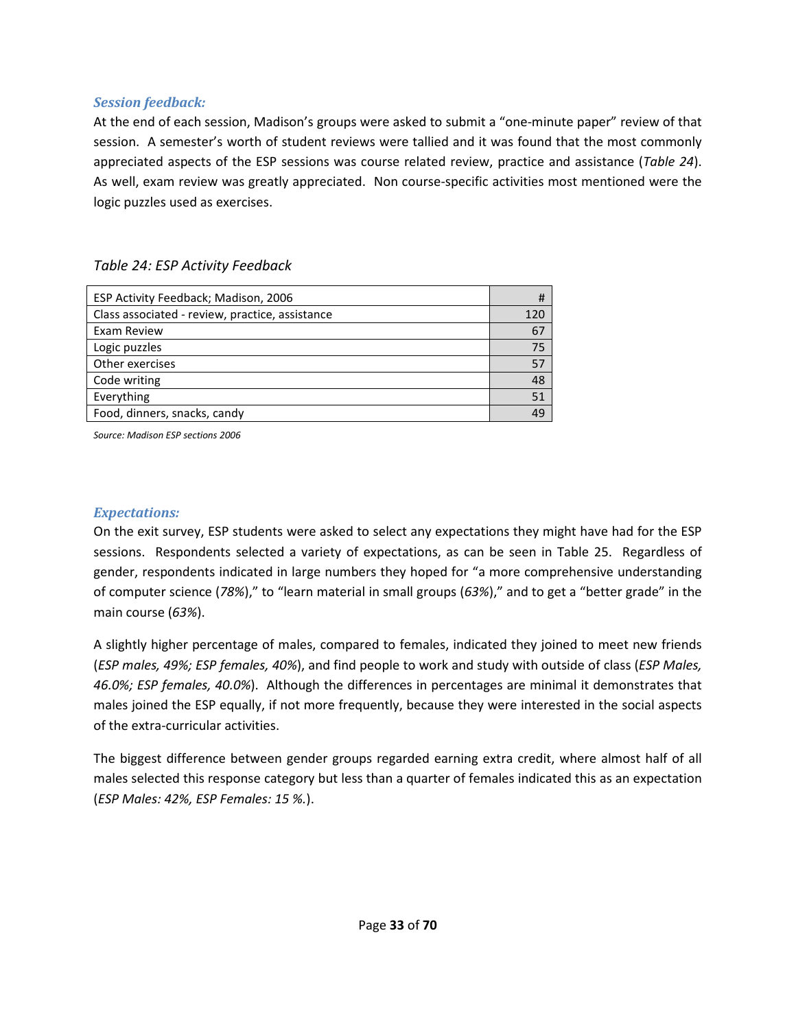### *Session feedback:*

At the end of each session, Madison's groups were asked to submit a "one-minute paper" review of that session. A semester's worth of student reviews were tallied and it was found that the most commonly appreciated aspects of the ESP sessions was course related review, practice and assistance (*Table 24*). As well, exam review was greatly appreciated. Non course-specific activities most mentioned were the logic puzzles used as exercises.

*Table 24: ESP Activity Feedback*

| ESP Activity Feedback; Madison, 2006 | # |
|---|---|
| Class associated - review, practice, assistance | 120 |
| Exam Review | 67 |
| Logic puzzles | 75 |
| Other exercises | 57 |
| Code writing | 48 |
| Everything | 51 |
| Food, dinners, snacks, candy | 49 |

*Source: Madison ESP sections 2006*

### *Expectations:*

On the exit survey, ESP students were asked to select any expectations they might have had for the ESP sessions. Respondents selected a variety of expectations, as can be seen in Table 25. Regardless of gender, respondents indicated in large numbers they hoped for "a more comprehensive understanding of computer science (*78%*)," to "learn material in small groups (*63%*)," and to get a "better grade" in the main course (*63%*).

A slightly higher percentage of males, compared to females, indicated they joined to meet new friends (*ESP males, 49%; ESP females, 40%*), and find people to work and study with outside of class (*ESP Males, 46.0%; ESP females, 40.0%*). Although the differences in percentages are minimal it demonstrates that males joined the ESP equally, if not more frequently, because they were interested in the social aspects of the extra-curricular activities.

The biggest difference between gender groups regarded earning extra credit, where almost half of all males selected this response category but less than a quarter of females indicated this as an expectation (*ESP Males: 42%, ESP Females: 15 %.*).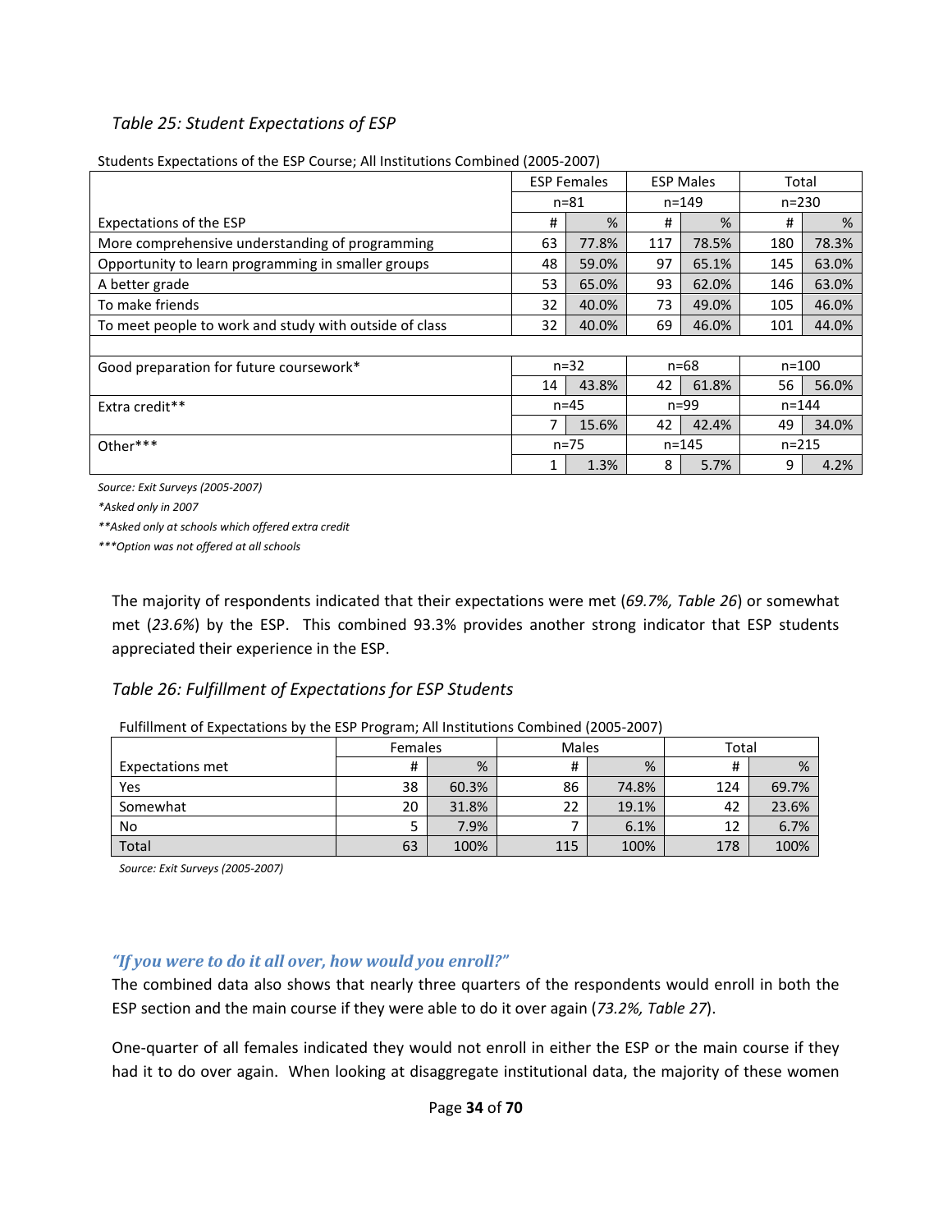*Table 25: Student Expectations of ESP*

Students Expectations of the ESP Course; All Institutions Combined (2005-2007)

| | ESP Females | | ESP Males | | Total | |
|---|---|---|---|---|---|---|
| | n=81 | | n=149 | | n=230 | |
| Expectations of the ESP | # | % | # | % | # | % |
| More comprehensive understanding of programming | 63 | 77.8% | 117 | 78.5% | 180 | 78.3% |
| Opportunity to learn programming in smaller groups | 48 | 59.0% | 97 | 65.1% | 145 | 63.0% |
| A better grade | 53 | 65.0% | 93 | 62.0% | 146 | 63.0% |
| To make friends | 32 | 40.0% | 73 | 49.0% | 105 | 46.0% |
| To meet people to work and study with outside of class | 32 | 40.0% | 69 | 46.0% | 101 | 44.0% |
| | | | | | | |
| Good preparation for future coursework* | n=32 | | n=68 | | n=100 | |
| | 14 | 43.8% | 42 | 61.8% | 56 | 56.0% |
| Extra credit** | n=45 | | n=99 | | n=144 | |
| | 7 | 15.6% | 42 | 42.4% | 49 | 34.0% |
| Other*** | n=75 | | n=145 | | n=215 | |
| | 1 | 1.3% | 8 | 5.7% | 9 | 4.2% |

*Source: Exit Surveys (2005-2007)*

*\*Asked only in 2007*

*\*\*Asked only at schools which offered extra credit*

*\*\*\*Option was not offered at all schools*

The majority of respondents indicated that their expectations were met (*69.7%, Table 26*) or somewhat met (*23.6%*) by the ESP. This combined 93.3% provides another strong indicator that ESP students appreciated their experience in the ESP.

*Table 26: Fulfillment of Expectations for ESP Students*

Fulfillment of Expectations by the ESP Program; All Institutions Combined (2005-2007)

| | Females | | Males | | Total | |
|---|---|---|---|---|---|---|
| Expectations met | # | % | # | % | # | % |
| Yes | 38 | 60.3% | 86 | 74.8% | 124 | 69.7% |
| Somewhat | 20 | 31.8% | 22 | 19.1% | 42 | 23.6% |
| No | 5 | 7.9% | 7 | 6.1% | 12 | 6.7% |
| Total | 63 | 100% | 115 | 100% | 178 | 100% |

*Source: Exit Surveys (2005-2007)*

### *"If you were to do it all over, how would you enroll?"*

The combined data also shows that nearly three quarters of the respondents would enroll in both the ESP section and the main course if they were able to do it over again (*73.2%, Table 27*).

One-quarter of all females indicated they would not enroll in either the ESP or the main course if they had it to do over again. When looking at disaggregate institutional data, the majority of these women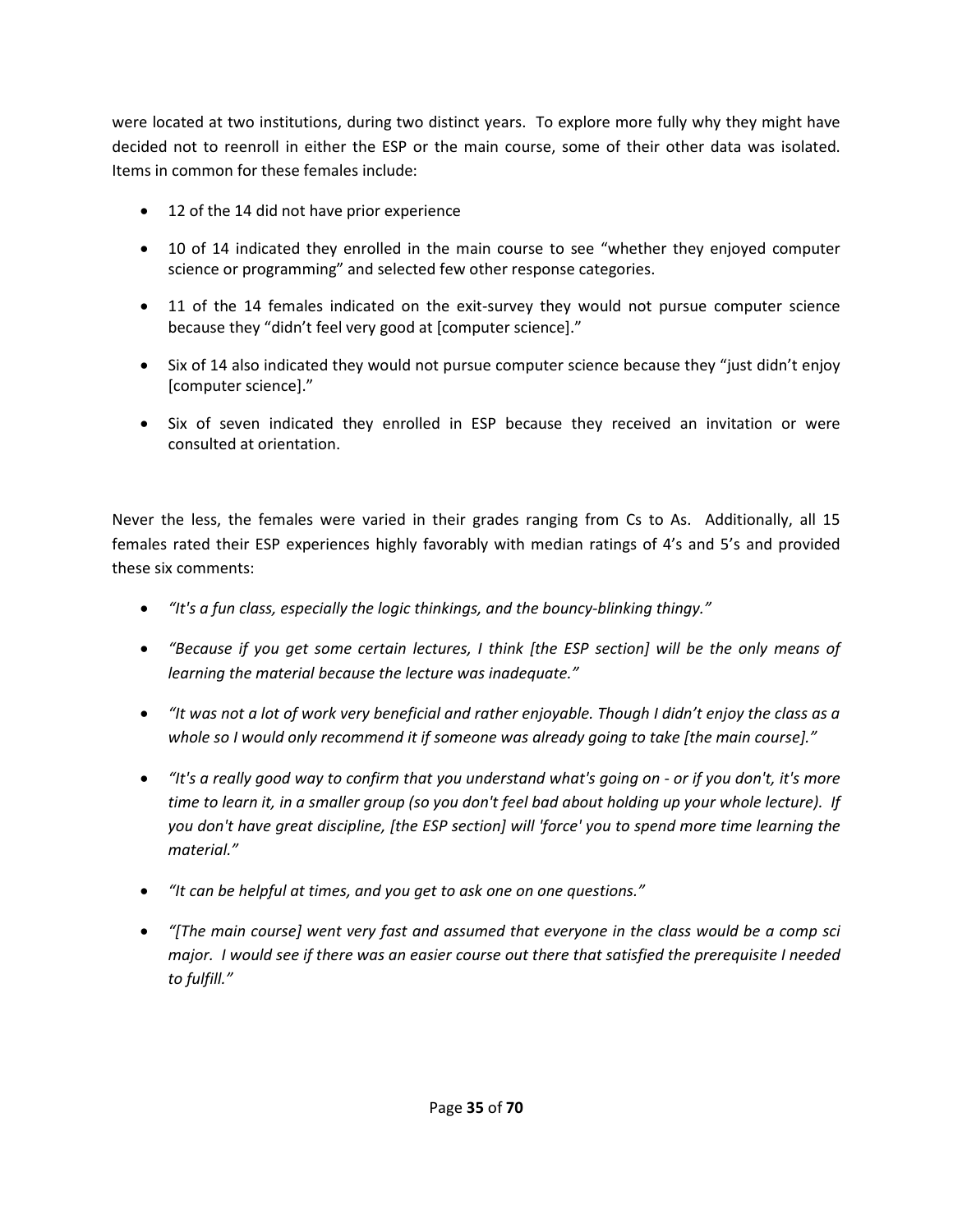were located at two institutions, during two distinct years. To explore more fully why they might have decided not to reenroll in either the ESP or the main course, some of their other data was isolated. Items in common for these females include:

- 12 of the 14 did not have prior experience
- 10 of 14 indicated they enrolled in the main course to see "whether they enjoyed computer science or programming" and selected few other response categories.
- 11 of the 14 females indicated on the exit-survey they would not pursue computer science because they "didn't feel very good at [computer science]."
- Six of 14 also indicated they would not pursue computer science because they "just didn't enjoy [computer science]."
- Six of seven indicated they enrolled in ESP because they received an invitation or were consulted at orientation.

Never the less, the females were varied in their grades ranging from Cs to As. Additionally, all 15 females rated their ESP experiences highly favorably with median ratings of 4's and 5's and provided these six comments:

- *"It's a fun class, especially the logic thinkings, and the bouncy-blinking thingy."*
- *"Because if you get some certain lectures, I think [the ESP section] will be the only means of learning the material because the lecture was inadequate."*
- *"It was not a lot of work very beneficial and rather enjoyable. Though I didn't enjoy the class as a whole so I would only recommend it if someone was already going to take [the main course]."*
- *"It's a really good way to confirm that you understand what's going on - or if you don't, it's more time to learn it, in a smaller group (so you don't feel bad about holding up your whole lecture). If you don't have great discipline, [the ESP section] will 'force' you to spend more time learning the material."*
- *"It can be helpful at times, and you get to ask one on one questions."*
- *"[The main course] went very fast and assumed that everyone in the class would be a comp sci major. I would see if there was an easier course out there that satisfied the prerequisite I needed to fulfill."*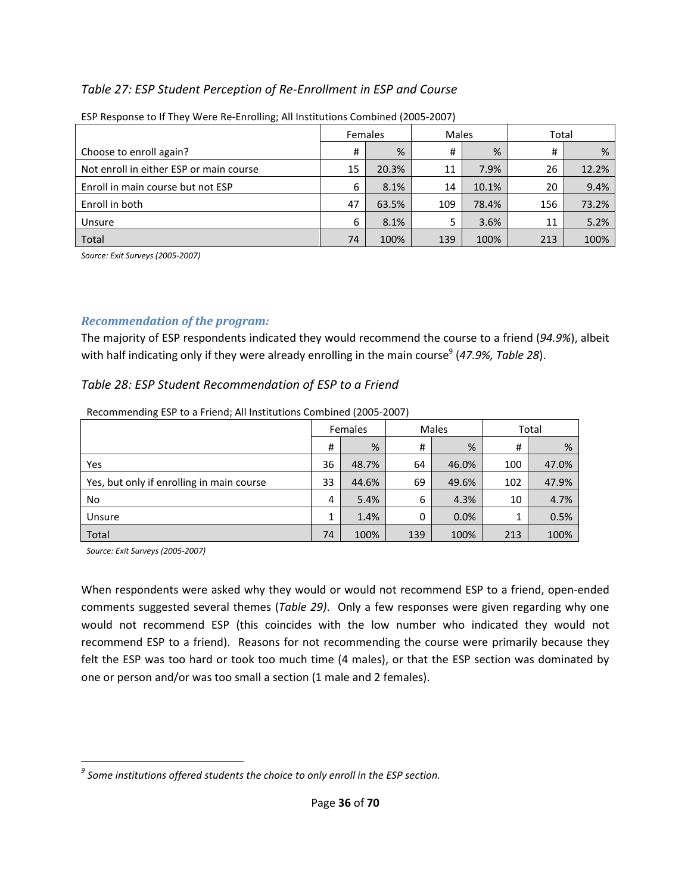### *Table 27: ESP Student Perception of Re-Enrollment in ESP and Course*

ESP Response to If They Were Re-Enrolling; All Institutions Combined (2005-2007)

| | Females | | Males | | Total | |
|---|---|---|---|---|---|---|
| Choose to enroll again? | # | % | # | % | # | % |
| Not enroll in either ESP or main course | 15 | 20.3% | 11 | 7.9% | 26 | 12.2% |
| Enroll in main course but not ESP | 6 | 8.1% | 14 | 10.1% | 20 | 9.4% |
| Enroll in both | 47 | 63.5% | 109 | 78.4% | 156 | 73.2% |
| Unsure | 6 | 8.1% | 5 | 3.6% | 11 | 5.2% |
| Total | 74 | 100% | 139 | 100% | 213 | 100% |

*Source: Exit Surveys (2005-2007)*

### *Recommendation of the program:*

The majority of ESP respondents indicated they would recommend the course to a friend (*94.9%*), albeit with half indicating only if they were already enrolling in the main course[9] (*47.9%, Table 28*).

### *Table 28: ESP Student Recommendation of ESP to a Friend*

Recommending ESP to a Friend; All Institutions Combined (2005-2007)

| | Females | | Males | | Total | |
|---|---|---|---|---|---|---|
| | # | % | # | % | # | % |
| Yes | 36 | 48.7% | 64 | 46.0% | 100 | 47.0% |
| Yes, but only if enrolling in main course | 33 | 44.6% | 69 | 49.6% | 102 | 47.9% |
| No | 4 | 5.4% | 6 | 4.3% | 10 | 4.7% |
| Unsure | 1 | 1.4% | 0 | 0.0% | 1 | 0.5% |
| Total | 74 | 100% | 139 | 100% | 213 | 100% |

*Source: Exit Surveys (2005-2007)*

When respondents were asked why they would or would not recommend ESP to a friend, open-ended comments suggested several themes (*Table 29)*. Only a few responses were given regarding why one would not recommend ESP (this coincides with the low number who indicated they would not recommend ESP to a friend). Reasons for not recommending the course were primarily because they felt the ESP was too hard or took too much time (4 males), or that the ESP section was dominated by one or person and/or was too small a section (1 male and 2 females).

---

[9] *Some institutions offered students the choice to only enroll in the ESP section.*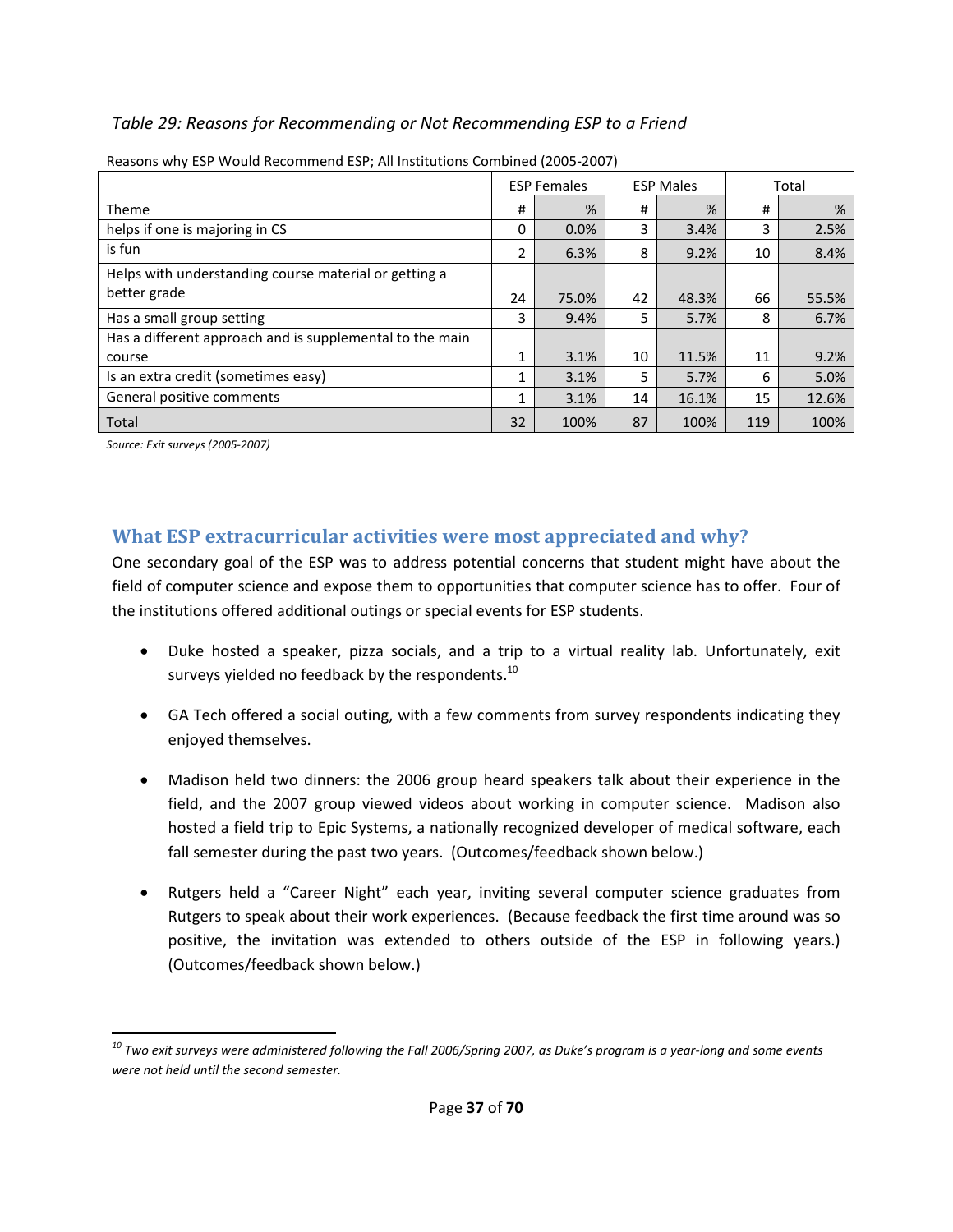*Table 29: Reasons for Recommending or Not Recommending ESP to a Friend*

Reasons why ESP Would Recommend ESP; All Institutions Combined (2005-2007)

| | ESP Females | | ESP Males | | Total | |
|---|---|---|---|---|---|---|
| Theme | # | % | # | % | # | % |
| helps if one is majoring in CS | 0 | 0.0% | 3 | 3.4% | 3 | 2.5% |
| is fun | 2 | 6.3% | 8 | 9.2% | 10 | 8.4% |
| Helps with understanding course material or getting a better grade | 24 | 75.0% | 42 | 48.3% | 66 | 55.5% |
| Has a small group setting | 3 | 9.4% | 5 | 5.7% | 8 | 6.7% |
| Has a different approach and is supplemental to the main course | 1 | 3.1% | 10 | 11.5% | 11 | 9.2% |
| Is an extra credit (sometimes easy) | 1 | 3.1% | 5 | 5.7% | 6 | 5.0% |
| General positive comments | 1 | 3.1% | 14 | 16.1% | 15 | 12.6% |
| Total | 32 | 100% | 87 | 100% | 119 | 100% |

*Source: Exit surveys (2005-2007)*

## What ESP extracurricular activities were most appreciated and why?

One secondary goal of the ESP was to address potential concerns that student might have about the field of computer science and expose them to opportunities that computer science has to offer. Four of the institutions offered additional outings or special events for ESP students.

- Duke hosted a speaker, pizza socials, and a trip to a virtual reality lab. Unfortunately, exit surveys yielded no feedback by the respondents.[10]
- GA Tech offered a social outing, with a few comments from survey respondents indicating they enjoyed themselves.
- Madison held two dinners: the 2006 group heard speakers talk about their experience in the field, and the 2007 group viewed videos about working in computer science. Madison also hosted a field trip to Epic Systems, a nationally recognized developer of medical software, each fall semester during the past two years. (Outcomes/feedback shown below.)
- Rutgers held a "Career Night" each year, inviting several computer science graduates from Rutgers to speak about their work experiences. (Because feedback the first time around was so positive, the invitation was extended to others outside of the ESP in following years.) (Outcomes/feedback shown below.)

[10] *Two exit surveys were administered following the Fall 2006/Spring 2007, as Duke's program is a year-long and some events were not held until the second semester.*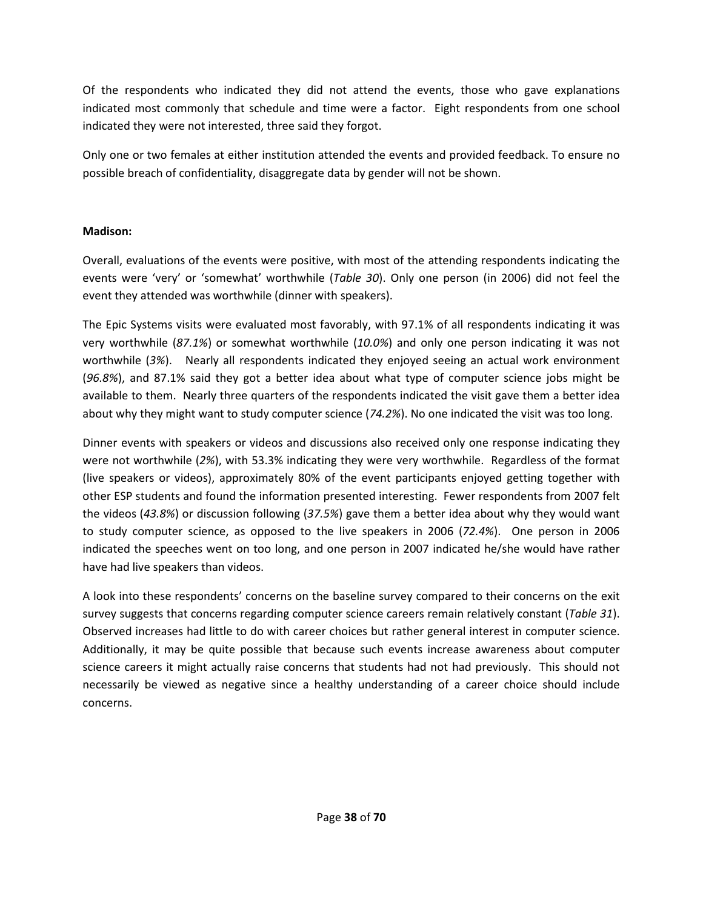Of the respondents who indicated they did not attend the events, those who gave explanations indicated most commonly that schedule and time were a factor. Eight respondents from one school indicated they were not interested, three said they forgot.

Only one or two females at either institution attended the events and provided feedback. To ensure no possible breach of confidentiality, disaggregate data by gender will not be shown.

**Madison:**

Overall, evaluations of the events were positive, with most of the attending respondents indicating the events were 'very' or 'somewhat' worthwhile (*Table 30*). Only one person (in 2006) did not feel the event they attended was worthwhile (dinner with speakers).

The Epic Systems visits were evaluated most favorably, with 97.1% of all respondents indicating it was very worthwhile (*87.1%*) or somewhat worthwhile (*10.0%*) and only one person indicating it was not worthwhile (*3%*). Nearly all respondents indicated they enjoyed seeing an actual work environment (*96.8%*), and 87.1% said they got a better idea about what type of computer science jobs might be available to them. Nearly three quarters of the respondents indicated the visit gave them a better idea about why they might want to study computer science (*74.2%*). No one indicated the visit was too long.

Dinner events with speakers or videos and discussions also received only one response indicating they were not worthwhile (*2%*), with 53.3% indicating they were very worthwhile. Regardless of the format (live speakers or videos), approximately 80% of the event participants enjoyed getting together with other ESP students and found the information presented interesting. Fewer respondents from 2007 felt the videos (*43.8%*) or discussion following (*37.5%*) gave them a better idea about why they would want to study computer science, as opposed to the live speakers in 2006 (*72.4%*). One person in 2006 indicated the speeches went on too long, and one person in 2007 indicated he/she would have rather have had live speakers than videos.

A look into these respondents' concerns on the baseline survey compared to their concerns on the exit survey suggests that concerns regarding computer science careers remain relatively constant (*Table 31*). Observed increases had little to do with career choices but rather general interest in computer science. Additionally, it may be quite possible that because such events increase awareness about computer science careers it might actually raise concerns that students had not had previously. This should not necessarily be viewed as negative since a healthy understanding of a career choice should include concerns.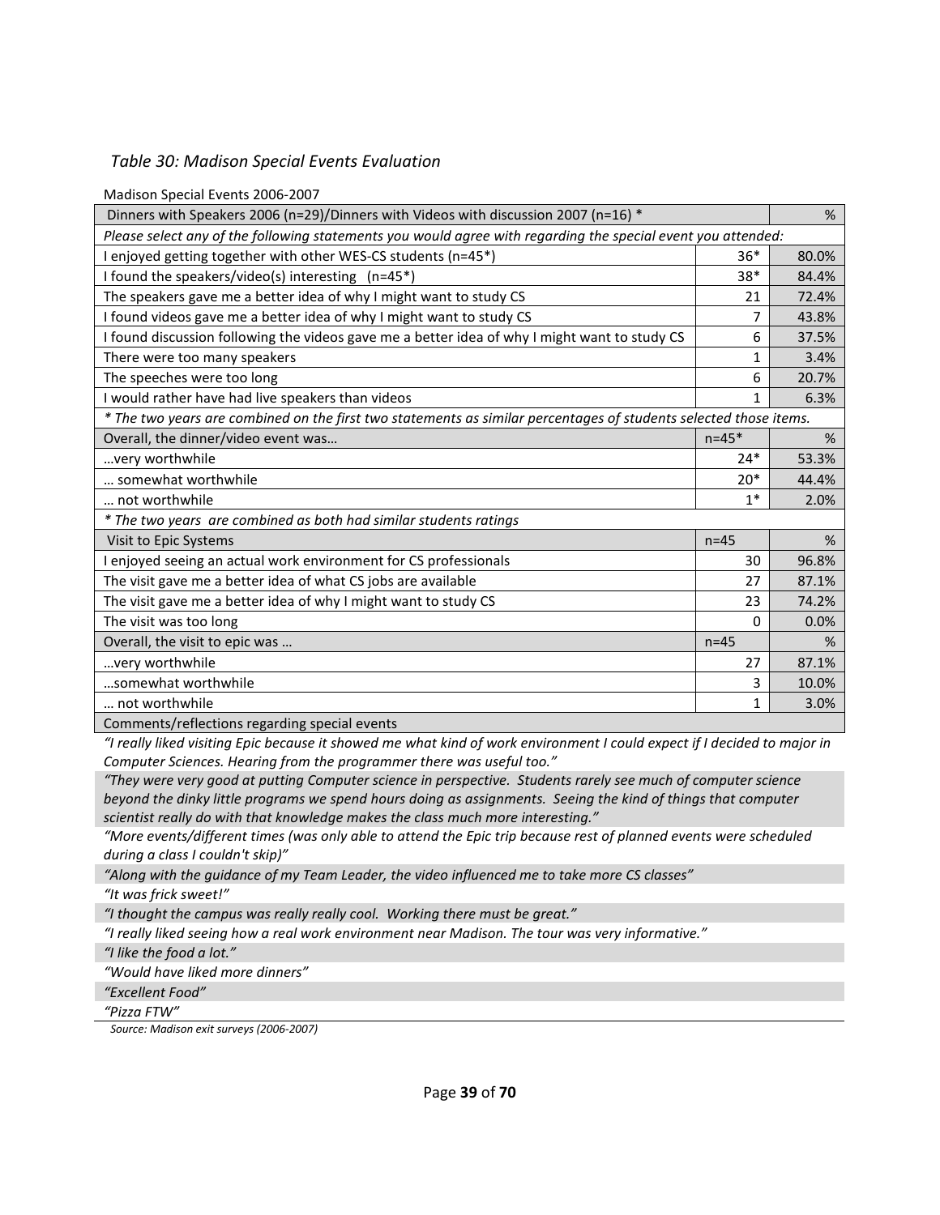*Table 30: Madison Special Events Evaluation*

Madison Special Events 2006-2007

| Dinners with Speakers 2006 (n=29)/Dinners with Videos with discussion 2007 (n=16) * | | % |
|---|---|---|
| *Please select any of the following statements you would agree with regarding the special event you attended:* | | |
| I enjoyed getting together with other WES-CS students (n=45*) | 36* | 80.0% |
| I found the speakers/video(s) interesting (n=45*) | 38* | 84.4% |
| The speakers gave me a better idea of why I might want to study CS | 21 | 72.4% |
| I found videos gave me a better idea of why I might want to study CS | 7 | 43.8% |
| I found discussion following the videos gave me a better idea of why I might want to study CS | 6 | 37.5% |
| There were too many speakers | 1 | 3.4% |
| The speeches were too long | 6 | 20.7% |
| I would rather have had live speakers than videos | 1 | 6.3% |
| *\* The two years are combined on the first two statements as similar percentages of students selected those items.* | | |
| Overall, the dinner/video event was… | n=45* | % |
| …very worthwhile | 24* | 53.3% |
| … somewhat worthwhile | 20* | 44.4% |
| … not worthwhile | 1* | 2.0% |
| *\* The two years are combined as both had similar students ratings* | | |
| Visit to Epic Systems | n=45 | % |
| I enjoyed seeing an actual work environment for CS professionals | 30 | 96.8% |
| The visit gave me a better idea of what CS jobs are available | 27 | 87.1% |
| The visit gave me a better idea of why I might want to study CS | 23 | 74.2% |
| The visit was too long | 0 | 0.0% |
| Overall, the visit to epic was … | n=45 | % |
| …very worthwhile | 27 | 87.1% |
| …somewhat worthwhile | 3 | 10.0% |
| … not worthwhile | 1 | 3.0% |
| Comments/reflections regarding special events | | |
| *"I really liked visiting Epic because it showed me what kind of work environment I could expect if I decided to major in Computer Sciences. Hearing from the programmer there was useful too."* | | |
| *"They were very good at putting Computer science in perspective. Students rarely see much of computer science beyond the dinky little programs we spend hours doing as assignments. Seeing the kind of things that computer scientist really do with that knowledge makes the class much more interesting."* | | |
| *"More events/different times (was only able to attend the Epic trip because rest of planned events were scheduled during a class I couldn't skip)"* | | |
| *"Along with the guidance of my Team Leader, the video influenced me to take more CS classes"* | | |
| *"It was frick sweet!"* | | |
| *"I thought the campus was really really cool. Working there must be great."* | | |
| *"I really liked seeing how a real work environment near Madison. The tour was very informative."* | | |
| *"I like the food a lot."* | | |
| *"Would have liked more dinners"* | | |
| *"Excellent Food"* | | |
| *"Pizza FTW"* | | |

*Source: Madison exit surveys (2006-2007)*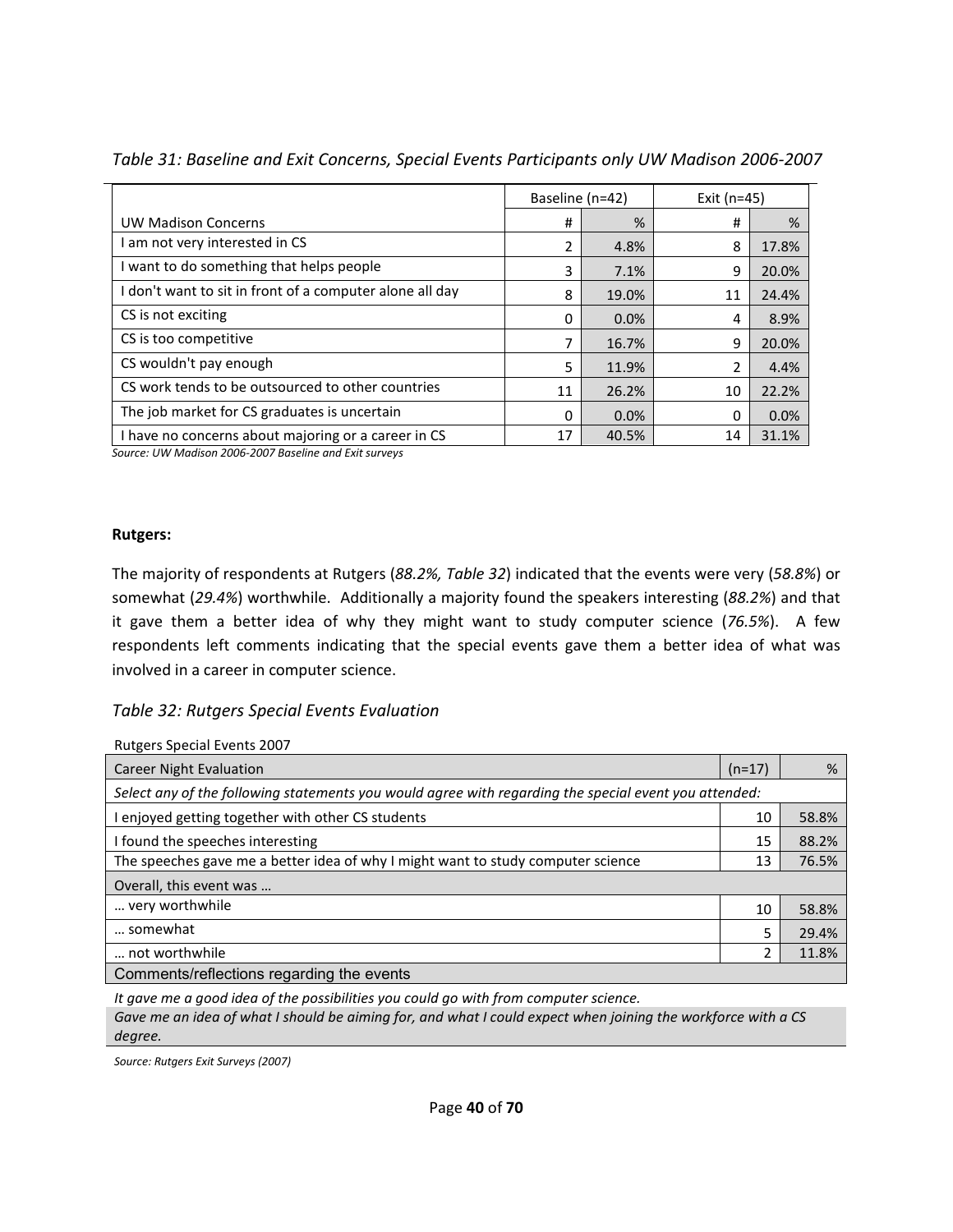*Table 31: Baseline and Exit Concerns, Special Events Participants only UW Madison 2006-2007*

| | Baseline (n=42) | | Exit (n=45) | |
|---|---|---|---|---|
| UW Madison Concerns | # | % | # | % |
| I am not very interested in CS | 2 | 4.8% | 8 | 17.8% |
| I want to do something that helps people | 3 | 7.1% | 9 | 20.0% |
| I don't want to sit in front of a computer alone all day | 8 | 19.0% | 11 | 24.4% |
| CS is not exciting | 0 | 0.0% | 4 | 8.9% |
| CS is too competitive | 7 | 16.7% | 9 | 20.0% |
| CS wouldn't pay enough | 5 | 11.9% | 2 | 4.4% |
| CS work tends to be outsourced to other countries | 11 | 26.2% | 10 | 22.2% |
| The job market for CS graduates is uncertain | 0 | 0.0% | 0 | 0.0% |
| I have no concerns about majoring or a career in CS | 17 | 40.5% | 14 | 31.1% |

*Source: UW Madison 2006-2007 Baseline and Exit surveys*

**Rutgers:**

The majority of respondents at Rutgers (*88.2%, Table 32*) indicated that the events were very (*58.8%*) or somewhat (*29.4%*) worthwhile. Additionally a majority found the speakers interesting (*88.2%*) and that it gave them a better idea of why they might want to study computer science (*76.5%*). A few respondents left comments indicating that the special events gave them a better idea of what was involved in a career in computer science.

*Table 32: Rutgers Special Events Evaluation*

Rutgers Special Events 2007

| Career Night Evaluation | (n=17) | % |
|---|---|---|
| *Select any of the following statements you would agree with regarding the special event you attended:* | | |
| I enjoyed getting together with other CS students | 10 | 58.8% |
| I found the speeches interesting | 15 | 88.2% |
| The speeches gave me a better idea of why I might want to study computer science | 13 | 76.5% |
| Overall, this event was … | | |
| … very worthwhile | 10 | 58.8% |
| … somewhat | 5 | 29.4% |
| … not worthwhile | 2 | 11.8% |
| Comments/reflections regarding the events | | |
| *It gave me a good idea of the possibilities you could go with from computer science.* | | |
| *Gave me an idea of what I should be aiming for, and what I could expect when joining the workforce with a CS degree.* | | |

*Source: Rutgers Exit Surveys (2007)*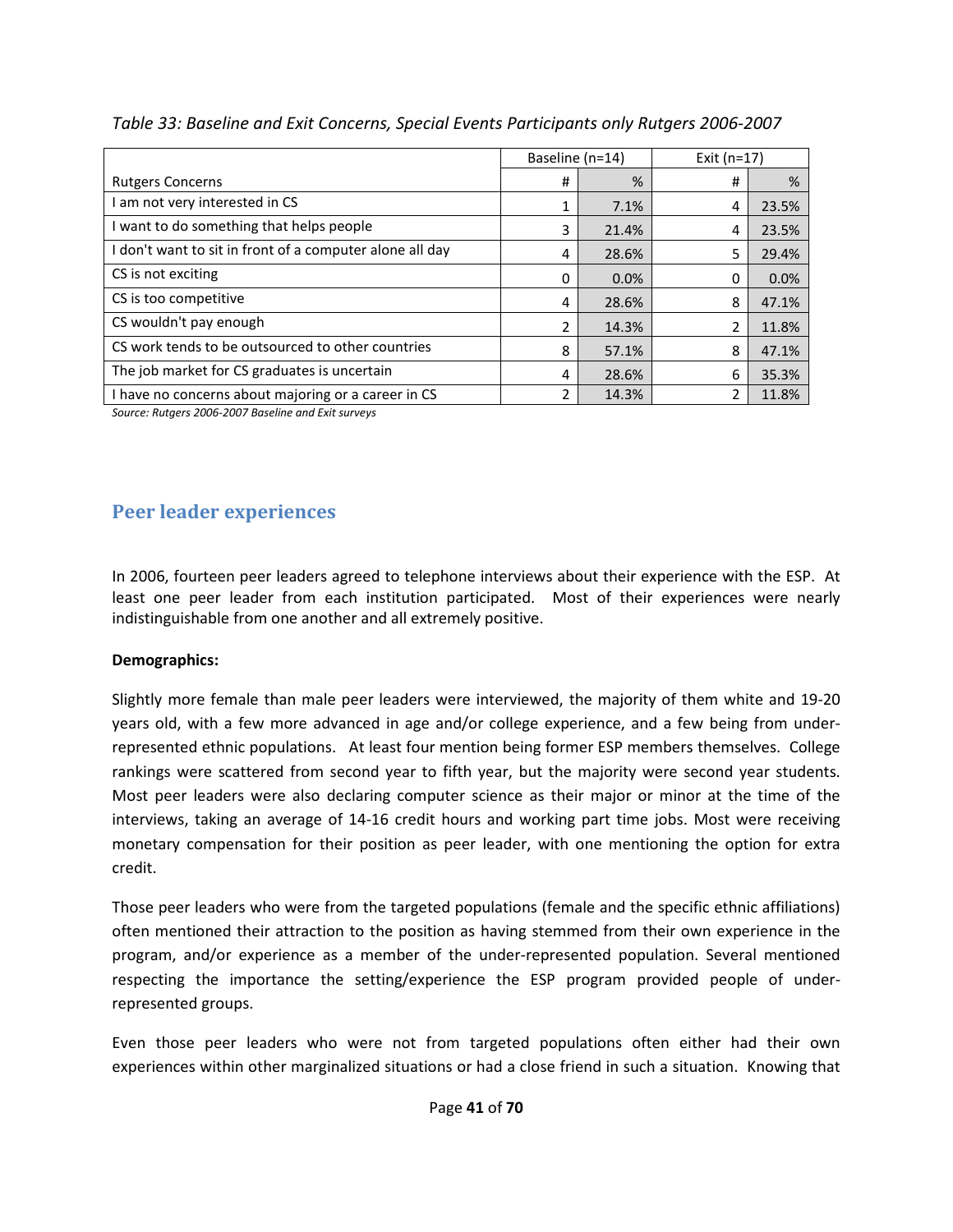*Table 33: Baseline and Exit Concerns, Special Events Participants only Rutgers 2006-2007*

| | Baseline (n=14) | | Exit (n=17) | |
|---|---|---|---|---|
| Rutgers Concerns | # | % | # | % |
| I am not very interested in CS | 1 | 7.1% | 4 | 23.5% |
| I want to do something that helps people | 3 | 21.4% | 4 | 23.5% |
| I don't want to sit in front of a computer alone all day | 4 | 28.6% | 5 | 29.4% |
| CS is not exciting | 0 | 0.0% | 0 | 0.0% |
| CS is too competitive | 4 | 28.6% | 8 | 47.1% |
| CS wouldn't pay enough | 2 | 14.3% | 2 | 11.8% |
| CS work tends to be outsourced to other countries | 8 | 57.1% | 8 | 47.1% |
| The job market for CS graduates is uncertain | 4 | 28.6% | 6 | 35.3% |
| I have no concerns about majoring or a career in CS | 2 | 14.3% | 2 | 11.8% |

*Source: Rutgers 2006-2007 Baseline and Exit surveys*

## Peer leader experiences

In 2006, fourteen peer leaders agreed to telephone interviews about their experience with the ESP. At least one peer leader from each institution participated. Most of their experiences were nearly indistinguishable from one another and all extremely positive.

**Demographics:**

Slightly more female than male peer leaders were interviewed, the majority of them white and 19-20 years old, with a few more advanced in age and/or college experience, and a few being from under-represented ethnic populations. At least four mention being former ESP members themselves. College rankings were scattered from second year to fifth year, but the majority were second year students. Most peer leaders were also declaring computer science as their major or minor at the time of the interviews, taking an average of 14-16 credit hours and working part time jobs. Most were receiving monetary compensation for their position as peer leader, with one mentioning the option for extra credit.

Those peer leaders who were from the targeted populations (female and the specific ethnic affiliations) often mentioned their attraction to the position as having stemmed from their own experience in the program, and/or experience as a member of the under-represented population. Several mentioned respecting the importance the setting/experience the ESP program provided people of under-represented groups.

Even those peer leaders who were not from targeted populations often either had their own experiences within other marginalized situations or had a close friend in such a situation. Knowing that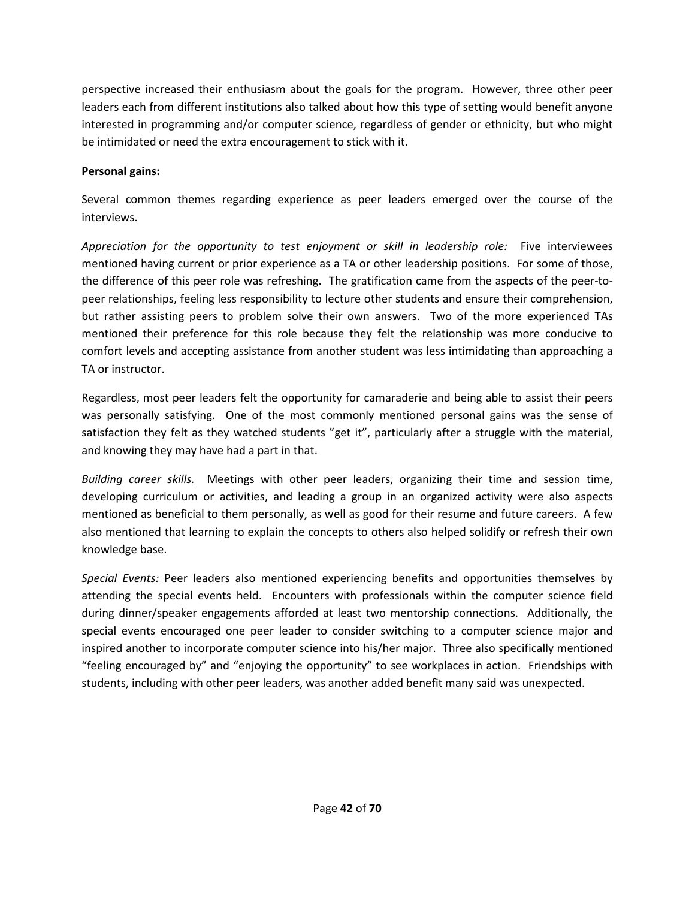perspective increased their enthusiasm about the goals for the program. However, three other peer leaders each from different institutions also talked about how this type of setting would benefit anyone interested in programming and/or computer science, regardless of gender or ethnicity, but who might be intimidated or need the extra encouragement to stick with it.

**Personal gains:**

Several common themes regarding experience as peer leaders emerged over the course of the interviews.

*Appreciation for the opportunity to test enjoyment or skill in leadership role:* Five interviewees mentioned having current or prior experience as a TA or other leadership positions. For some of those, the difference of this peer role was refreshing. The gratification came from the aspects of the peer-to-peer relationships, feeling less responsibility to lecture other students and ensure their comprehension, but rather assisting peers to problem solve their own answers. Two of the more experienced TAs mentioned their preference for this role because they felt the relationship was more conducive to comfort levels and accepting assistance from another student was less intimidating than approaching a TA or instructor.

Regardless, most peer leaders felt the opportunity for camaraderie and being able to assist their peers was personally satisfying. One of the most commonly mentioned personal gains was the sense of satisfaction they felt as they watched students "get it", particularly after a struggle with the material, and knowing they may have had a part in that.

*Building career skills.* Meetings with other peer leaders, organizing their time and session time, developing curriculum or activities, and leading a group in an organized activity were also aspects mentioned as beneficial to them personally, as well as good for their resume and future careers. A few also mentioned that learning to explain the concepts to others also helped solidify or refresh their own knowledge base.

*Special Events:* Peer leaders also mentioned experiencing benefits and opportunities themselves by attending the special events held. Encounters with professionals within the computer science field during dinner/speaker engagements afforded at least two mentorship connections. Additionally, the special events encouraged one peer leader to consider switching to a computer science major and inspired another to incorporate computer science into his/her major. Three also specifically mentioned "feeling encouraged by" and "enjoying the opportunity" to see workplaces in action. Friendships with students, including with other peer leaders, was another added benefit many said was unexpected.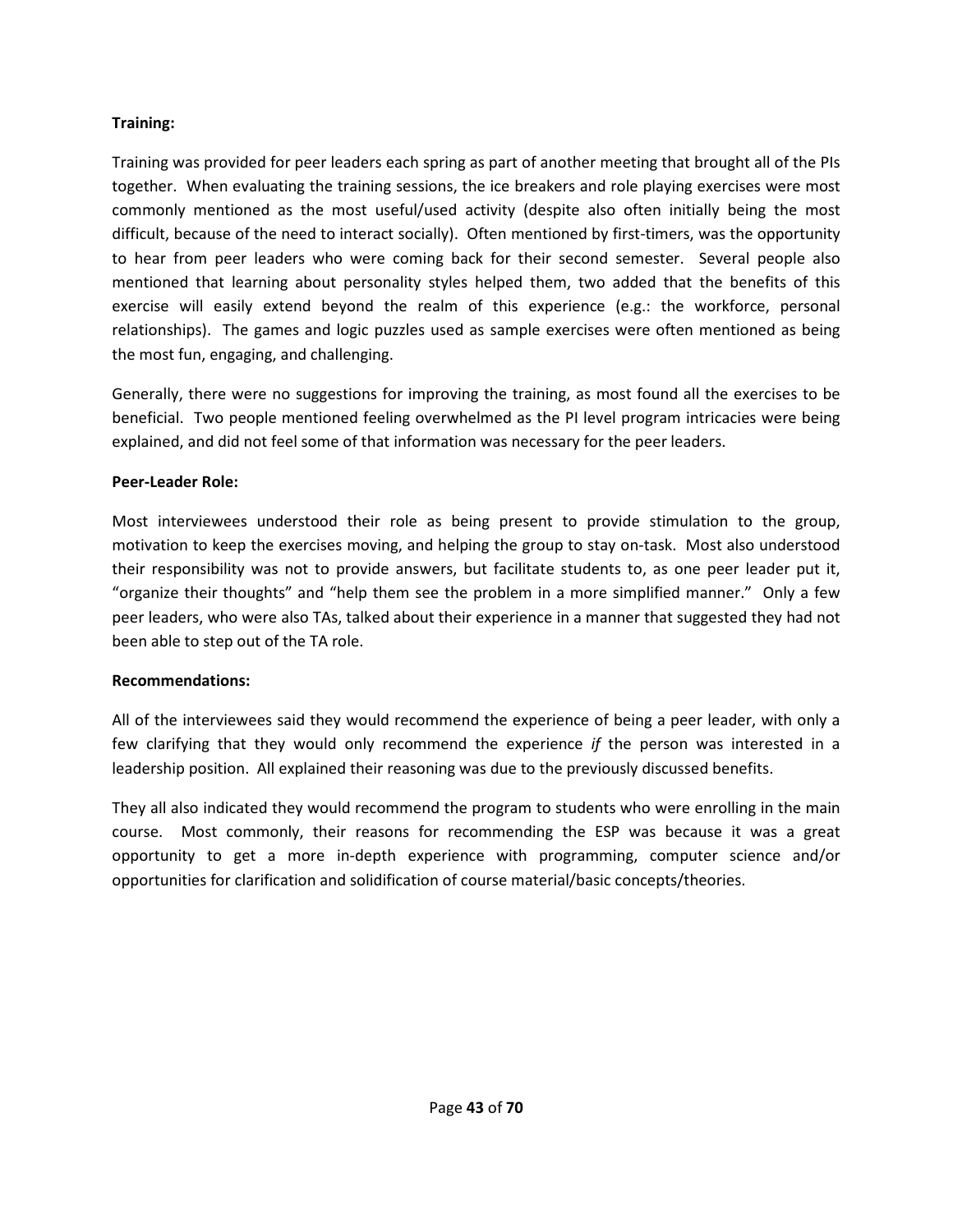**Training:**

Training was provided for peer leaders each spring as part of another meeting that brought all of the PIs together. When evaluating the training sessions, the ice breakers and role playing exercises were most commonly mentioned as the most useful/used activity (despite also often initially being the most difficult, because of the need to interact socially). Often mentioned by first-timers, was the opportunity to hear from peer leaders who were coming back for their second semester. Several people also mentioned that learning about personality styles helped them, two added that the benefits of this exercise will easily extend beyond the realm of this experience (e.g.: the workforce, personal relationships). The games and logic puzzles used as sample exercises were often mentioned as being the most fun, engaging, and challenging.

Generally, there were no suggestions for improving the training, as most found all the exercises to be beneficial. Two people mentioned feeling overwhelmed as the PI level program intricacies were being explained, and did not feel some of that information was necessary for the peer leaders.

**Peer-Leader Role:**

Most interviewees understood their role as being present to provide stimulation to the group, motivation to keep the exercises moving, and helping the group to stay on-task. Most also understood their responsibility was not to provide answers, but facilitate students to, as one peer leader put it, "organize their thoughts" and "help them see the problem in a more simplified manner." Only a few peer leaders, who were also TAs, talked about their experience in a manner that suggested they had not been able to step out of the TA role.

**Recommendations:**

All of the interviewees said they would recommend the experience of being a peer leader, with only a few clarifying that they would only recommend the experience *if* the person was interested in a leadership position. All explained their reasoning was due to the previously discussed benefits.

They all also indicated they would recommend the program to students who were enrolling in the main course. Most commonly, their reasons for recommending the ESP was because it was a great opportunity to get a more in-depth experience with programming, computer science and/or opportunities for clarification and solidification of course material/basic concepts/theories.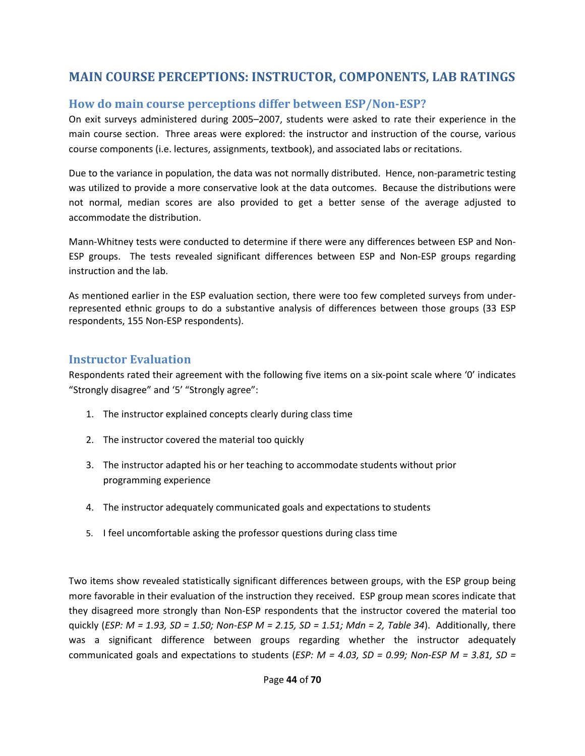## MAIN COURSE PERCEPTIONS: INSTRUCTOR, COMPONENTS, LAB RATINGS

### How do main course perceptions differ between ESP/Non-ESP?

On exit surveys administered during 2005–2007, students were asked to rate their experience in the main course section. Three areas were explored: the instructor and instruction of the course, various course components (i.e. lectures, assignments, textbook), and associated labs or recitations.

Due to the variance in population, the data was not normally distributed. Hence, non-parametric testing was utilized to provide a more conservative look at the data outcomes. Because the distributions were not normal, median scores are also provided to get a better sense of the average adjusted to accommodate the distribution.

Mann-Whitney tests were conducted to determine if there were any differences between ESP and Non-ESP groups. The tests revealed significant differences between ESP and Non-ESP groups regarding instruction and the lab.

As mentioned earlier in the ESP evaluation section, there were too few completed surveys from under-represented ethnic groups to do a substantive analysis of differences between those groups (33 ESP respondents, 155 Non-ESP respondents).

### Instructor Evaluation

Respondents rated their agreement with the following five items on a six-point scale where '0' indicates "Strongly disagree" and '5' "Strongly agree":

1. The instructor explained concepts clearly during class time
2. The instructor covered the material too quickly
3. The instructor adapted his or her teaching to accommodate students without prior programming experience
4. The instructor adequately communicated goals and expectations to students
5. I feel uncomfortable asking the professor questions during class time

Two items show revealed statistically significant differences between groups, with the ESP group being more favorable in their evaluation of the instruction they received. ESP group mean scores indicate that they disagreed more strongly than Non-ESP respondents that the instructor covered the material too quickly (*ESP: M = 1.93, SD = 1.50; Non-ESP M = 2.15, SD = 1.51; Mdn = 2, Table 34*). Additionally, there was a significant difference between groups regarding whether the instructor adequately communicated goals and expectations to students (*ESP: M = 4.03, SD = 0.99; Non-ESP M = 3.81, SD =*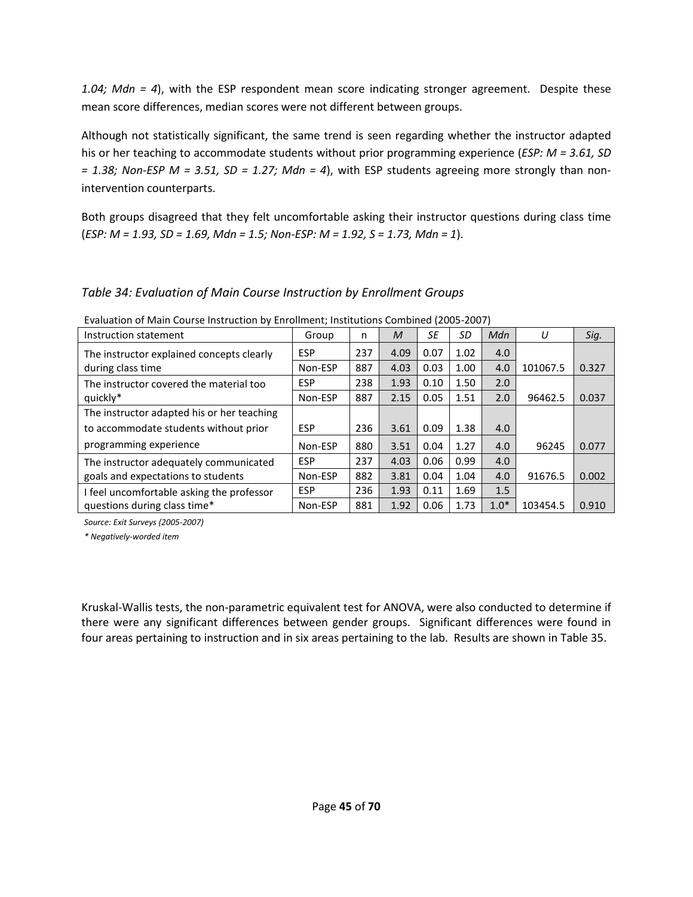*1.04; Mdn = 4*), with the ESP respondent mean score indicating stronger agreement. Despite these mean score differences, median scores were not different between groups.

Although not statistically significant, the same trend is seen regarding whether the instructor adapted his or her teaching to accommodate students without prior programming experience (*ESP: M = 3.61, SD = 1.38; Non-ESP M = 3.51, SD = 1.27; Mdn = 4*), with ESP students agreeing more strongly than non-intervention counterparts.

Both groups disagreed that they felt uncomfortable asking their instructor questions during class time (*ESP: M = 1.93, SD = 1.69, Mdn = 1.5; Non-ESP: M = 1.92, S = 1.73, Mdn = 1*).

### *Table 34: Evaluation of Main Course Instruction by Enrollment Groups*

Evaluation of Main Course Instruction by Enrollment; Institutions Combined (2005-2007)

| Instruction statement | Group | n | *M* | *SE* | *SD* | *Mdn* | *U* | *Sig.* |
|---|---|---|---|---|---|---|---|---|
| The instructor explained concepts clearly during class time | ESP | 237 | 4.09 | 0.07 | 1.02 | 4.0 | | |
| | Non-ESP | 887 | 4.03 | 0.03 | 1.00 | 4.0 | 101067.5 | 0.327 |
| The instructor covered the material too quickly* | ESP | 238 | 1.93 | 0.10 | 1.50 | 2.0 | | |
| | Non-ESP | 887 | 2.15 | 0.05 | 1.51 | 2.0 | 96462.5 | 0.037 |
| The instructor adapted his or her teaching to accommodate students without prior programming experience | ESP | 236 | 3.61 | 0.09 | 1.38 | 4.0 | | |
| | Non-ESP | 880 | 3.51 | 0.04 | 1.27 | 4.0 | 96245 | 0.077 |
| The instructor adequately communicated goals and expectations to students | ESP | 237 | 4.03 | 0.06 | 0.99 | 4.0 | | |
| | Non-ESP | 882 | 3.81 | 0.04 | 1.04 | 4.0 | 91676.5 | 0.002 |
| I feel uncomfortable asking the professor questions during class time* | ESP | 236 | 1.93 | 0.11 | 1.69 | 1.5 | | |
| | Non-ESP | 881 | 1.92 | 0.06 | 1.73 | 1.0* | 103454.5 | 0.910 |

*Source: Exit Surveys (2005-2007)*

*\* Negatively-worded item*

Kruskal-Wallis tests, the non-parametric equivalent test for ANOVA, were also conducted to determine if there were any significant differences between gender groups. Significant differences were found in four areas pertaining to instruction and in six areas pertaining to the lab. Results are shown in Table 35.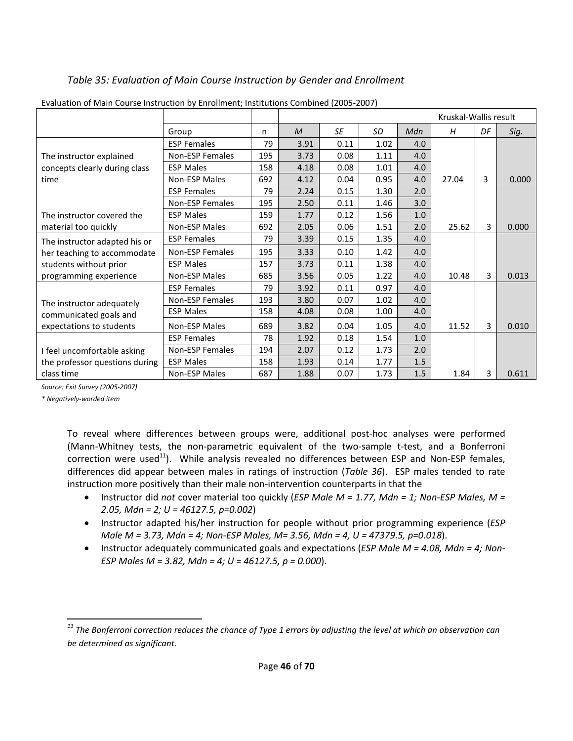*Table 35: Evaluation of Main Course Instruction by Gender and Enrollment*

Evaluation of Main Course Instruction by Enrollment; Institutions Combined (2005-2007)

| | | | | | | | Kruskal-Wallis result | | |
|---|---|---|---|---|---|---|---|---|---|
| | Group | n | *M* | *SE* | *SD* | *Mdn* | *H* | *DF* | *Sig.* |
| The instructor explained concepts clearly during class time | ESP Females | 79 | 3.91 | 0.11 | 1.02 | 4.0 | | | |
| | Non-ESP Females | 195 | 3.73 | 0.08 | 1.11 | 4.0 | | | |
| | ESP Males | 158 | 4.18 | 0.08 | 1.01 | 4.0 | | | |
| | Non-ESP Males | 692 | 4.12 | 0.04 | 0.95 | 4.0 | 27.04 | 3 | 0.000 |
| The instructor covered the material too quickly | ESP Females | 79 | 2.24 | 0.15 | 1.30 | 2.0 | | | |
| | Non-ESP Females | 195 | 2.50 | 0.11 | 1.46 | 3.0 | | | |
| | ESP Males | 159 | 1.77 | 0.12 | 1.56 | 1.0 | | | |
| | Non-ESP Males | 692 | 2.05 | 0.06 | 1.51 | 2.0 | 25.62 | 3 | 0.000 |
| The instructor adapted his or her teaching to accommodate students without prior programming experience | ESP Females | 79 | 3.39 | 0.15 | 1.35 | 4.0 | | | |
| | Non-ESP Females | 195 | 3.33 | 0.10 | 1.42 | 4.0 | | | |
| | ESP Males | 157 | 3.73 | 0.11 | 1.38 | 4.0 | | | |
| | Non-ESP Males | 685 | 3.56 | 0.05 | 1.22 | 4.0 | 10.48 | 3 | 0.013 |
| The instructor adequately communicated goals and expectations to students | ESP Females | 79 | 3.92 | 0.11 | 0.97 | 4.0 | | | |
| | Non-ESP Females | 193 | 3.80 | 0.07 | 1.02 | 4.0 | | | |
| | ESP Males | 158 | 4.08 | 0.08 | 1.00 | 4.0 | | | |
| | Non-ESP Males | 689 | 3.82 | 0.04 | 1.05 | 4.0 | 11.52 | 3 | 0.010 |
| I feel uncomfortable asking the professor questions during class time | ESP Females | 78 | 1.92 | 0.18 | 1.54 | 1.0 | | | |
| | Non-ESP Females | 194 | 2.07 | 0.12 | 1.73 | 2.0 | | | |
| | ESP Males | 158 | 1.93 | 0.14 | 1.77 | 1.5 | | | |
| | Non-ESP Males | 687 | 1.88 | 0.07 | 1.73 | 1.5 | 1.84 | 3 | 0.611 |

*Source: Exit Survey (2005-2007)*

*\* Negatively-worded item*

To reveal where differences between groups were, additional post-hoc analyses were performed (Mann-Whitney tests, the non-parametric equivalent of the two-sample t-test, and a Bonferroni correction were used[11]). While analysis revealed no differences between ESP and Non-ESP females, differences did appear between males in ratings of instruction (*Table 36*). ESP males tended to rate instruction more positively than their male non-intervention counterparts in that the

- Instructor did *not* cover material too quickly (*ESP Male M = 1.77, Mdn = 1; Non-ESP Males, M = 2.05, Mdn = 2; U = 46127.5, p=0.002*)
- Instructor adapted his/her instruction for people without prior programming experience (*ESP Male M = 3.73, Mdn = 4; Non-ESP Males, M= 3.56, Mdn = 4, U = 47379.5, p=0.018*).
- Instructor adequately communicated goals and expectations (*ESP Male M = 4.08, Mdn = 4; Non-ESP Males M = 3.82, Mdn = 4; U = 46127.5, p = 0.000*).

---

[11] *The Bonferroni correction reduces the chance of Type 1 errors by adjusting the level at which an observation can be determined as significant.*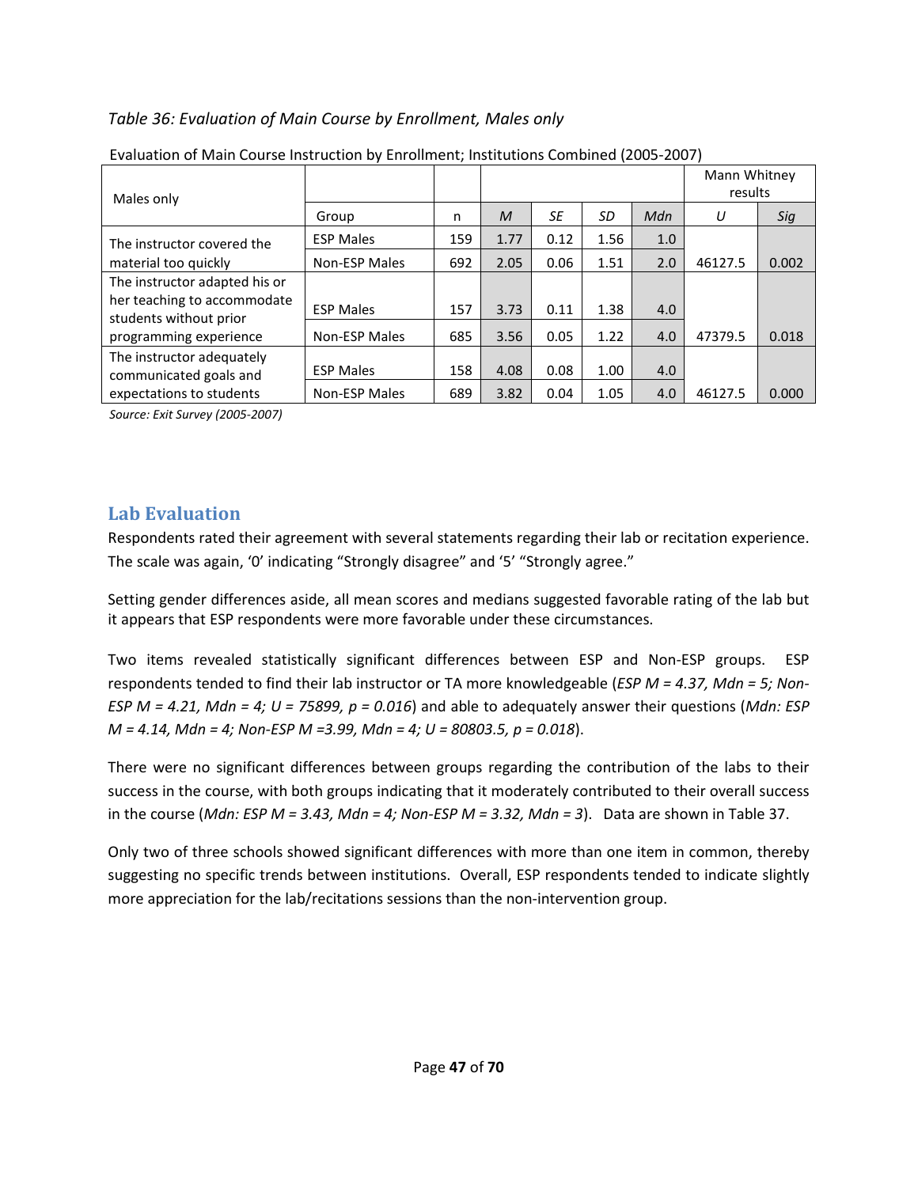*Table 36: Evaluation of Main Course by Enrollment, Males only*

Evaluation of Main Course Instruction by Enrollment; Institutions Combined (2005-2007)

| Males only | | | | | | | Mann Whitney results | |
|---|---|---|---|---|---|---|---|---|
| | Group | n | *M* | *SE* | *SD* | *Mdn* | *U* | *Sig* |
| The instructor covered the material too quickly | ESP Males | 159 | 1.77 | 0.12 | 1.56 | 1.0 | | |
| | Non-ESP Males | 692 | 2.05 | 0.06 | 1.51 | 2.0 | 46127.5 | 0.002 |
| The instructor adapted his or her teaching to accommodate students without prior programming experience | ESP Males | 157 | 3.73 | 0.11 | 1.38 | 4.0 | | |
| | Non-ESP Males | 685 | 3.56 | 0.05 | 1.22 | 4.0 | 47379.5 | 0.018 |
| The instructor adequately communicated goals and expectations to students | ESP Males | 158 | 4.08 | 0.08 | 1.00 | 4.0 | | |
| | Non-ESP Males | 689 | 3.82 | 0.04 | 1.05 | 4.0 | 46127.5 | 0.000 |

*Source: Exit Survey (2005-2007)*

## Lab Evaluation

Respondents rated their agreement with several statements regarding their lab or recitation experience. The scale was again, '0' indicating "Strongly disagree" and '5' "Strongly agree."

Setting gender differences aside, all mean scores and medians suggested favorable rating of the lab but it appears that ESP respondents were more favorable under these circumstances.

Two items revealed statistically significant differences between ESP and Non-ESP groups. ESP respondents tended to find their lab instructor or TA more knowledgeable (*ESP M = 4.37, Mdn = 5; Non-ESP M = 4.21, Mdn = 4; U = 75899, p = 0.016*) and able to adequately answer their questions (*Mdn: ESP M = 4.14, Mdn = 4; Non-ESP M =3.99, Mdn = 4; U = 80803.5, p = 0.018*).

There were no significant differences between groups regarding the contribution of the labs to their success in the course, with both groups indicating that it moderately contributed to their overall success in the course (*Mdn: ESP M = 3.43, Mdn = 4; Non-ESP M = 3.32, Mdn = 3*). Data are shown in Table 37.

Only two of three schools showed significant differences with more than one item in common, thereby suggesting no specific trends between institutions. Overall, ESP respondents tended to indicate slightly more appreciation for the lab/recitations sessions than the non-intervention group.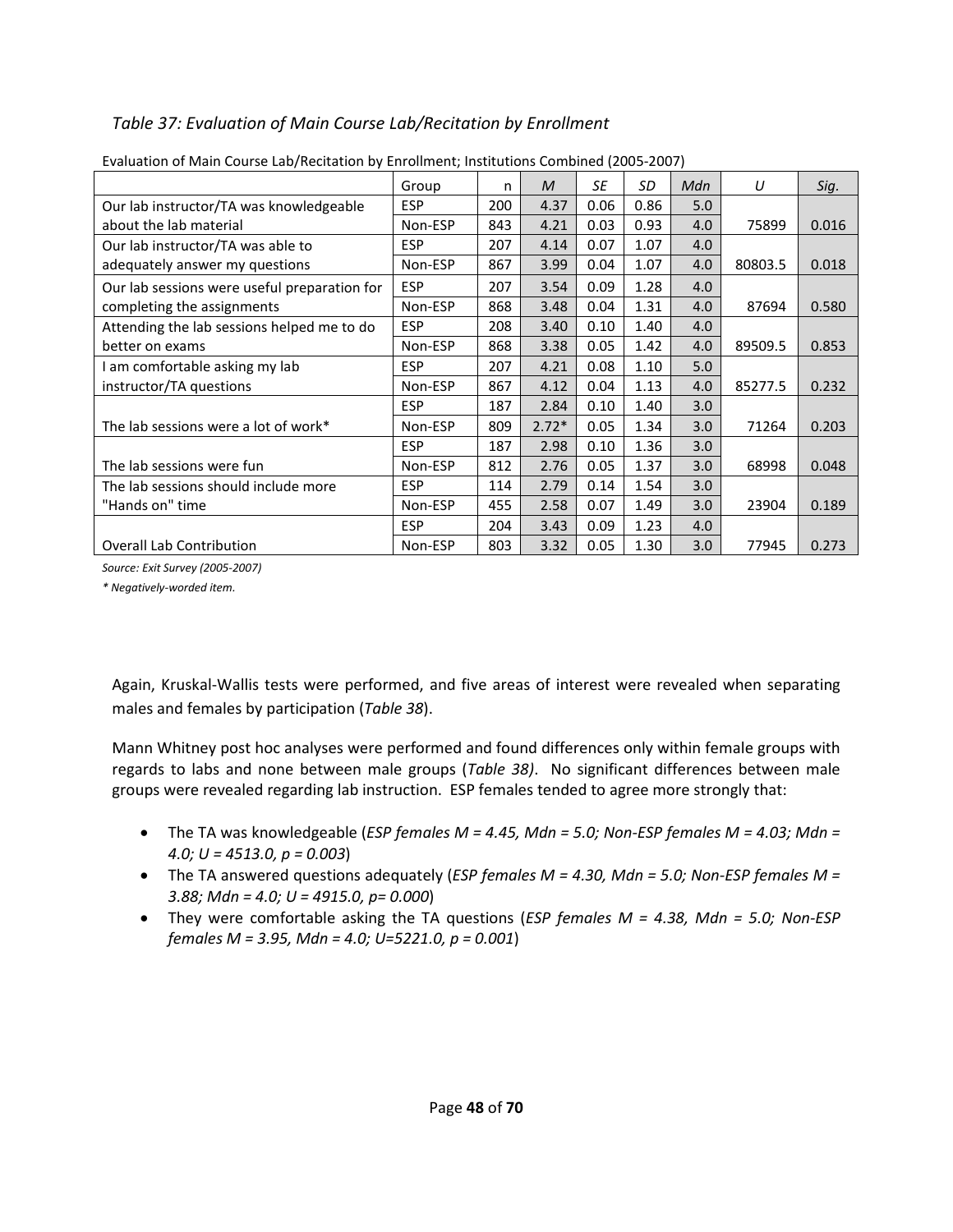*Table 37: Evaluation of Main Course Lab/Recitation by Enrollment*

Evaluation of Main Course Lab/Recitation by Enrollment; Institutions Combined (2005-2007)

| | Group | n | *M* | *SE* | *SD* | *Mdn* | *U* | *Sig.* |
|---|---|---|---|---|---|---|---|---|
| Our lab instructor/TA was knowledgeable about the lab material | ESP | 200 | 4.37 | 0.06 | 0.86 | 5.0 | | |
| | Non-ESP | 843 | 4.21 | 0.03 | 0.93 | 4.0 | 75899 | 0.016 |
| Our lab instructor/TA was able to adequately answer my questions | ESP | 207 | 4.14 | 0.07 | 1.07 | 4.0 | | |
| | Non-ESP | 867 | 3.99 | 0.04 | 1.07 | 4.0 | 80803.5 | 0.018 |
| Our lab sessions were useful preparation for completing the assignments | ESP | 207 | 3.54 | 0.09 | 1.28 | 4.0 | | |
| | Non-ESP | 868 | 3.48 | 0.04 | 1.31 | 4.0 | 87694 | 0.580 |
| Attending the lab sessions helped me to do better on exams | ESP | 208 | 3.40 | 0.10 | 1.40 | 4.0 | | |
| | Non-ESP | 868 | 3.38 | 0.05 | 1.42 | 4.0 | 89509.5 | 0.853 |
| I am comfortable asking my lab instructor/TA questions | ESP | 207 | 4.21 | 0.08 | 1.10 | 5.0 | | |
| | Non-ESP | 867 | 4.12 | 0.04 | 1.13 | 4.0 | 85277.5 | 0.232 |
| The lab sessions were a lot of work* | ESP | 187 | 2.84 | 0.10 | 1.40 | 3.0 | | |
| | Non-ESP | 809 | 2.72* | 0.05 | 1.34 | 3.0 | 71264 | 0.203 |
| The lab sessions were fun | ESP | 187 | 2.98 | 0.10 | 1.36 | 3.0 | | |
| | Non-ESP | 812 | 2.76 | 0.05 | 1.37 | 3.0 | 68998 | 0.048 |
| The lab sessions should include more "Hands on" time | ESP | 114 | 2.79 | 0.14 | 1.54 | 3.0 | | |
| | Non-ESP | 455 | 2.58 | 0.07 | 1.49 | 3.0 | 23904 | 0.189 |
| Overall Lab Contribution | ESP | 204 | 3.43 | 0.09 | 1.23 | 4.0 | | |
| | Non-ESP | 803 | 3.32 | 0.05 | 1.30 | 3.0 | 77945 | 0.273 |

*Source: Exit Survey (2005-2007)*

*\* Negatively-worded item.*

Again, Kruskal-Wallis tests were performed, and five areas of interest were revealed when separating males and females by participation (*Table 38*).

Mann Whitney post hoc analyses were performed and found differences only within female groups with regards to labs and none between male groups (*Table 38)*. No significant differences between male groups were revealed regarding lab instruction. ESP females tended to agree more strongly that:

- The TA was knowledgeable (*ESP females M = 4.45, Mdn = 5.0; Non-ESP females M = 4.03; Mdn = 4.0; U = 4513.0, p = 0.003*)
- The TA answered questions adequately (*ESP females M = 4.30, Mdn = 5.0; Non-ESP females M = 3.88; Mdn = 4.0; U = 4915.0, p= 0.000*)
- They were comfortable asking the TA questions (*ESP females M = 4.38, Mdn = 5.0; Non-ESP females M = 3.95, Mdn = 4.0; U=5221.0, p = 0.001*)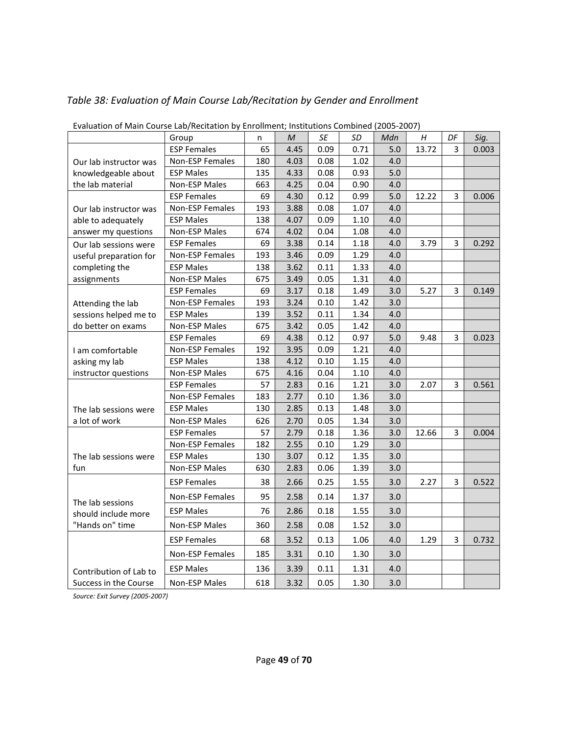*Table 38: Evaluation of Main Course Lab/Recitation by Gender and Enrollment*

Evaluation of Main Course Lab/Recitation by Enrollment; Institutions Combined (2005-2007)

| | Group | n | *M* | *SE* | *SD* | *Mdn* | *H* | *DF* | *Sig.* |
|---|---|---|---|---|---|---|---|---|---|
| Our lab instructor was knowledgeable about the lab material | ESP Females | 65 | 4.45 | 0.09 | 0.71 | 5.0 | 13.72 | 3 | 0.003 |
| | Non-ESP Females | 180 | 4.03 | 0.08 | 1.02 | 4.0 | | | |
| | ESP Males | 135 | 4.33 | 0.08 | 0.93 | 5.0 | | | |
| | Non-ESP Males | 663 | 4.25 | 0.04 | 0.90 | 4.0 | | | |
| Our lab instructor was able to adequately answer my questions | ESP Females | 69 | 4.30 | 0.12 | 0.99 | 5.0 | 12.22 | 3 | 0.006 |
| | Non-ESP Females | 193 | 3.88 | 0.08 | 1.07 | 4.0 | | | |
| | ESP Males | 138 | 4.07 | 0.09 | 1.10 | 4.0 | | | |
| | Non-ESP Males | 674 | 4.02 | 0.04 | 1.08 | 4.0 | | | |
| Our lab sessions were useful preparation for completing the assignments | ESP Females | 69 | 3.38 | 0.14 | 1.18 | 4.0 | 3.79 | 3 | 0.292 |
| | Non-ESP Females | 193 | 3.46 | 0.09 | 1.29 | 4.0 | | | |
| | ESP Males | 138 | 3.62 | 0.11 | 1.33 | 4.0 | | | |
| | Non-ESP Males | 675 | 3.49 | 0.05 | 1.31 | 4.0 | | | |
| Attending the lab sessions helped me to do better on exams | ESP Females | 69 | 3.17 | 0.18 | 1.49 | 3.0 | 5.27 | 3 | 0.149 |
| | Non-ESP Females | 193 | 3.24 | 0.10 | 1.42 | 3.0 | | | |
| | ESP Males | 139 | 3.52 | 0.11 | 1.34 | 4.0 | | | |
| | Non-ESP Males | 675 | 3.42 | 0.05 | 1.42 | 4.0 | | | |
| I am comfortable asking my lab instructor questions | ESP Females | 69 | 4.38 | 0.12 | 0.97 | 5.0 | 9.48 | 3 | 0.023 |
| | Non-ESP Females | 192 | 3.95 | 0.09 | 1.21 | 4.0 | | | |
| | ESP Males | 138 | 4.12 | 0.10 | 1.15 | 4.0 | | | |
| | Non-ESP Males | 675 | 4.16 | 0.04 | 1.10 | 4.0 | | | |
| The lab sessions were a lot of work | ESP Females | 57 | 2.83 | 0.16 | 1.21 | 3.0 | 2.07 | 3 | 0.561 |
| | Non-ESP Females | 183 | 2.77 | 0.10 | 1.36 | 3.0 | | | |
| | ESP Males | 130 | 2.85 | 0.13 | 1.48 | 3.0 | | | |
| | Non-ESP Males | 626 | 2.70 | 0.05 | 1.34 | 3.0 | | | |
| The lab sessions were fun | ESP Females | 57 | 2.79 | 0.18 | 1.36 | 3.0 | 12.66 | 3 | 0.004 |
| | Non-ESP Females | 182 | 2.55 | 0.10 | 1.29 | 3.0 | | | |
| | ESP Males | 130 | 3.07 | 0.12 | 1.35 | 3.0 | | | |
| | Non-ESP Males | 630 | 2.83 | 0.06 | 1.39 | 3.0 | | | |
| The lab sessions should include more "Hands on" time | ESP Females | 38 | 2.66 | 0.25 | 1.55 | 3.0 | 2.27 | 3 | 0.522 |
| | Non-ESP Females | 95 | 2.58 | 0.14 | 1.37 | 3.0 | | | |
| | ESP Males | 76 | 2.86 | 0.18 | 1.55 | 3.0 | | | |
| | Non-ESP Males | 360 | 2.58 | 0.08 | 1.52 | 3.0 | | | |
| Contribution of Lab to Success in the Course | ESP Females | 68 | 3.52 | 0.13 | 1.06 | 4.0 | 1.29 | 3 | 0.732 |
| | Non-ESP Females | 185 | 3.31 | 0.10 | 1.30 | 3.0 | | | |
| | ESP Males | 136 | 3.39 | 0.11 | 1.31 | 4.0 | | | |
| | Non-ESP Males | 618 | 3.32 | 0.05 | 1.30 | 3.0 | | | |

*Source: Exit Survey (2005-2007)*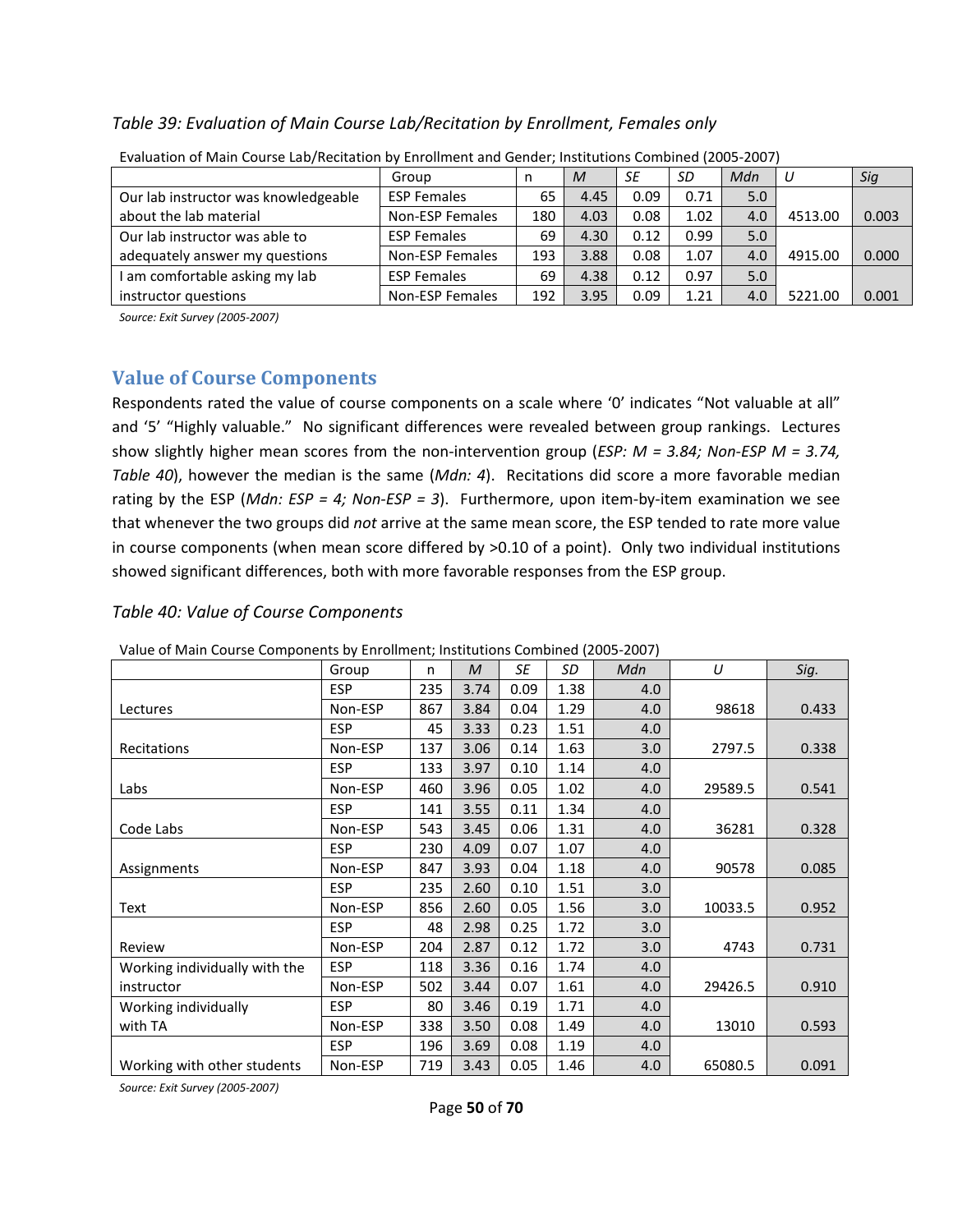*Table 39: Evaluation of Main Course Lab/Recitation by Enrollment, Females only*

Evaluation of Main Course Lab/Recitation by Enrollment and Gender; Institutions Combined (2005-2007)

| | Group | n | *M* | *SE* | *SD* | *Mdn* | *U* | *Sig* |
|---|---|---|---|---|---|---|---|---|
| Our lab instructor was knowledgeable about the lab material | ESP Females | 65 | 4.45 | 0.09 | 0.71 | 5.0 | | |
| | Non-ESP Females | 180 | 4.03 | 0.08 | 1.02 | 4.0 | 4513.00 | 0.003 |
| Our lab instructor was able to adequately answer my questions | ESP Females | 69 | 4.30 | 0.12 | 0.99 | 5.0 | | |
| | Non-ESP Females | 193 | 3.88 | 0.08 | 1.07 | 4.0 | 4915.00 | 0.000 |
| I am comfortable asking my lab instructor questions | ESP Females | 69 | 4.38 | 0.12 | 0.97 | 5.0 | | |
| | Non-ESP Females | 192 | 3.95 | 0.09 | 1.21 | 4.0 | 5221.00 | 0.001 |

*Source: Exit Survey (2005-2007)*

## Value of Course Components

Respondents rated the value of course components on a scale where '0' indicates "Not valuable at all" and '5' "Highly valuable." No significant differences were revealed between group rankings. Lectures show slightly higher mean scores from the non-intervention group (*ESP: M = 3.84; Non-ESP M = 3.74, Table 40*), however the median is the same (*Mdn: 4*). Recitations did score a more favorable median rating by the ESP (*Mdn: ESP = 4; Non-ESP = 3*). Furthermore, upon item-by-item examination we see that whenever the two groups did *not* arrive at the same mean score, the ESP tended to rate more value in course components (when mean score differed by >0.10 of a point). Only two individual institutions showed significant differences, both with more favorable responses from the ESP group.

*Table 40: Value of Course Components*

Value of Main Course Components by Enrollment; Institutions Combined (2005-2007)

| | Group | n | *M* | *SE* | *SD* | *Mdn* | *U* | *Sig.* |
|---|---|---|---|---|---|---|---|---|
| Lectures | ESP | 235 | 3.74 | 0.09 | 1.38 | 4.0 | | |
| | Non-ESP | 867 | 3.84 | 0.04 | 1.29 | 4.0 | 98618 | 0.433 |
| Recitations | ESP | 45 | 3.33 | 0.23 | 1.51 | 4.0 | | |
| | Non-ESP | 137 | 3.06 | 0.14 | 1.63 | 3.0 | 2797.5 | 0.338 |
| Labs | ESP | 133 | 3.97 | 0.10 | 1.14 | 4.0 | | |
| | Non-ESP | 460 | 3.96 | 0.05 | 1.02 | 4.0 | 29589.5 | 0.541 |
| Code Labs | ESP | 141 | 3.55 | 0.11 | 1.34 | 4.0 | | |
| | Non-ESP | 543 | 3.45 | 0.06 | 1.31 | 4.0 | 36281 | 0.328 |
| Assignments | ESP | 230 | 4.09 | 0.07 | 1.07 | 4.0 | | |
| | Non-ESP | 847 | 3.93 | 0.04 | 1.18 | 4.0 | 90578 | 0.085 |
| Text | ESP | 235 | 2.60 | 0.10 | 1.51 | 3.0 | | |
| | Non-ESP | 856 | 2.60 | 0.05 | 1.56 | 3.0 | 10033.5 | 0.952 |
| Review | ESP | 48 | 2.98 | 0.25 | 1.72 | 3.0 | | |
| | Non-ESP | 204 | 2.87 | 0.12 | 1.72 | 3.0 | 4743 | 0.731 |
| Working individually with the instructor | ESP | 118 | 3.36 | 0.16 | 1.74 | 4.0 | | |
| | Non-ESP | 502 | 3.44 | 0.07 | 1.61 | 4.0 | 29426.5 | 0.910 |
| Working individually with TA | ESP | 80 | 3.46 | 0.19 | 1.71 | 4.0 | | |
| | Non-ESP | 338 | 3.50 | 0.08 | 1.49 | 4.0 | 13010 | 0.593 |
| Working with other students | ESP | 196 | 3.69 | 0.08 | 1.19 | 4.0 | | |
| | Non-ESP | 719 | 3.43 | 0.05 | 1.46 | 4.0 | 65080.5 | 0.091 |

*Source: Exit Survey (2005-2007)*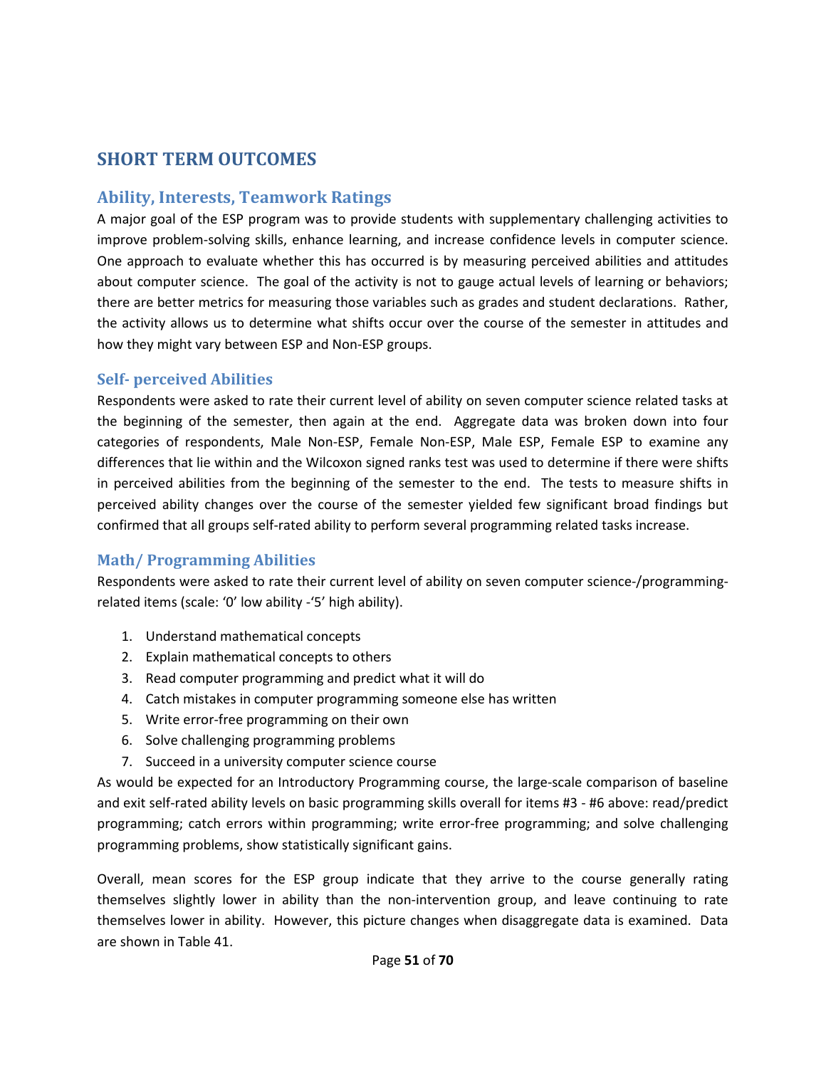## SHORT TERM OUTCOMES

### Ability, Interests, Teamwork Ratings

A major goal of the ESP program was to provide students with supplementary challenging activities to improve problem-solving skills, enhance learning, and increase confidence levels in computer science. One approach to evaluate whether this has occurred is by measuring perceived abilities and attitudes about computer science. The goal of the activity is not to gauge actual levels of learning or behaviors; there are better metrics for measuring those variables such as grades and student declarations. Rather, the activity allows us to determine what shifts occur over the course of the semester in attitudes and how they might vary between ESP and Non-ESP groups.

#### Self- perceived Abilities

Respondents were asked to rate their current level of ability on seven computer science related tasks at the beginning of the semester, then again at the end. Aggregate data was broken down into four categories of respondents, Male Non-ESP, Female Non-ESP, Male ESP, Female ESP to examine any differences that lie within and the Wilcoxon signed ranks test was used to determine if there were shifts in perceived abilities from the beginning of the semester to the end. The tests to measure shifts in perceived ability changes over the course of the semester yielded few significant broad findings but confirmed that all groups self-rated ability to perform several programming related tasks increase.

#### Math/ Programming Abilities

Respondents were asked to rate their current level of ability on seven computer science-/programming-related items (scale: '0' low ability -'5' high ability).

1. Understand mathematical concepts
2. Explain mathematical concepts to others
3. Read computer programming and predict what it will do
4. Catch mistakes in computer programming someone else has written
5. Write error-free programming on their own
6. Solve challenging programming problems
7. Succeed in a university computer science course

As would be expected for an Introductory Programming course, the large-scale comparison of baseline and exit self-rated ability levels on basic programming skills overall for items #3 - #6 above: read/predict programming; catch errors within programming; write error-free programming; and solve challenging programming problems, show statistically significant gains.

Overall, mean scores for the ESP group indicate that they arrive to the course generally rating themselves slightly lower in ability than the non-intervention group, and leave continuing to rate themselves lower in ability. However, this picture changes when disaggregate data is examined. Data are shown in Table 41.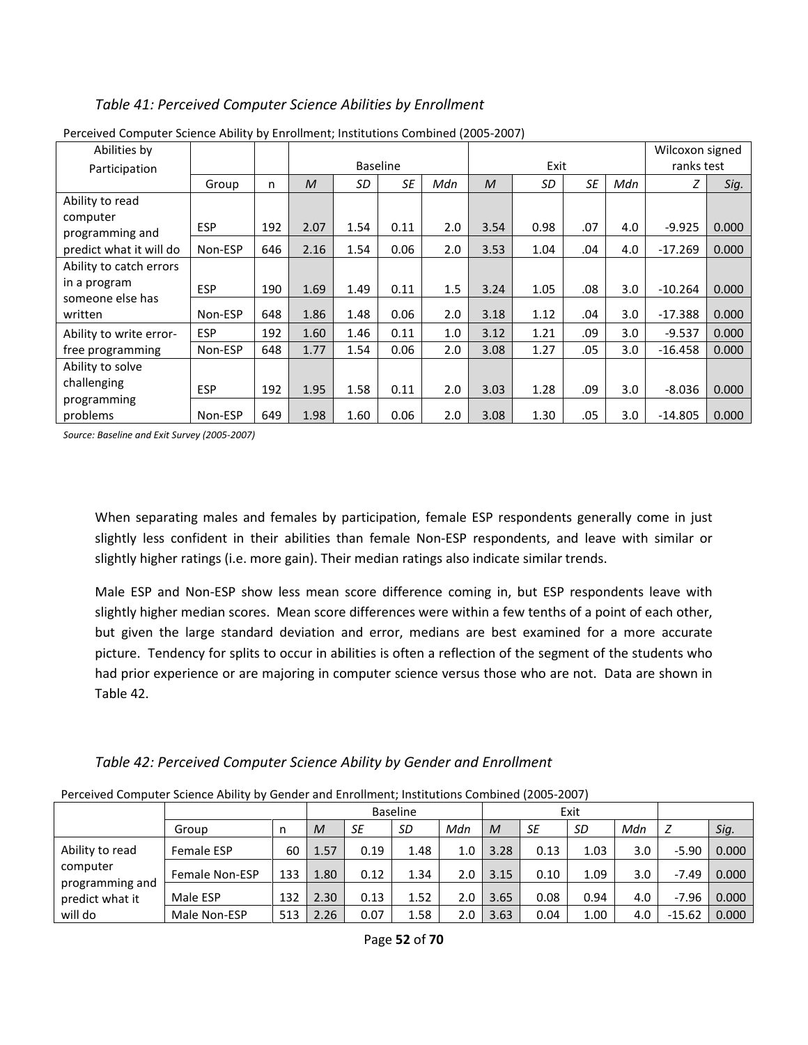*Table 41: Perceived Computer Science Abilities by Enrollment*

Perceived Computer Science Ability by Enrollment; Institutions Combined (2005-2007)

| Abilities by Participation | | | Baseline | | | | Exit | | | | Wilcoxon signed ranks test | |
|---|---|---|---|---|---|---|---|---|---|---|---|---|
| | Group | n | *M* | *SD* | *SE* | *Mdn* | *M* | *SD* | *SE* | *Mdn* | *Z* | *Sig.* |
| Ability to read computer programming and predict what it will do | ESP | 192 | 2.07 | 1.54 | 0.11 | 2.0 | 3.54 | 0.98 | .07 | 4.0 | -9.925 | 0.000 |
| | Non-ESP | 646 | 2.16 | 1.54 | 0.06 | 2.0 | 3.53 | 1.04 | .04 | 4.0 | -17.269 | 0.000 |
| Ability to catch errors in a program someone else has written | ESP | 190 | 1.69 | 1.49 | 0.11 | 1.5 | 3.24 | 1.05 | .08 | 3.0 | -10.264 | 0.000 |
| | Non-ESP | 648 | 1.86 | 1.48 | 0.06 | 2.0 | 3.18 | 1.12 | .04 | 3.0 | -17.388 | 0.000 |
| Ability to write error-free programming | ESP | 192 | 1.60 | 1.46 | 0.11 | 1.0 | 3.12 | 1.21 | .09 | 3.0 | -9.537 | 0.000 |
| | Non-ESP | 648 | 1.77 | 1.54 | 0.06 | 2.0 | 3.08 | 1.27 | .05 | 3.0 | -16.458 | 0.000 |
| Ability to solve challenging programming problems | ESP | 192 | 1.95 | 1.58 | 0.11 | 2.0 | 3.03 | 1.28 | .09 | 3.0 | -8.036 | 0.000 |
| | Non-ESP | 649 | 1.98 | 1.60 | 0.06 | 2.0 | 3.08 | 1.30 | .05 | 3.0 | -14.805 | 0.000 |

*Source: Baseline and Exit Survey (2005-2007)*

When separating males and females by participation, female ESP respondents generally come in just slightly less confident in their abilities than female Non-ESP respondents, and leave with similar or slightly higher ratings (i.e. more gain). Their median ratings also indicate similar trends.

Male ESP and Non-ESP show less mean score difference coming in, but ESP respondents leave with slightly higher median scores. Mean score differences were within a few tenths of a point of each other, but given the large standard deviation and error, medians are best examined for a more accurate picture. Tendency for splits to occur in abilities is often a reflection of the segment of the students who had prior experience or are majoring in computer science versus those who are not. Data are shown in Table 42.

*Table 42: Perceived Computer Science Ability by Gender and Enrollment*

Perceived Computer Science Ability by Gender and Enrollment; Institutions Combined (2005-2007)

| | | | Baseline | | | | Exit | | | | | |
|---|---|---|---|---|---|---|---|---|---|---|---|---|
| | Group | n | *M* | *SE* | *SD* | *Mdn* | *M* | *SE* | *SD* | *Mdn* | *Z* | *Sig.* |
| Ability to read computer programming and predict what it will do | Female ESP | 60 | 1.57 | 0.19 | 1.48 | 1.0 | 3.28 | 0.13 | 1.03 | 3.0 | -5.90 | 0.000 |
| | Female Non-ESP | 133 | 1.80 | 0.12 | 1.34 | 2.0 | 3.15 | 0.10 | 1.09 | 3.0 | -7.49 | 0.000 |
| | Male ESP | 132 | 2.30 | 0.13 | 1.52 | 2.0 | 3.65 | 0.08 | 0.94 | 4.0 | -7.96 | 0.000 |
| | Male Non-ESP | 513 | 2.26 | 0.07 | 1.58 | 2.0 | 3.63 | 0.04 | 1.00 | 4.0 | -15.62 | 0.000 |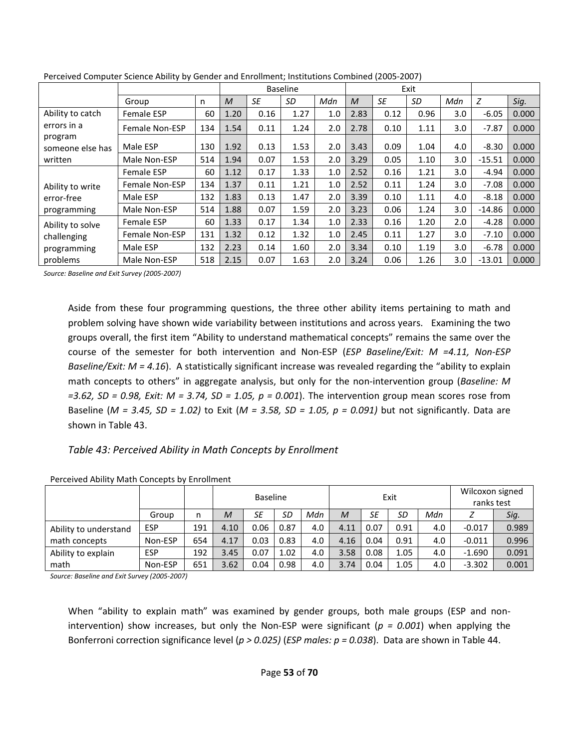Perceived Computer Science Ability by Gender and Enrollment; Institutions Combined (2005-2007)

| | | | Baseline | | | | Exit | | | | | |
|---|---|---|---|---|---|---|---|---|---|---|---|---|
| | Group | n | *M* | *SE* | *SD* | *Mdn* | *M* | *SE* | *SD* | *Mdn* | *Z* | *Sig.* |
| Ability to catch errors in a program someone else has written | Female ESP | 60 | 1.20 | 0.16 | 1.27 | 1.0 | 2.83 | 0.12 | 0.96 | 3.0 | -6.05 | 0.000 |
| | Female Non-ESP | 134 | 1.54 | 0.11 | 1.24 | 2.0 | 2.78 | 0.10 | 1.11 | 3.0 | -7.87 | 0.000 |
| | Male ESP | 130 | 1.92 | 0.13 | 1.53 | 2.0 | 3.43 | 0.09 | 1.04 | 4.0 | -8.30 | 0.000 |
| | Male Non-ESP | 514 | 1.94 | 0.07 | 1.53 | 2.0 | 3.29 | 0.05 | 1.10 | 3.0 | -15.51 | 0.000 |
| Ability to write error-free programming | Female ESP | 60 | 1.12 | 0.17 | 1.33 | 1.0 | 2.52 | 0.16 | 1.21 | 3.0 | -4.94 | 0.000 |
| | Female Non-ESP | 134 | 1.37 | 0.11 | 1.21 | 1.0 | 2.52 | 0.11 | 1.24 | 3.0 | -7.08 | 0.000 |
| | Male ESP | 132 | 1.83 | 0.13 | 1.47 | 2.0 | 3.39 | 0.10 | 1.11 | 4.0 | -8.18 | 0.000 |
| | Male Non-ESP | 514 | 1.88 | 0.07 | 1.59 | 2.0 | 3.23 | 0.06 | 1.24 | 3.0 | -14.86 | 0.000 |
| Ability to solve challenging programming problems | Female ESP | 60 | 1.33 | 0.17 | 1.34 | 1.0 | 2.33 | 0.16 | 1.20 | 2.0 | -4.28 | 0.000 |
| | Female Non-ESP | 131 | 1.32 | 0.12 | 1.32 | 1.0 | 2.45 | 0.11 | 1.27 | 3.0 | -7.10 | 0.000 |
| | Male ESP | 132 | 2.23 | 0.14 | 1.60 | 2.0 | 3.34 | 0.10 | 1.19 | 3.0 | -6.78 | 0.000 |
| | Male Non-ESP | 518 | 2.15 | 0.07 | 1.63 | 2.0 | 3.24 | 0.06 | 1.26 | 3.0 | -13.01 | 0.000 |

*Source: Baseline and Exit Survey (2005-2007)*

Aside from these four programming questions, the three other ability items pertaining to math and problem solving have shown wide variability between institutions and across years. Examining the two groups overall, the first item "Ability to understand mathematical concepts" remains the same over the course of the semester for both intervention and Non-ESP (*ESP Baseline/Exit: M =4.11, Non-ESP Baseline/Exit: M = 4.16*). A statistically significant increase was revealed regarding the "ability to explain math concepts to others" in aggregate analysis, but only for the non-intervention group (*Baseline: M =3.62, SD = 0.98, Exit: M = 3.74, SD = 1.05, p = 0.001*). The intervention group mean scores rose from Baseline (*M = 3.45, SD = 1.02)* to Exit (*M = 3.58, SD = 1.05, p = 0.091)* but not significantly. Data are shown in Table 43.

### *Table 43: Perceived Ability in Math Concepts by Enrollment*

Perceived Ability Math Concepts by Enrollment

| | | | Baseline | | | | Exit | | | | Wilcoxon signed ranks test | |
|---|---|---|---|---|---|---|---|---|---|---|---|---|
| | Group | n | *M* | *SE* | *SD* | *Mdn* | *M* | *SE* | *SD* | *Mdn* | *Z* | *Sig.* |
| Ability to understand math concepts | ESP | 191 | 4.10 | 0.06 | 0.87 | 4.0 | 4.11 | 0.07 | 0.91 | 4.0 | -0.017 | 0.989 |
| | Non-ESP | 654 | 4.17 | 0.03 | 0.83 | 4.0 | 4.16 | 0.04 | 0.91 | 4.0 | -0.011 | 0.996 |
| Ability to explain math | ESP | 192 | 3.45 | 0.07 | 1.02 | 4.0 | 3.58 | 0.08 | 1.05 | 4.0 | -1.690 | 0.091 |
| | Non-ESP | 651 | 3.62 | 0.04 | 0.98 | 4.0 | 3.74 | 0.04 | 1.05 | 4.0 | -3.302 | 0.001 |

*Source: Baseline and Exit Survey (2005-2007)*

When "ability to explain math" was examined by gender groups, both male groups (ESP and non-intervention) show increases, but only the Non-ESP were significant (*p = 0.001*) when applying the Bonferroni correction significance level (*p > 0.025)* (*ESP males: p = 0.038*). Data are shown in Table 44.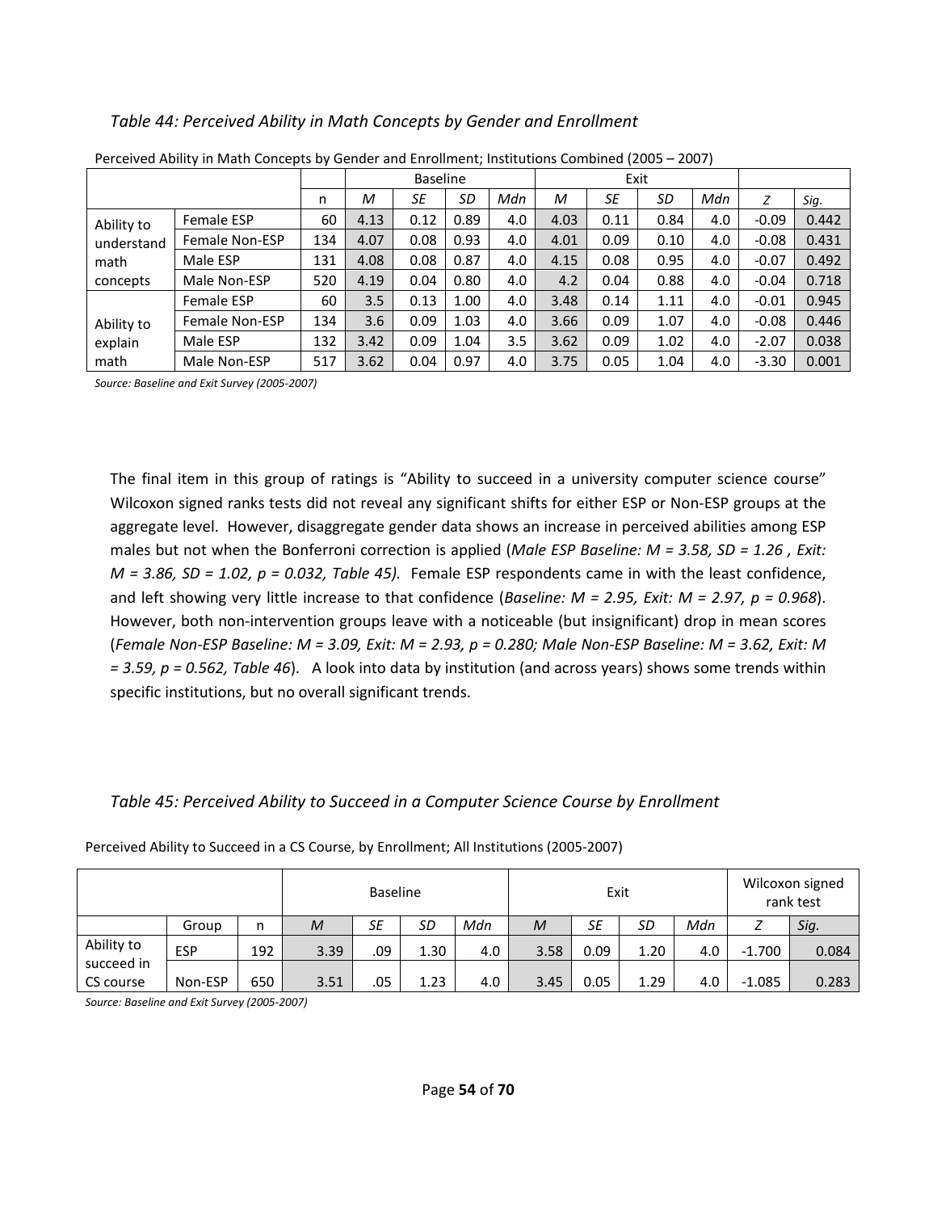*Table 44: Perceived Ability in Math Concepts by Gender and Enrollment*

Perceived Ability in Math Concepts by Gender and Enrollment; Institutions Combined (2005 – 2007)

| | | | Baseline | | | | Exit | | | | | |
|---|---|---|---|---|---|---|---|---|---|---|---|---|
| | | n | *M* | *SE* | *SD* | *Mdn* | *M* | *SE* | *SD* | *Mdn* | *Z* | *Sig.* |
| Ability to understand math concepts | Female ESP | 60 | 4.13 | 0.12 | 0.89 | 4.0 | 4.03 | 0.11 | 0.84 | 4.0 | -0.09 | 0.442 |
| | Female Non-ESP | 134 | 4.07 | 0.08 | 0.93 | 4.0 | 4.01 | 0.09 | 0.10 | 4.0 | -0.08 | 0.431 |
| | Male ESP | 131 | 4.08 | 0.08 | 0.87 | 4.0 | 4.15 | 0.08 | 0.95 | 4.0 | -0.07 | 0.492 |
| | Male Non-ESP | 520 | 4.19 | 0.04 | 0.80 | 4.0 | 4.2 | 0.04 | 0.88 | 4.0 | -0.04 | 0.718 |
| Ability to explain math | Female ESP | 60 | 3.5 | 0.13 | 1.00 | 4.0 | 3.48 | 0.14 | 1.11 | 4.0 | -0.01 | 0.945 |
| | Female Non-ESP | 134 | 3.6 | 0.09 | 1.03 | 4.0 | 3.66 | 0.09 | 1.07 | 4.0 | -0.08 | 0.446 |
| | Male ESP | 132 | 3.42 | 0.09 | 1.04 | 3.5 | 3.62 | 0.09 | 1.02 | 4.0 | -2.07 | 0.038 |
| | Male Non-ESP | 517 | 3.62 | 0.04 | 0.97 | 4.0 | 3.75 | 0.05 | 1.04 | 4.0 | -3.30 | 0.001 |

*Source: Baseline and Exit Survey (2005-2007)*

The final item in this group of ratings is "Ability to succeed in a university computer science course" Wilcoxon signed ranks tests did not reveal any significant shifts for either ESP or Non-ESP groups at the aggregate level. However, disaggregate gender data shows an increase in perceived abilities among ESP males but not when the Bonferroni correction is applied (*Male ESP Baseline: $M = 3.58$, $SD = 1.26$ , Exit: $M = 3.86$, $SD = 1.02$, $p = 0.032$, Table 45).* Female ESP respondents came in with the least confidence, and left showing very little increase to that confidence (*Baseline: $M = 2.95$, Exit: $M = 2.97$, $p = 0.968$*). However, both non-intervention groups leave with a noticeable (but insignificant) drop in mean scores (*Female Non-ESP Baseline: $M = 3.09$, Exit: $M = 2.93$, $p = 0.280$; Male Non-ESP Baseline: $M = 3.62$, Exit: $M = 3.59$, $p = 0.562$, Table 46*). A look into data by institution (and across years) shows some trends within specific institutions, but no overall significant trends.

*Table 45: Perceived Ability to Succeed in a Computer Science Course by Enrollment*

Perceived Ability to Succeed in a CS Course, by Enrollment; All Institutions (2005-2007)

| | | | Baseline | | | | Exit | | | | Wilcoxon signed rank test | |
|---|---|---|---|---|---|---|---|---|---|---|---|---|
| | Group | n | *M* | *SE* | *SD* | *Mdn* | *M* | *SE* | *SD* | *Mdn* | *Z* | *Sig.* |
| Ability to succeed in CS course | ESP | 192 | 3.39 | .09 | 1.30 | 4.0 | 3.58 | 0.09 | 1.20 | 4.0 | -1.700 | 0.084 |
| | Non-ESP | 650 | 3.51 | .05 | 1.23 | 4.0 | 3.45 | 0.05 | 1.29 | 4.0 | -1.085 | 0.283 |

*Source: Baseline and Exit Survey (2005-2007)*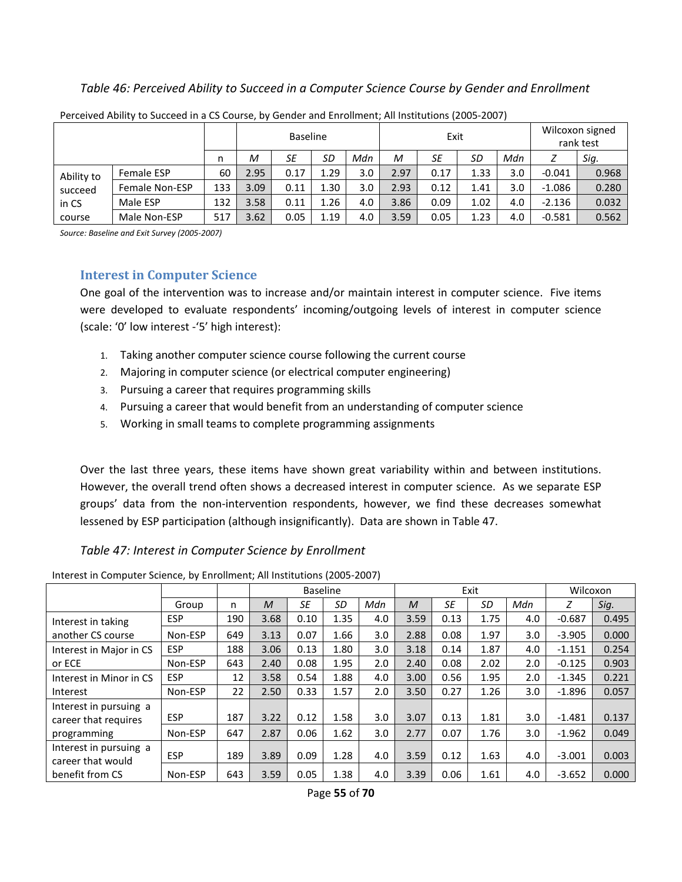*Table 46: Perceived Ability to Succeed in a Computer Science Course by Gender and Enrollment*

Perceived Ability to Succeed in a CS Course, by Gender and Enrollment; All Institutions (2005-2007)

| | | | Baseline | | | | Exit | | | | Wilcoxon signed rank test | |
|---|---|---|---|---|---|---|---|---|---|---|---|---|
| | | n | *M* | *SE* | *SD* | *Mdn* | *M* | *SE* | *SD* | *Mdn* | *Z* | *Sig.* |
| Ability to succeed in CS course | Female ESP | 60 | 2.95 | 0.17 | 1.29 | 3.0 | 2.97 | 0.17 | 1.33 | 3.0 | -0.041 | 0.968 |
| | Female Non-ESP | 133 | 3.09 | 0.11 | 1.30 | 3.0 | 2.93 | 0.12 | 1.41 | 3.0 | -1.086 | 0.280 |
| | Male ESP | 132 | 3.58 | 0.11 | 1.26 | 4.0 | 3.86 | 0.09 | 1.02 | 4.0 | -2.136 | 0.032 |
| | Male Non-ESP | 517 | 3.62 | 0.05 | 1.19 | 4.0 | 3.59 | 0.05 | 1.23 | 4.0 | -0.581 | 0.562 |

*Source: Baseline and Exit Survey (2005-2007)*

## Interest in Computer Science

One goal of the intervention was to increase and/or maintain interest in computer science. Five items were developed to evaluate respondents' incoming/outgoing levels of interest in computer science (scale: '0' low interest -'5' high interest):

1. Taking another computer science course following the current course
2. Majoring in computer science (or electrical computer engineering)
3. Pursuing a career that requires programming skills
4. Pursuing a career that would benefit from an understanding of computer science
5. Working in small teams to complete programming assignments

Over the last three years, these items have shown great variability within and between institutions. However, the overall trend often shows a decreased interest in computer science. As we separate ESP groups' data from the non-intervention respondents, however, we find these decreases somewhat lessened by ESP participation (although insignificantly). Data are shown in Table 47.

*Table 47: Interest in Computer Science by Enrollment*

Interest in Computer Science, by Enrollment; All Institutions (2005-2007)

| | | | Baseline | | | | Exit | | | | Wilcoxon | |
|---|---|---|---|---|---|---|---|---|---|---|---|---|
| | Group | n | *M* | *SE* | *SD* | *Mdn* | *M* | *SE* | *SD* | *Mdn* | *Z* | *Sig.* |
| Interest in taking another CS course | ESP | 190 | 3.68 | 0.10 | 1.35 | 4.0 | 3.59 | 0.13 | 1.75 | 4.0 | -0.687 | 0.495 |
| | Non-ESP | 649 | 3.13 | 0.07 | 1.66 | 3.0 | 2.88 | 0.08 | 1.97 | 3.0 | -3.905 | 0.000 |
| Interest in Major in CS or ECE | ESP | 188 | 3.06 | 0.13 | 1.80 | 3.0 | 3.18 | 0.14 | 1.87 | 4.0 | -1.151 | 0.254 |
| | Non-ESP | 643 | 2.40 | 0.08 | 1.95 | 2.0 | 2.40 | 0.08 | 2.02 | 2.0 | -0.125 | 0.903 |
| Interest in Minor in CS Interest | ESP | 12 | 3.58 | 0.54 | 1.88 | 4.0 | 3.00 | 0.56 | 1.95 | 2.0 | -1.345 | 0.221 |
| | Non-ESP | 22 | 2.50 | 0.33 | 1.57 | 2.0 | 3.50 | 0.27 | 1.26 | 3.0 | -1.896 | 0.057 |
| Interest in pursuing a career that requires programming | ESP | 187 | 3.22 | 0.12 | 1.58 | 3.0 | 3.07 | 0.13 | 1.81 | 3.0 | -1.481 | 0.137 |
| | Non-ESP | 647 | 2.87 | 0.06 | 1.62 | 3.0 | 2.77 | 0.07 | 1.76 | 3.0 | -1.962 | 0.049 |
| Interest in pursuing a career that would benefit from CS | ESP | 189 | 3.89 | 0.09 | 1.28 | 4.0 | 3.59 | 0.12 | 1.63 | 4.0 | -3.001 | 0.003 |
| | Non-ESP | 643 | 3.59 | 0.05 | 1.38 | 4.0 | 3.39 | 0.06 | 1.61 | 4.0 | -3.652 | 0.000 |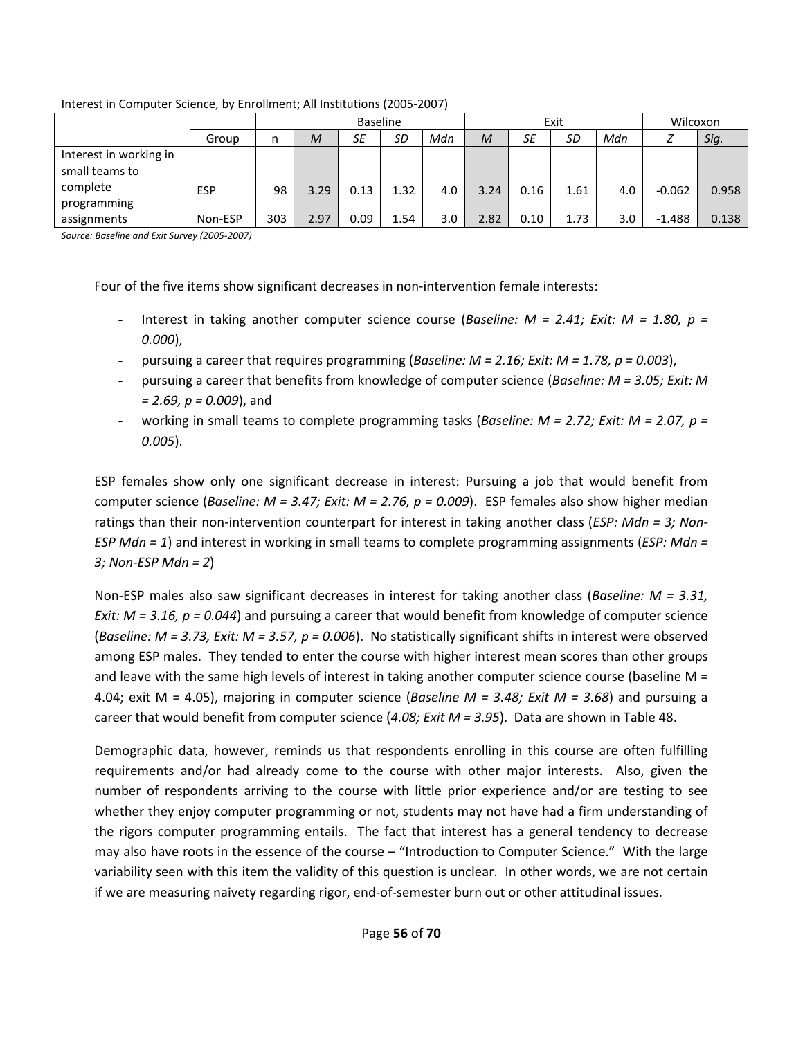Interest in Computer Science, by Enrollment; All Institutions (2005-2007)

| | | | Baseline | | | | Exit | | | | Wilcoxon | |
|---|---|---|---|---|---|---|---|---|---|---|---|---|
| | Group | n | *M* | *SE* | *SD* | *Mdn* | *M* | *SE* | *SD* | *Mdn* | *Z* | *Sig.* |
| Interest in working in small teams to complete programming assignments | ESP | 98 | 3.29 | 0.13 | 1.32 | 4.0 | 3.24 | 0.16 | 1.61 | 4.0 | -0.062 | 0.958 |
| | Non-ESP | 303 | 2.97 | 0.09 | 1.54 | 3.0 | 2.82 | 0.10 | 1.73 | 3.0 | -1.488 | 0.138 |

*Source: Baseline and Exit Survey (2005-2007)*

Four of the five items show significant decreases in non-intervention female interests:

- Interest in taking another computer science course (*Baseline: M = 2.41; Exit: M = 1.80, p = 0.000*),
- pursuing a career that requires programming (*Baseline: M = 2.16; Exit: M = 1.78, p = 0.003*),
- pursuing a career that benefits from knowledge of computer science (*Baseline: M = 3.05; Exit: M = 2.69, p = 0.009*), and
- working in small teams to complete programming tasks (*Baseline: M = 2.72; Exit: M = 2.07, p = 0.005*).

ESP females show only one significant decrease in interest: Pursuing a job that would benefit from computer science (*Baseline: M = 3.47; Exit: M = 2.76, p = 0.009*). ESP females also show higher median ratings than their non-intervention counterpart for interest in taking another class (*ESP: Mdn = 3; Non-ESP Mdn = 1*) and interest in working in small teams to complete programming assignments (*ESP: Mdn = 3; Non-ESP Mdn = 2*)

Non-ESP males also saw significant decreases in interest for taking another class (*Baseline: M = 3.31, Exit: M = 3.16, p = 0.044*) and pursuing a career that would benefit from knowledge of computer science (*Baseline: M = 3.73, Exit: M = 3.57, p = 0.006*). No statistically significant shifts in interest were observed among ESP males. They tended to enter the course with higher interest mean scores than other groups and leave with the same high levels of interest in taking another computer science course (baseline M = 4.04; exit M = 4.05), majoring in computer science (*Baseline M = 3.48; Exit M = 3.68*) and pursuing a career that would benefit from computer science (*4.08; Exit M = 3.95*). Data are shown in Table 48.

Demographic data, however, reminds us that respondents enrolling in this course are often fulfilling requirements and/or had already come to the course with other major interests. Also, given the number of respondents arriving to the course with little prior experience and/or are testing to see whether they enjoy computer programming or not, students may not have had a firm understanding of the rigors computer programming entails. The fact that interest has a general tendency to decrease may also have roots in the essence of the course – "Introduction to Computer Science." With the large variability seen with this item the validity of this question is unclear. In other words, we are not certain if we are measuring naivety regarding rigor, end-of-semester burn out or other attitudinal issues.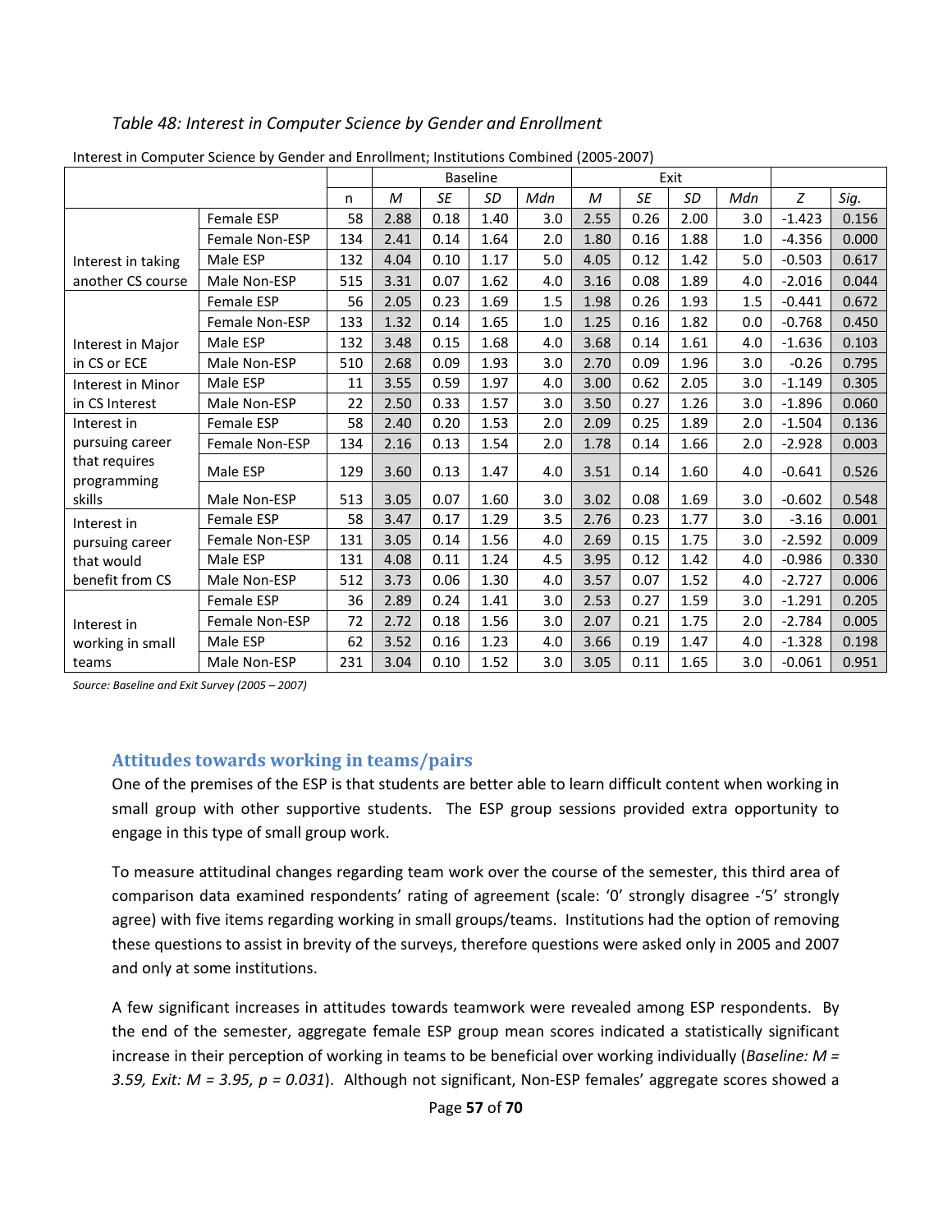*Table 48: Interest in Computer Science by Gender and Enrollment*

Interest in Computer Science by Gender and Enrollment; Institutions Combined (2005-2007)

| | | | Baseline | | | | Exit | | | | | |
|---|---|---|---|---|---|---|---|---|---|---|---|---|
| | | n | *M* | *SE* | *SD* | *Mdn* | *M* | *SE* | *SD* | *Mdn* | *Z* | *Sig.* |
| Interest in taking another CS course | Female ESP | 58 | 2.88 | 0.18 | 1.40 | 3.0 | 2.55 | 0.26 | 2.00 | 3.0 | -1.423 | 0.156 |
| | Female Non-ESP | 134 | 2.41 | 0.14 | 1.64 | 2.0 | 1.80 | 0.16 | 1.88 | 1.0 | -4.356 | 0.000 |
| | Male ESP | 132 | 4.04 | 0.10 | 1.17 | 5.0 | 4.05 | 0.12 | 1.42 | 5.0 | -0.503 | 0.617 |
| | Male Non-ESP | 515 | 3.31 | 0.07 | 1.62 | 4.0 | 3.16 | 0.08 | 1.89 | 4.0 | -2.016 | 0.044 |
| Interest in Major in CS or ECE | Female ESP | 56 | 2.05 | 0.23 | 1.69 | 1.5 | 1.98 | 0.26 | 1.93 | 1.5 | -0.441 | 0.672 |
| | Female Non-ESP | 133 | 1.32 | 0.14 | 1.65 | 1.0 | 1.25 | 0.16 | 1.82 | 0.0 | -0.768 | 0.450 |
| | Male ESP | 132 | 3.48 | 0.15 | 1.68 | 4.0 | 3.68 | 0.14 | 1.61 | 4.0 | -1.636 | 0.103 |
| | Male Non-ESP | 510 | 2.68 | 0.09 | 1.93 | 3.0 | 2.70 | 0.09 | 1.96 | 3.0 | -0.26 | 0.795 |
| Interest in Minor in CS Interest | Male ESP | 11 | 3.55 | 0.59 | 1.97 | 4.0 | 3.00 | 0.62 | 2.05 | 3.0 | -1.149 | 0.305 |
| | Male Non-ESP | 22 | 2.50 | 0.33 | 1.57 | 3.0 | 3.50 | 0.27 | 1.26 | 3.0 | -1.896 | 0.060 |
| Interest in pursuing career that requires programming skills | Female ESP | 58 | 2.40 | 0.20 | 1.53 | 2.0 | 2.09 | 0.25 | 1.89 | 2.0 | -1.504 | 0.136 |
| | Female Non-ESP | 134 | 2.16 | 0.13 | 1.54 | 2.0 | 1.78 | 0.14 | 1.66 | 2.0 | -2.928 | 0.003 |
| | Male ESP | 129 | 3.60 | 0.13 | 1.47 | 4.0 | 3.51 | 0.14 | 1.60 | 4.0 | -0.641 | 0.526 |
| | Male Non-ESP | 513 | 3.05 | 0.07 | 1.60 | 3.0 | 3.02 | 0.08 | 1.69 | 3.0 | -0.602 | 0.548 |
| Interest in pursuing career that would benefit from CS | Female ESP | 58 | 3.47 | 0.17 | 1.29 | 3.5 | 2.76 | 0.23 | 1.77 | 3.0 | -3.16 | 0.001 |
| | Female Non-ESP | 131 | 3.05 | 0.14 | 1.56 | 4.0 | 2.69 | 0.15 | 1.75 | 3.0 | -2.592 | 0.009 |
| | Male ESP | 131 | 4.08 | 0.11 | 1.24 | 4.5 | 3.95 | 0.12 | 1.42 | 4.0 | -0.986 | 0.330 |
| | Male Non-ESP | 512 | 3.73 | 0.06 | 1.30 | 4.0 | 3.57 | 0.07 | 1.52 | 4.0 | -2.727 | 0.006 |
| Interest in working in small teams | Female ESP | 36 | 2.89 | 0.24 | 1.41 | 3.0 | 2.53 | 0.27 | 1.59 | 3.0 | -1.291 | 0.205 |
| | Female Non-ESP | 72 | 2.72 | 0.18 | 1.56 | 3.0 | 2.07 | 0.21 | 1.75 | 2.0 | -2.784 | 0.005 |
| | Male ESP | 62 | 3.52 | 0.16 | 1.23 | 4.0 | 3.66 | 0.19 | 1.47 | 4.0 | -1.328 | 0.198 |
| | Male Non-ESP | 231 | 3.04 | 0.10 | 1.52 | 3.0 | 3.05 | 0.11 | 1.65 | 3.0 | -0.061 | 0.951 |

*Source: Baseline and Exit Survey (2005 – 2007)*

### Attitudes towards working in teams/pairs

One of the premises of the ESP is that students are better able to learn difficult content when working in small group with other supportive students. The ESP group sessions provided extra opportunity to engage in this type of small group work.

To measure attitudinal changes regarding team work over the course of the semester, this third area of comparison data examined respondents' rating of agreement (scale: '0' strongly disagree -'5' strongly agree) with five items regarding working in small groups/teams. Institutions had the option of removing these questions to assist in brevity of the surveys, therefore questions were asked only in 2005 and 2007 and only at some institutions.

A few significant increases in attitudes towards teamwork were revealed among ESP respondents. By the end of the semester, aggregate female ESP group mean scores indicated a statistically significant increase in their perception of working in teams to be beneficial over working individually (*Baseline: $M = 3.59$, Exit: $M = 3.95$, $p = 0.031$*). Although not significant, Non-ESP females' aggregate scores showed a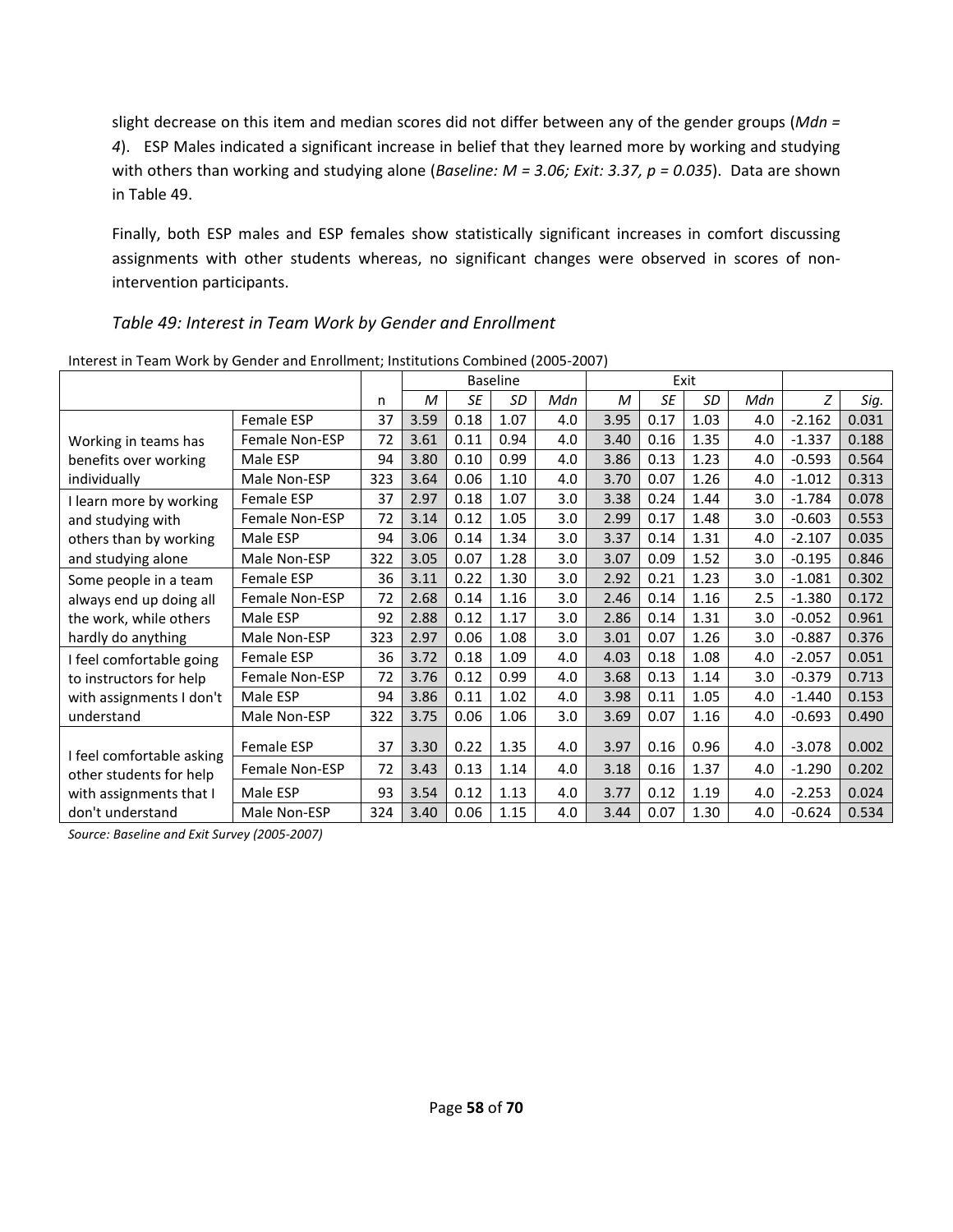slight decrease on this item and median scores did not differ between any of the gender groups (*Mdn = 4*). ESP Males indicated a significant increase in belief that they learned more by working and studying with others than working and studying alone (*Baseline: M = 3.06; Exit: 3.37, p = 0.035*). Data are shown in Table 49.

Finally, both ESP males and ESP females show statistically significant increases in comfort discussing assignments with other students whereas, no significant changes were observed in scores of non-intervention participants.

### *Table 49: Interest in Team Work by Gender and Enrollment*

Interest in Team Work by Gender and Enrollment; Institutions Combined (2005-2007)

| | | | Baseline | | | | Exit | | | | | |
|---|---|---|---|---|---|---|---|---|---|---|---|---|
| | | n | *M* | *SE* | *SD* | *Mdn* | *M* | *SE* | *SD* | *Mdn* | *Z* | *Sig.* |
| Working in teams has benefits over working individually | Female ESP | 37 | 3.59 | 0.18 | 1.07 | 4.0 | 3.95 | 0.17 | 1.03 | 4.0 | -2.162 | 0.031 |
| | Female Non-ESP | 72 | 3.61 | 0.11 | 0.94 | 4.0 | 3.40 | 0.16 | 1.35 | 4.0 | -1.337 | 0.188 |
| | Male ESP | 94 | 3.80 | 0.10 | 0.99 | 4.0 | 3.86 | 0.13 | 1.23 | 4.0 | -0.593 | 0.564 |
| | Male Non-ESP | 323 | 3.64 | 0.06 | 1.10 | 4.0 | 3.70 | 0.07 | 1.26 | 4.0 | -1.012 | 0.313 |
| I learn more by working and studying with others than by working and studying alone | Female ESP | 37 | 2.97 | 0.18 | 1.07 | 3.0 | 3.38 | 0.24 | 1.44 | 3.0 | -1.784 | 0.078 |
| | Female Non-ESP | 72 | 3.14 | 0.12 | 1.05 | 3.0 | 2.99 | 0.17 | 1.48 | 3.0 | -0.603 | 0.553 |
| | Male ESP | 94 | 3.06 | 0.14 | 1.34 | 3.0 | 3.37 | 0.14 | 1.31 | 4.0 | -2.107 | 0.035 |
| | Male Non-ESP | 322 | 3.05 | 0.07 | 1.28 | 3.0 | 3.07 | 0.09 | 1.52 | 3.0 | -0.195 | 0.846 |
| Some people in a team always end up doing all the work, while others hardly do anything | Female ESP | 36 | 3.11 | 0.22 | 1.30 | 3.0 | 2.92 | 0.21 | 1.23 | 3.0 | -1.081 | 0.302 |
| | Female Non-ESP | 72 | 2.68 | 0.14 | 1.16 | 3.0 | 2.46 | 0.14 | 1.16 | 2.5 | -1.380 | 0.172 |
| | Male ESP | 92 | 2.88 | 0.12 | 1.17 | 3.0 | 2.86 | 0.14 | 1.31 | 3.0 | -0.052 | 0.961 |
| | Male Non-ESP | 323 | 2.97 | 0.06 | 1.08 | 3.0 | 3.01 | 0.07 | 1.26 | 3.0 | -0.887 | 0.376 |
| I feel comfortable going to instructors for help with assignments I don't understand | Female ESP | 36 | 3.72 | 0.18 | 1.09 | 4.0 | 4.03 | 0.18 | 1.08 | 4.0 | -2.057 | 0.051 |
| | Female Non-ESP | 72 | 3.76 | 0.12 | 0.99 | 4.0 | 3.68 | 0.13 | 1.14 | 3.0 | -0.379 | 0.713 |
| | Male ESP | 94 | 3.86 | 0.11 | 1.02 | 4.0 | 3.98 | 0.11 | 1.05 | 4.0 | -1.440 | 0.153 |
| | Male Non-ESP | 322 | 3.75 | 0.06 | 1.06 | 3.0 | 3.69 | 0.07 | 1.16 | 4.0 | -0.693 | 0.490 |
| I feel comfortable asking other students for help with assignments that I don't understand | Female ESP | 37 | 3.30 | 0.22 | 1.35 | 4.0 | 3.97 | 0.16 | 0.96 | 4.0 | -3.078 | 0.002 |
| | Female Non-ESP | 72 | 3.43 | 0.13 | 1.14 | 4.0 | 3.18 | 0.16 | 1.37 | 4.0 | -1.290 | 0.202 |
| | Male ESP | 93 | 3.54 | 0.12 | 1.13 | 4.0 | 3.77 | 0.12 | 1.19 | 4.0 | -2.253 | 0.024 |
| | Male Non-ESP | 324 | 3.40 | 0.06 | 1.15 | 4.0 | 3.44 | 0.07 | 1.30 | 4.0 | -0.624 | 0.534 |

*Source: Baseline and Exit Survey (2005-2007)*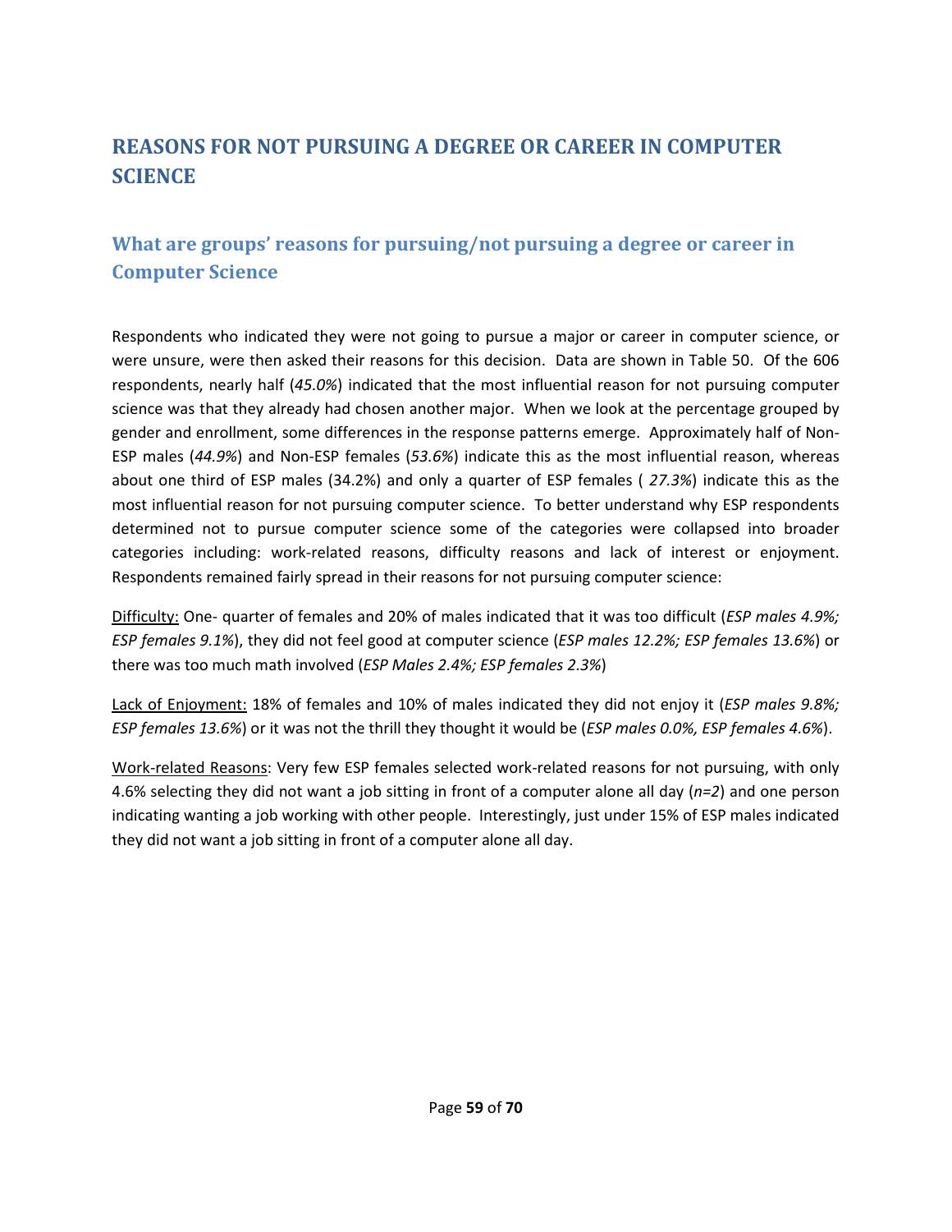## REASONS FOR NOT PURSUING A DEGREE OR CAREER IN COMPUTER SCIENCE

### What are groups' reasons for pursuing/not pursuing a degree or career in Computer Science

Respondents who indicated they were not going to pursue a major or career in computer science, or were unsure, were then asked their reasons for this decision. Data are shown in Table 50. Of the 606 respondents, nearly half (*45.0%*) indicated that the most influential reason for not pursuing computer science was that they already had chosen another major. When we look at the percentage grouped by gender and enrollment, some differences in the response patterns emerge. Approximately half of Non-ESP males (*44.9%*) and Non-ESP females (*53.6%*) indicate this as the most influential reason, whereas about one third of ESP males (34.2%) and only a quarter of ESP females ( *27.3%*) indicate this as the most influential reason for not pursuing computer science. To better understand why ESP respondents determined not to pursue computer science some of the categories were collapsed into broader categories including: work-related reasons, difficulty reasons and lack of interest or enjoyment. Respondents remained fairly spread in their reasons for not pursuing computer science:

<u>Difficulty:</u> One- quarter of females and 20% of males indicated that it was too difficult (*ESP males 4.9%; ESP females 9.1%*), they did not feel good at computer science (*ESP males 12.2%; ESP females 13.6%*) or there was too much math involved (*ESP Males 2.4%; ESP females 2.3%*)

<u>Lack of Enjoyment:</u> 18% of females and 10% of males indicated they did not enjoy it (*ESP males 9.8%; ESP females 13.6%*) or it was not the thrill they thought it would be (*ESP males 0.0%, ESP females 4.6%*).

<u>Work-related Reasons</u>: Very few ESP females selected work-related reasons for not pursuing, with only 4.6% selecting they did not want a job sitting in front of a computer alone all day (*n=2*) and one person indicating wanting a job working with other people. Interestingly, just under 15% of ESP males indicated they did not want a job sitting in front of a computer alone all day.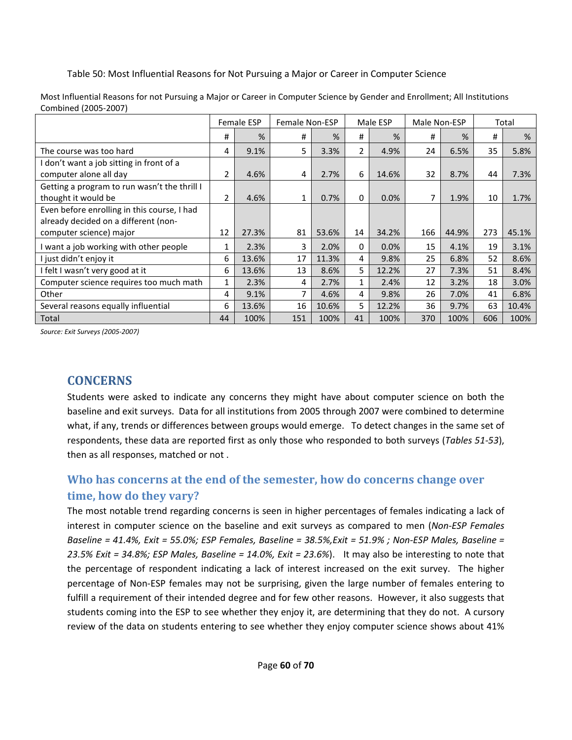Table 50: Most Influential Reasons for Not Pursuing a Major or Career in Computer Science

Most Influential Reasons for not Pursuing a Major or Career in Computer Science by Gender and Enrollment; All Institutions Combined (2005-2007)

| | Female ESP | | Female Non-ESP | | Male ESP | | Male Non-ESP | | Total | |
|---|---|---|---|---|---|---|---|---|---|---|
| | # | % | # | % | # | % | # | % | # | % |
| The course was too hard | 4 | 9.1% | 5 | 3.3% | 2 | 4.9% | 24 | 6.5% | 35 | 5.8% |
| I don't want a job sitting in front of a computer alone all day | 2 | 4.6% | 4 | 2.7% | 6 | 14.6% | 32 | 8.7% | 44 | 7.3% |
| Getting a program to run wasn't the thrill I thought it would be | 2 | 4.6% | 1 | 0.7% | 0 | 0.0% | 7 | 1.9% | 10 | 1.7% |
| Even before enrolling in this course, I had already decided on a different (non-computer science) major | 12 | 27.3% | 81 | 53.6% | 14 | 34.2% | 166 | 44.9% | 273 | 45.1% |
| I want a job working with other people | 1 | 2.3% | 3 | 2.0% | 0 | 0.0% | 15 | 4.1% | 19 | 3.1% |
| I just didn't enjoy it | 6 | 13.6% | 17 | 11.3% | 4 | 9.8% | 25 | 6.8% | 52 | 8.6% |
| I felt I wasn't very good at it | 6 | 13.6% | 13 | 8.6% | 5 | 12.2% | 27 | 7.3% | 51 | 8.4% |
| Computer science requires too much math | 1 | 2.3% | 4 | 2.7% | 1 | 2.4% | 12 | 3.2% | 18 | 3.0% |
| Other | 4 | 9.1% | 7 | 4.6% | 4 | 9.8% | 26 | 7.0% | 41 | 6.8% |
| Several reasons equally influential | 6 | 13.6% | 16 | 10.6% | 5 | 12.2% | 36 | 9.7% | 63 | 10.4% |
| Total | 44 | 100% | 151 | 100% | 41 | 100% | 370 | 100% | 606 | 100% |

*Source: Exit Surveys (2005-2007)*

## CONCERNS

Students were asked to indicate any concerns they might have about computer science on both the baseline and exit surveys. Data for all institutions from 2005 through 2007 were combined to determine what, if any, trends or differences between groups would emerge. To detect changes in the same set of respondents, these data are reported first as only those who responded to both surveys (*Tables 51-53*), then as all responses, matched or not .

### Who has concerns at the end of the semester, how do concerns change over time, how do they vary?

The most notable trend regarding concerns is seen in higher percentages of females indicating a lack of interest in computer science on the baseline and exit surveys as compared to men (*Non-ESP Females Baseline = 41.4%, Exit = 55.0%; ESP Females, Baseline = 38.5%,Exit = 51.9% ; Non-ESP Males, Baseline = 23.5% Exit = 34.8%; ESP Males, Baseline = 14.0%, Exit = 23.6%*). It may also be interesting to note that the percentage of respondent indicating a lack of interest increased on the exit survey. The higher percentage of Non-ESP females may not be surprising, given the large number of females entering to fulfill a requirement of their intended degree and for few other reasons. However, it also suggests that students coming into the ESP to see whether they enjoy it, are determining that they do not. A cursory review of the data on students entering to see whether they enjoy computer science shows about 41%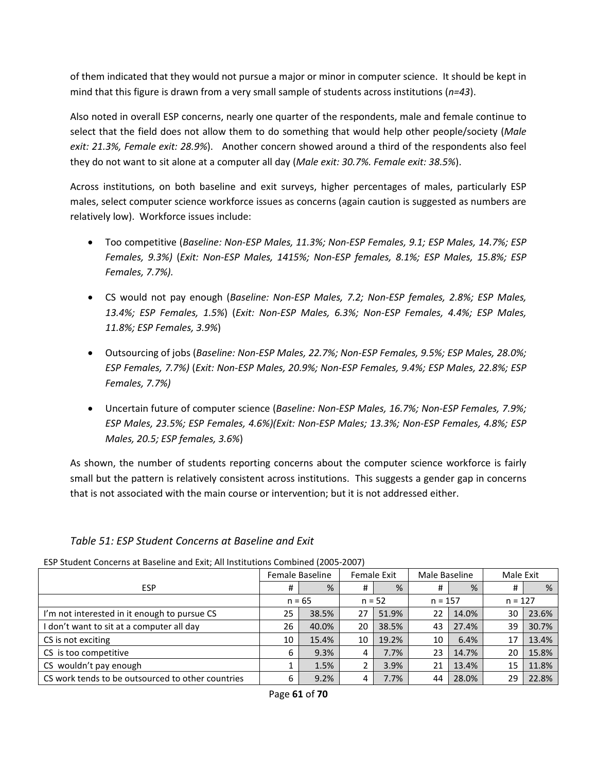of them indicated that they would not pursue a major or minor in computer science. It should be kept in mind that this figure is drawn from a very small sample of students across institutions (*n=43*).

Also noted in overall ESP concerns, nearly one quarter of the respondents, male and female continue to select that the field does not allow them to do something that would help other people/society (*Male exit: 21.3%, Female exit: 28.9%*). Another concern showed around a third of the respondents also feel they do not want to sit alone at a computer all day (*Male exit: 30.7%. Female exit: 38.5%*).

Across institutions, on both baseline and exit surveys, higher percentages of males, particularly ESP males, select computer science workforce issues as concerns (again caution is suggested as numbers are relatively low). Workforce issues include:

- Too competitive (*Baseline: Non-ESP Males, 11.3%; Non-ESP Females, 9.1; ESP Males, 14.7%; ESP Females, 9.3%)* (*Exit: Non-ESP Males, 1415%; Non-ESP females, 8.1%; ESP Males, 15.8%; ESP Females, 7.7%).*

- CS would not pay enough (*Baseline: Non-ESP Males, 7.2; Non-ESP females, 2.8%; ESP Males, 13.4%; ESP Females, 1.5%*) (*Exit: Non-ESP Males, 6.3%; Non-ESP Females, 4.4%; ESP Males, 11.8%; ESP Females, 3.9%*)

- Outsourcing of jobs (*Baseline: Non-ESP Males, 22.7%; Non-ESP Females, 9.5%; ESP Males, 28.0%; ESP Females, 7.7%)* (*Exit: Non-ESP Males, 20.9%; Non-ESP Females, 9.4%; ESP Males, 22.8%; ESP Females, 7.7%)*

- Uncertain future of computer science (*Baseline: Non-ESP Males, 16.7%; Non-ESP Females, 7.9%; ESP Males, 23.5%; ESP Females, 4.6%)(Exit: Non-ESP Males; 13.3%; Non-ESP Females, 4.8%; ESP Males, 20.5; ESP females, 3.6%*)

As shown, the number of students reporting concerns about the computer science workforce is fairly small but the pattern is relatively consistent across institutions. This suggests a gender gap in concerns that is not associated with the main course or intervention; but it is not addressed either.

### *Table 51: ESP Student Concerns at Baseline and Exit*

ESP Student Concerns at Baseline and Exit; All Institutions Combined (2005-2007)

| | Female Baseline | | Female Exit | | Male Baseline | | Male Exit | |
|---|---|---|---|---|---|---|---|---|
| ESP | # | % | # | % | # | % | # | % |
| | n = 65 | | n = 52 | | n = 157 | | n = 127 | |
| I'm not interested in it enough to pursue CS | 25 | 38.5% | 27 | 51.9% | 22 | 14.0% | 30 | 23.6% |
| I don't want to sit at a computer all day | 26 | 40.0% | 20 | 38.5% | 43 | 27.4% | 39 | 30.7% |
| CS is not exciting | 10 | 15.4% | 10 | 19.2% | 10 | 6.4% | 17 | 13.4% |
| CS is too competitive | 6 | 9.3% | 4 | 7.7% | 23 | 14.7% | 20 | 15.8% |
| CS wouldn't pay enough | 1 | 1.5% | 2 | 3.9% | 21 | 13.4% | 15 | 11.8% |
| CS work tends to be outsourced to other countries | 6 | 9.2% | 4 | 7.7% | 44 | 28.0% | 29 | 22.8% |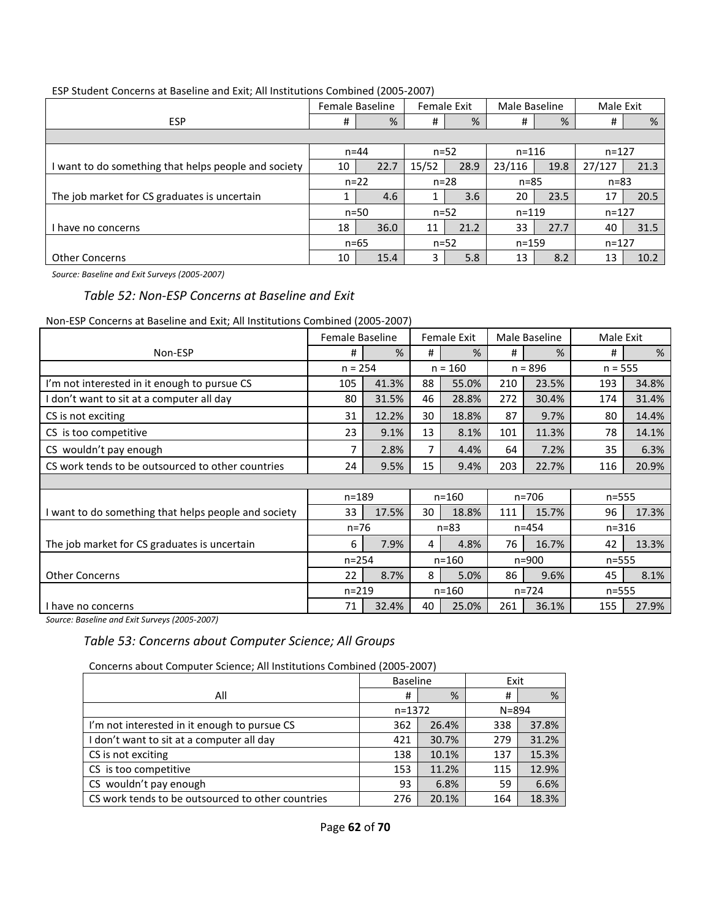ESP Student Concerns at Baseline and Exit; All Institutions Combined (2005-2007)

| | Female Baseline | | Female Exit | | Male Baseline | | Male Exit | |
|---|---|---|---|---|---|---|---|---|
| ESP | # | % | # | % | # | % | # | % |
| | | | | | | | | |
| | n=44 | | n=52 | | n=116 | | n=127 | |
| I want to do something that helps people and society | 10 | 22.7 | 15/52 | 28.9 | 23/116 | 19.8 | 27/127 | 21.3 |
| | n=22 | | n=28 | | n=85 | | n=83 | |
| The job market for CS graduates is uncertain | 1 | 4.6 | 1 | 3.6 | 20 | 23.5 | 17 | 20.5 |
| | n=50 | | n=52 | | n=119 | | n=127 | |
| I have no concerns | 18 | 36.0 | 11 | 21.2 | 33 | 27.7 | 40 | 31.5 |
| | n=65 | | n=52 | | n=159 | | n=127 | |
| Other Concerns | 10 | 15.4 | 3 | 5.8 | 13 | 8.2 | 13 | 10.2 |

*Source: Baseline and Exit Surveys (2005-2007)*

### *Table 52: Non-ESP Concerns at Baseline and Exit*

Non-ESP Concerns at Baseline and Exit; All Institutions Combined (2005-2007)

| | Female Baseline | | Female Exit | | Male Baseline | | Male Exit | |
|---|---|---|---|---|---|---|---|---|
| Non-ESP | # | % | # | % | # | % | # | % |
| | n = 254 | | n = 160 | | n = 896 | | n = 555 | |
| I'm not interested in it enough to pursue CS | 105 | 41.3% | 88 | 55.0% | 210 | 23.5% | 193 | 34.8% |
| I don't want to sit at a computer all day | 80 | 31.5% | 46 | 28.8% | 272 | 30.4% | 174 | 31.4% |
| CS is not exciting | 31 | 12.2% | 30 | 18.8% | 87 | 9.7% | 80 | 14.4% |
| CS is too competitive | 23 | 9.1% | 13 | 8.1% | 101 | 11.3% | 78 | 14.1% |
| CS wouldn't pay enough | 7 | 2.8% | 7 | 4.4% | 64 | 7.2% | 35 | 6.3% |
| CS work tends to be outsourced to other countries | 24 | 9.5% | 15 | 9.4% | 203 | 22.7% | 116 | 20.9% |
| | | | | | | | | |
| | n=189 | | n=160 | | n=706 | | n=555 | |
| I want to do something that helps people and society | 33 | 17.5% | 30 | 18.8% | 111 | 15.7% | 96 | 17.3% |
| | n=76 | | n=83 | | n=454 | | n=316 | |
| The job market for CS graduates is uncertain | 6 | 7.9% | 4 | 4.8% | 76 | 16.7% | 42 | 13.3% |
| | n=254 | | n=160 | | n=900 | | n=555 | |
| Other Concerns | 22 | 8.7% | 8 | 5.0% | 86 | 9.6% | 45 | 8.1% |
| | n=219 | | n=160 | | n=724 | | n=555 | |
| I have no concerns | 71 | 32.4% | 40 | 25.0% | 261 | 36.1% | 155 | 27.9% |

*Source: Baseline and Exit Surveys (2005-2007)*

### *Table 53: Concerns about Computer Science; All Groups*

Concerns about Computer Science; All Institutions Combined (2005-2007)

| | Baseline | | Exit | |
|---|---|---|---|---|
| All | # | % | # | % |
| | n=1372 | | N=894 | |
| I'm not interested in it enough to pursue CS | 362 | 26.4% | 338 | 37.8% |
| I don't want to sit at a computer all day | 421 | 30.7% | 279 | 31.2% |
| CS is not exciting | 138 | 10.1% | 137 | 15.3% |
| CS is too competitive | 153 | 11.2% | 115 | 12.9% |
| CS wouldn't pay enough | 93 | 6.8% | 59 | 6.6% |
| CS work tends to be outsourced to other countries | 276 | 20.1% | 164 | 18.3% |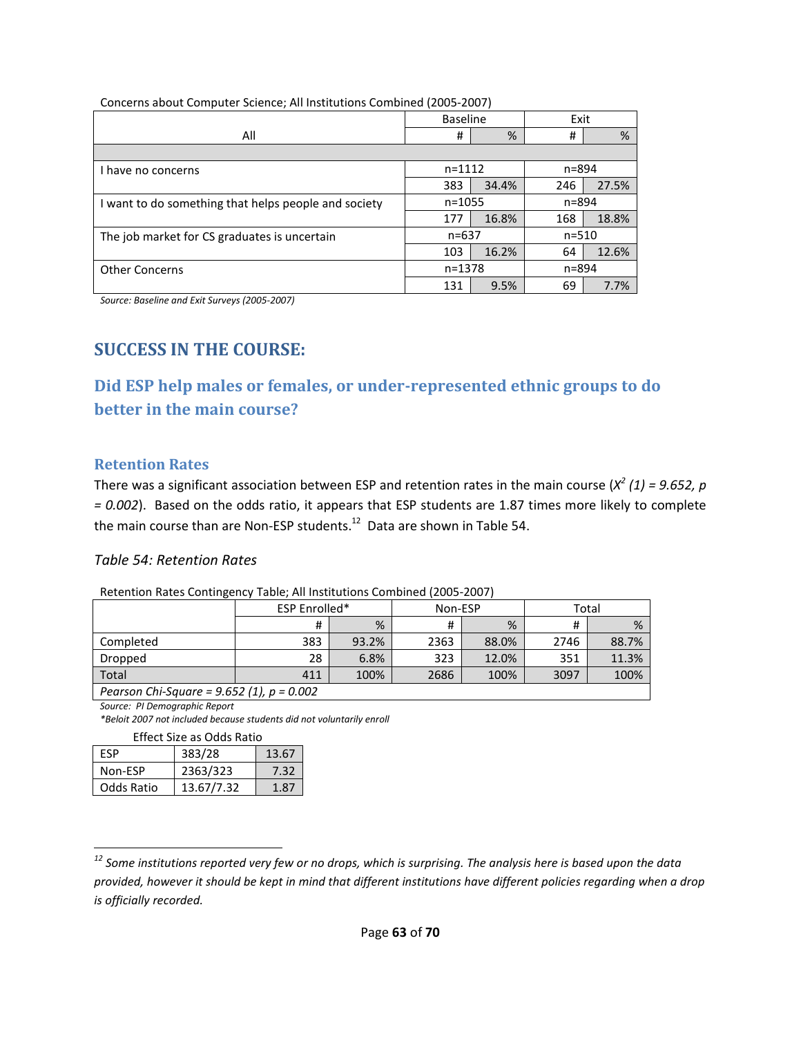Concerns about Computer Science; All Institutions Combined (2005-2007)

| All | Baseline | | Exit | |
|---|---|---|---|---|
| | # | % | # | % |
| I have no concerns | n=1112 | | n=894 | |
| | 383 | 34.4% | 246 | 27.5% |
| I want to do something that helps people and society | n=1055 | | n=894 | |
| | 177 | 16.8% | 168 | 18.8% |
| The job market for CS graduates is uncertain | n=637 | | n=510 | |
| | 103 | 16.2% | 64 | 12.6% |
| Other Concerns | n=1378 | | n=894 | |
| | 131 | 9.5% | 69 | 7.7% |

*Source: Baseline and Exit Surveys (2005-2007)*

# SUCCESS IN THE COURSE:

## Did ESP help males or females, or under-represented ethnic groups to do better in the main course?

### Retention Rates

There was a significant association between ESP and retention rates in the main course ($X^2$ *(1) = 9.652, p = 0.002*). Based on the odds ratio, it appears that ESP students are 1.87 times more likely to complete the main course than are Non-ESP students.[12] Data are shown in Table 54.

*Table 54: Retention Rates*

Retention Rates Contingency Table; All Institutions Combined (2005-2007)

| | ESP Enrolled* | | Non-ESP | | Total | |
|---|---|---|---|---|---|---|
| | # | % | # | % | # | % |
| Completed | 383 | 93.2% | 2363 | 88.0% | 2746 | 88.7% |
| Dropped | 28 | 6.8% | 323 | 12.0% | 351 | 11.3% |
| Total | 411 | 100% | 2686 | 100% | 3097 | 100% |
| *Pearson Chi-Square = 9.652 (1), p = 0.002* | | | | | | |

*Source: PI Demographic Report*

*\*Beloit 2007 not included because students did not voluntarily enroll*

Effect Size as Odds Ratio

| | | |
|---|---|---|
| ESP | 383/28 | 13.67 |
| Non-ESP | 2363/323 | 7.32 |
| Odds Ratio | 13.67/7.32 | 1.87 |

[12] *Some institutions reported very few or no drops, which is surprising. The analysis here is based upon the data provided, however it should be kept in mind that different institutions have different policies regarding when a drop is officially recorded.*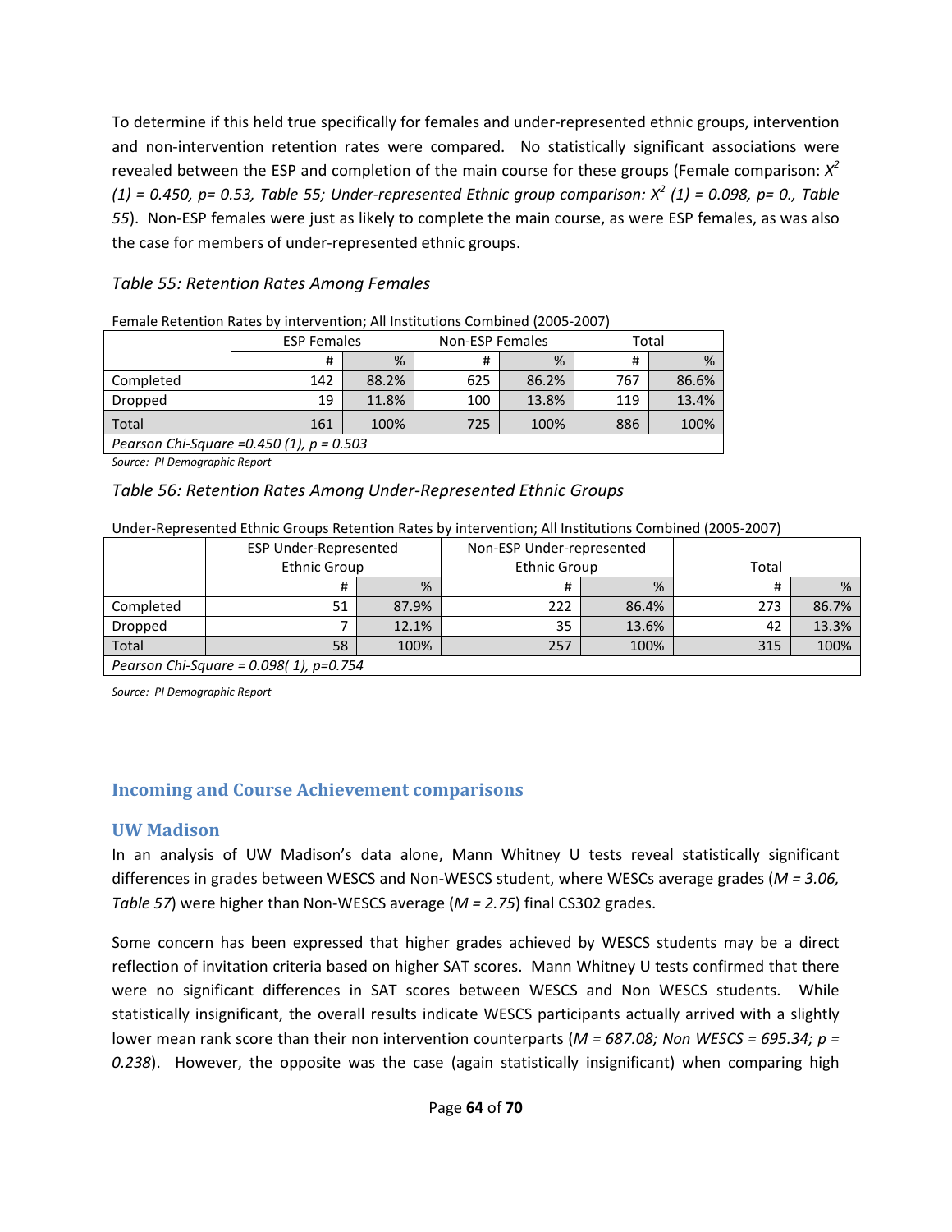To determine if this held true specifically for females and under-represented ethnic groups, intervention and non-intervention retention rates were compared. No statistically significant associations were revealed between the ESP and completion of the main course for these groups (Female comparison: *$X^2$ (1) = 0.450, p= 0.53, Table 55; Under-represented Ethnic group comparison: $X^2$ (1) = 0.098, p= 0., Table 55*). Non-ESP females were just as likely to complete the main course, as were ESP females, as was also the case for members of under-represented ethnic groups.

*Table 55: Retention Rates Among Females*

Female Retention Rates by intervention; All Institutions Combined (2005-2007)

| | ESP Females | | Non-ESP Females | | Total | |
|---|---|---|---|---|---|---|
| | # | % | # | % | # | % |
| Completed | 142 | 88.2% | 625 | 86.2% | 767 | 86.6% |
| Dropped | 19 | 11.8% | 100 | 13.8% | 119 | 13.4% |
| Total | 161 | 100% | 725 | 100% | 886 | 100% |
| *Pearson Chi-Square =0.450 (1), p = 0.503* | | | | | | |

*Source: PI Demographic Report*

*Table 56: Retention Rates Among Under-Represented Ethnic Groups*

Under-Represented Ethnic Groups Retention Rates by intervention; All Institutions Combined (2005-2007)

| | ESP Under-Represented Ethnic Group | | Non-ESP Under-represented Ethnic Group | | Total | |
|---|---|---|---|---|---|---|
| | # | % | # | % | # | % |
| Completed | 51 | 87.9% | 222 | 86.4% | 273 | 86.7% |
| Dropped | 7 | 12.1% | 35 | 13.6% | 42 | 13.3% |
| Total | 58 | 100% | 257 | 100% | 315 | 100% |
| *Pearson Chi-Square = 0.098( 1), p=0.754* | | | | | | |

*Source: PI Demographic Report*

## Incoming and Course Achievement comparisons

### UW Madison

In an analysis of UW Madison's data alone, Mann Whitney U tests reveal statistically significant differences in grades between WESCS and Non-WESCS student, where WESCs average grades (*M = 3.06, Table 57*) were higher than Non-WESCS average (*M = 2.75*) final CS302 grades.

Some concern has been expressed that higher grades achieved by WESCS students may be a direct reflection of invitation criteria based on higher SAT scores. Mann Whitney U tests confirmed that there were no significant differences in SAT scores between WESCS and Non WESCS students. While statistically insignificant, the overall results indicate WESCS participants actually arrived with a slightly lower mean rank score than their non intervention counterparts (*M = 687.08; Non WESCS = 695.34; p = 0.238*). However, the opposite was the case (again statistically insignificant) when comparing high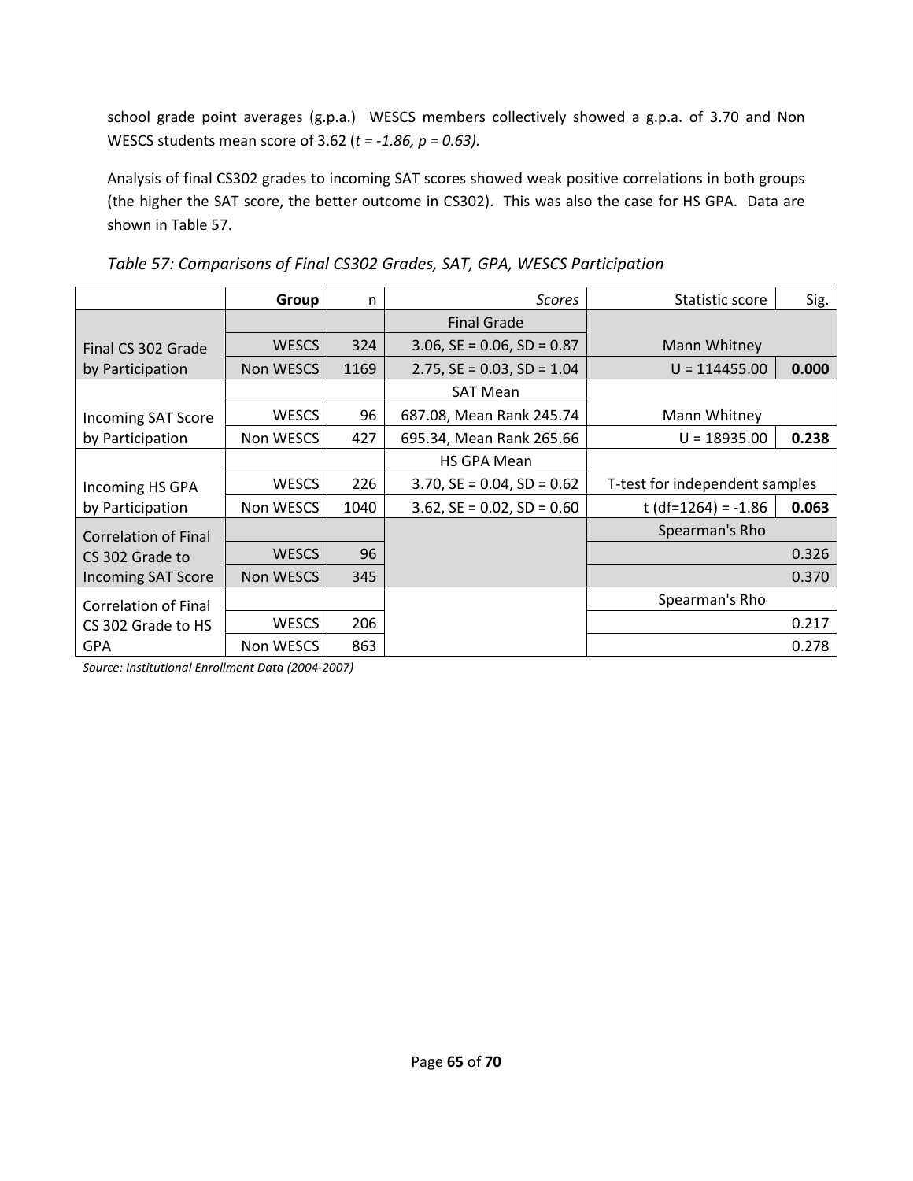school grade point averages (g.p.a.) WESCS members collectively showed a g.p.a. of 3.70 and Non WESCS students mean score of 3.62 (*t = -1.86, p = 0.63).*

Analysis of final CS302 grades to incoming SAT scores showed weak positive correlations in both groups (the higher the SAT score, the better outcome in CS302). This was also the case for HS GPA. Data are shown in Table 57.

*Table 57: Comparisons of Final CS302 Grades, SAT, GPA, WESCS Participation*

| | **Group** | n | *Scores* | Statistic score | Sig. |
|---|---|---|---|---|---|
| Final CS 302 Grade by Participation | | | Final Grade | | |
| | WESCS | 324 | 3.06, SE = 0.06, SD = 0.87 | Mann Whitney | |
| | Non WESCS | 1169 | 2.75, SE = 0.03, SD = 1.04 | U = 114455.00 | **0.000** |
| Incoming SAT Score by Participation | | | SAT Mean | | |
| | WESCS | 96 | 687.08, Mean Rank 245.74 | Mann Whitney | |
| | Non WESCS | 427 | 695.34, Mean Rank 265.66 | U = 18935.00 | **0.238** |
| Incoming HS GPA by Participation | | | HS GPA Mean | | |
| | WESCS | 226 | 3.70, SE = 0.04, SD = 0.62 | T-test for independent samples | |
| | Non WESCS | 1040 | 3.62, SE = 0.02, SD = 0.60 | t (df=1264) = -1.86 | **0.063** |
| Correlation of Final CS 302 Grade to Incoming SAT Score | | | | Spearman's Rho | |
| | WESCS | 96 | | | 0.326 |
| | Non WESCS | 345 | | | 0.370 |
| Correlation of Final CS 302 Grade to HS GPA | | | | Spearman's Rho | |
| | WESCS | 206 | | | 0.217 |
| | Non WESCS | 863 | | | 0.278 |

*Source: Institutional Enrollment Data (2004-2007)*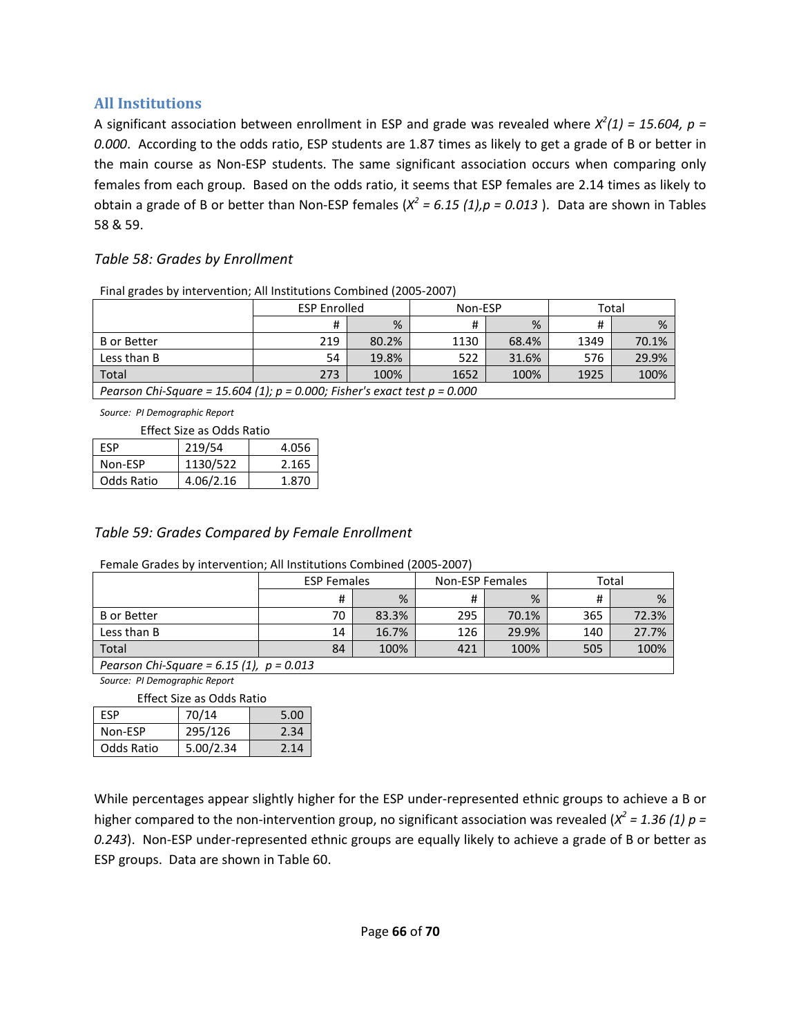## All Institutions

A significant association between enrollment in ESP and grade was revealed where *$X^2(1) = 15.604$, $p = 0.000$*. According to the odds ratio, ESP students are 1.87 times as likely to get a grade of B or better in the main course as Non-ESP students. The same significant association occurs when comparing only females from each group. Based on the odds ratio, it seems that ESP females are 2.14 times as likely to obtain a grade of B or better than Non-ESP females (*$X^2 = 6.15$ (1), $p = 0.013$*). Data are shown in Tables 58 & 59.

### *Table 58: Grades by Enrollment*

Final grades by intervention; All Institutions Combined (2005-2007)

| | ESP Enrolled | | Non-ESP | | Total | |
|---|---|---|---|---|---|---|
| | # | % | # | % | # | % |
| B or Better | 219 | 80.2% | 1130 | 68.4% | 1349 | 70.1% |
| Less than B | 54 | 19.8% | 522 | 31.6% | 576 | 29.9% |
| Total | 273 | 100% | 1652 | 100% | 1925 | 100% |
| *Pearson Chi-Square = 15.604 (1); p = 0.000; Fisher's exact test p = 0.000* | | | | | | |

*Source: PI Demographic Report*

Effect Size as Odds Ratio

| | | |
|---|---|---|
| ESP | 219/54 | 4.056 |
| Non-ESP | 1130/522 | 2.165 |
| Odds Ratio | 4.06/2.16 | 1.870 |

### *Table 59: Grades Compared by Female Enrollment*

Female Grades by intervention; All Institutions Combined (2005-2007)

| | ESP Females | | Non-ESP Females | | Total | |
|---|---|---|---|---|---|---|
| | # | % | # | % | # | % |
| B or Better | 70 | 83.3% | 295 | 70.1% | 365 | 72.3% |
| Less than B | 14 | 16.7% | 126 | 29.9% | 140 | 27.7% |
| Total | 84 | 100% | 421 | 100% | 505 | 100% |
| *Pearson Chi-Square = 6.15 (1), p = 0.013* | | | | | | |

*Source: PI Demographic Report*

Effect Size as Odds Ratio

| | | |
|---|---|---|
| ESP | 70/14 | 5.00 |
| Non-ESP | 295/126 | 2.34 |
| Odds Ratio | 5.00/2.34 | 2.14 |

While percentages appear slightly higher for the ESP under-represented ethnic groups to achieve a B or higher compared to the non-intervention group, no significant association was revealed (*$X^2 = 1.36$ (1) $p = 0.243$*). Non-ESP under-represented ethnic groups are equally likely to achieve a grade of B or better as ESP groups. Data are shown in Table 60.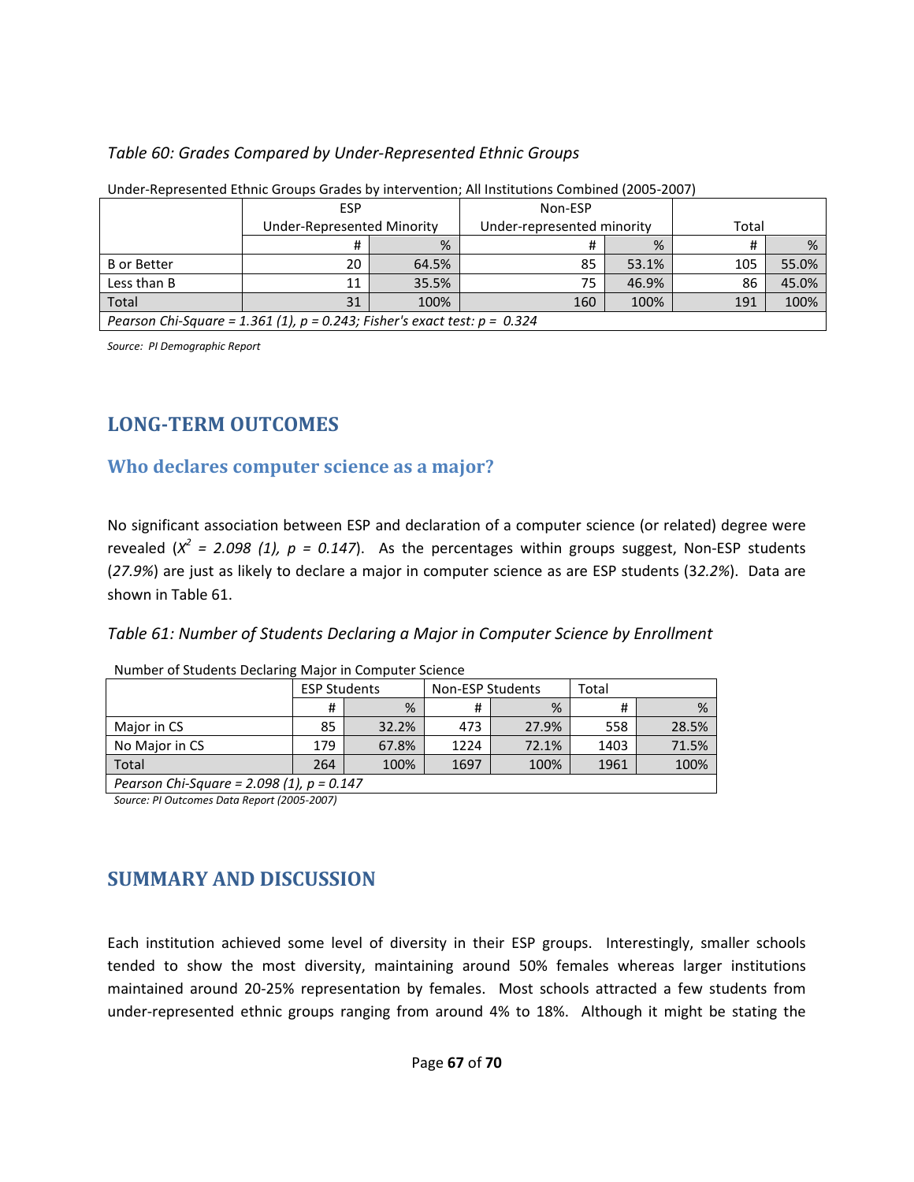*Table 60: Grades Compared by Under-Represented Ethnic Groups*

Under-Represented Ethnic Groups Grades by intervention; All Institutions Combined (2005-2007)

| | ESP Under-Represented Minority | | Non-ESP Under-represented minority | | Total | |
|---|---|---|---|---|---|---|
| | # | % | # | % | # | % |
| B or Better | 20 | 64.5% | 85 | 53.1% | 105 | 55.0% |
| Less than B | 11 | 35.5% | 75 | 46.9% | 86 | 45.0% |
| Total | 31 | 100% | 160 | 100% | 191 | 100% |
| *Pearson Chi-Square = 1.361 (1), p = 0.243; Fisher's exact test: p = 0.324* | | | | | | |

*Source: PI Demographic Report*

# LONG-TERM OUTCOMES

## Who declares computer science as a major?

No significant association between ESP and declaration of a computer science (or related) degree were revealed ($X^2 = 2.098$ *(1)*, $p = 0.147$). As the percentages within groups suggest, Non-ESP students (*27.9%*) are just as likely to declare a major in computer science as are ESP students (3*2.2%*). Data are shown in Table 61.

*Table 61: Number of Students Declaring a Major in Computer Science by Enrollment*

Number of Students Declaring Major in Computer Science

| | ESP Students | | Non-ESP Students | | Total | |
|---|---|---|---|---|---|---|
| | # | % | # | % | # | % |
| Major in CS | 85 | 32.2% | 473 | 27.9% | 558 | 28.5% |
| No Major in CS | 179 | 67.8% | 1224 | 72.1% | 1403 | 71.5% |
| Total | 264 | 100% | 1697 | 100% | 1961 | 100% |
| *Pearson Chi-Square = 2.098 (1), p = 0.147* | | | | | | |

*Source: PI Outcomes Data Report (2005-2007)*

# SUMMARY AND DISCUSSION

Each institution achieved some level of diversity in their ESP groups. Interestingly, smaller schools tended to show the most diversity, maintaining around 50% females whereas larger institutions maintained around 20-25% representation by females. Most schools attracted a few students from under-represented ethnic groups ranging from around 4% to 18%. Although it might be stating the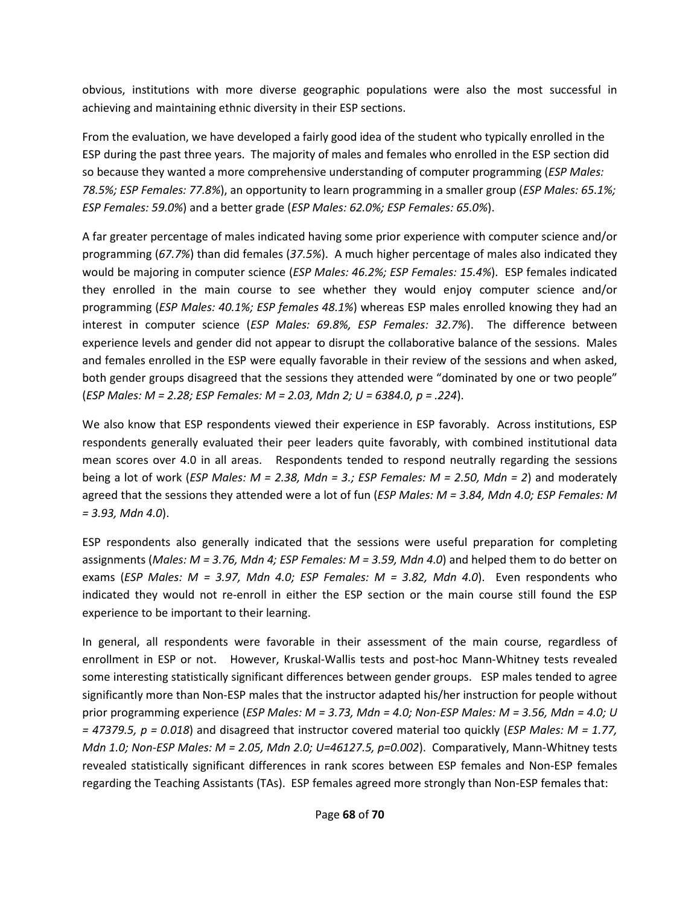obvious, institutions with more diverse geographic populations were also the most successful in achieving and maintaining ethnic diversity in their ESP sections.

From the evaluation, we have developed a fairly good idea of the student who typically enrolled in the ESP during the past three years. The majority of males and females who enrolled in the ESP section did so because they wanted a more comprehensive understanding of computer programming (*ESP Males: 78.5%; ESP Females: 77.8%*), an opportunity to learn programming in a smaller group (*ESP Males: 65.1%; ESP Females: 59.0%*) and a better grade (*ESP Males: 62.0%; ESP Females: 65.0%*).

A far greater percentage of males indicated having some prior experience with computer science and/or programming (*67.7%*) than did females (*37.5%*). A much higher percentage of males also indicated they would be majoring in computer science (*ESP Males: 46.2%; ESP Females: 15.4%*). ESP females indicated they enrolled in the main course to see whether they would enjoy computer science and/or programming (*ESP Males: 40.1%; ESP females 48.1%*) whereas ESP males enrolled knowing they had an interest in computer science (*ESP Males: 69.8%, ESP Females: 32.7%*). The difference between experience levels and gender did not appear to disrupt the collaborative balance of the sessions. Males and females enrolled in the ESP were equally favorable in their review of the sessions and when asked, both gender groups disagreed that the sessions they attended were "dominated by one or two people" (*ESP Males: M = 2.28; ESP Females: M = 2.03, Mdn 2; U = 6384.0, p = .224*).

We also know that ESP respondents viewed their experience in ESP favorably. Across institutions, ESP respondents generally evaluated their peer leaders quite favorably, with combined institutional data mean scores over 4.0 in all areas. Respondents tended to respond neutrally regarding the sessions being a lot of work (*ESP Males: M = 2.38, Mdn = 3.; ESP Females: M = 2.50, Mdn = 2*) and moderately agreed that the sessions they attended were a lot of fun (*ESP Males: M = 3.84, Mdn 4.0; ESP Females: M = 3.93, Mdn 4.0*).

ESP respondents also generally indicated that the sessions were useful preparation for completing assignments (*Males: M = 3.76, Mdn 4; ESP Females: M = 3.59, Mdn 4.0*) and helped them to do better on exams (*ESP Males: M = 3.97, Mdn 4.0; ESP Females: M = 3.82, Mdn 4.0*). Even respondents who indicated they would not re-enroll in either the ESP section or the main course still found the ESP experience to be important to their learning.

In general, all respondents were favorable in their assessment of the main course, regardless of enrollment in ESP or not. However, Kruskal-Wallis tests and post-hoc Mann-Whitney tests revealed some interesting statistically significant differences between gender groups. ESP males tended to agree significantly more than Non-ESP males that the instructor adapted his/her instruction for people without prior programming experience (*ESP Males: M = 3.73, Mdn = 4.0; Non-ESP Males: M = 3.56, Mdn = 4.0; U = 47379.5, p = 0.018*) and disagreed that instructor covered material too quickly (*ESP Males: M = 1.77, Mdn 1.0; Non-ESP Males: M = 2.05, Mdn 2.0; U=46127.5, p=0.002*). Comparatively, Mann-Whitney tests revealed statistically significant differences in rank scores between ESP females and Non-ESP females regarding the Teaching Assistants (TAs). ESP females agreed more strongly than Non-ESP females that: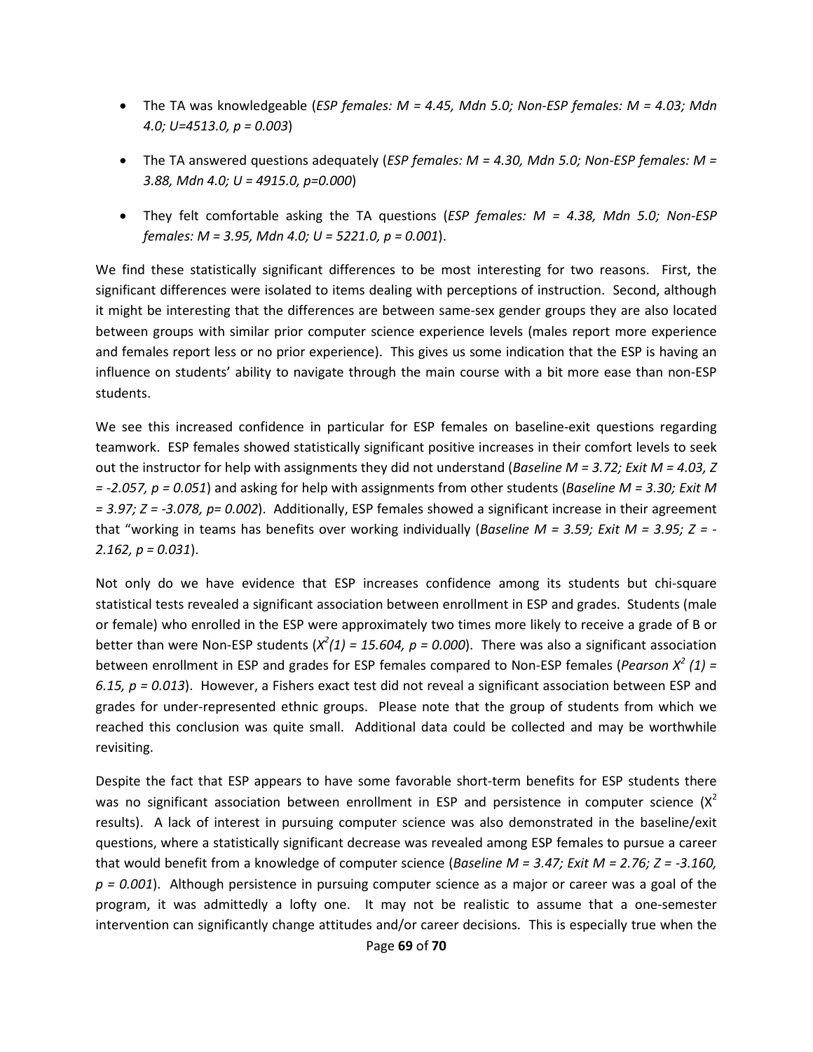- The TA was knowledgeable (*ESP females: M = 4.45, Mdn 5.0; Non-ESP females: M = 4.03; Mdn 4.0; U=4513.0, p = 0.003*)

- The TA answered questions adequately (*ESP females: M = 4.30, Mdn 5.0; Non-ESP females: M = 3.88, Mdn 4.0; U = 4915.0, p=0.000*)

- They felt comfortable asking the TA questions (*ESP females: M = 4.38, Mdn 5.0; Non-ESP females: M = 3.95, Mdn 4.0; U = 5221.0, p = 0.001*).

We find these statistically significant differences to be most interesting for two reasons. First, the significant differences were isolated to items dealing with perceptions of instruction. Second, although it might be interesting that the differences are between same-sex gender groups they are also located between groups with similar prior computer science experience levels (males report more experience and females report less or no prior experience). This gives us some indication that the ESP is having an influence on students' ability to navigate through the main course with a bit more ease than non-ESP students.

We see this increased confidence in particular for ESP females on baseline-exit questions regarding teamwork. ESP females showed statistically significant positive increases in their comfort levels to seek out the instructor for help with assignments they did not understand (*Baseline M = 3.72; Exit M = 4.03, Z = -2.057, p = 0.051*) and asking for help with assignments from other students (*Baseline M = 3.30; Exit M = 3.97; Z = -3.078, p= 0.002*). Additionally, ESP females showed a significant increase in their agreement that "working in teams has benefits over working individually (*Baseline M = 3.59; Exit M = 3.95; Z = -2.162, p = 0.031*).

Not only do we have evidence that ESP increases confidence among its students but chi-square statistical tests revealed a significant association between enrollment in ESP and grades. Students (male or female) who enrolled in the ESP were approximately two times more likely to receive a grade of B or better than were Non-ESP students ($X^2(1) = 15.604, p = 0.000$). There was also a significant association between enrollment in ESP and grades for ESP females compared to Non-ESP females (*Pearson* $X^2(1) = 6.15, p = 0.013$). However, a Fishers exact test did not reveal a significant association between ESP and grades for under-represented ethnic groups. Please note that the group of students from which we reached this conclusion was quite small. Additional data could be collected and may be worthwhile revisiting.

Despite the fact that ESP appears to have some favorable short-term benefits for ESP students there was no significant association between enrollment in ESP and persistence in computer science ($X^2$ results). A lack of interest in pursuing computer science was also demonstrated in the baseline/exit questions, where a statistically significant decrease was revealed among ESP females to pursue a career that would benefit from a knowledge of computer science (*Baseline M = 3.47; Exit M = 2.76; Z = -3.160, p = 0.001*). Although persistence in pursuing computer science as a major or career was a goal of the program, it was admittedly a lofty one. It may not be realistic to assume that a one-semester intervention can significantly change attitudes and/or career decisions. This is especially true when the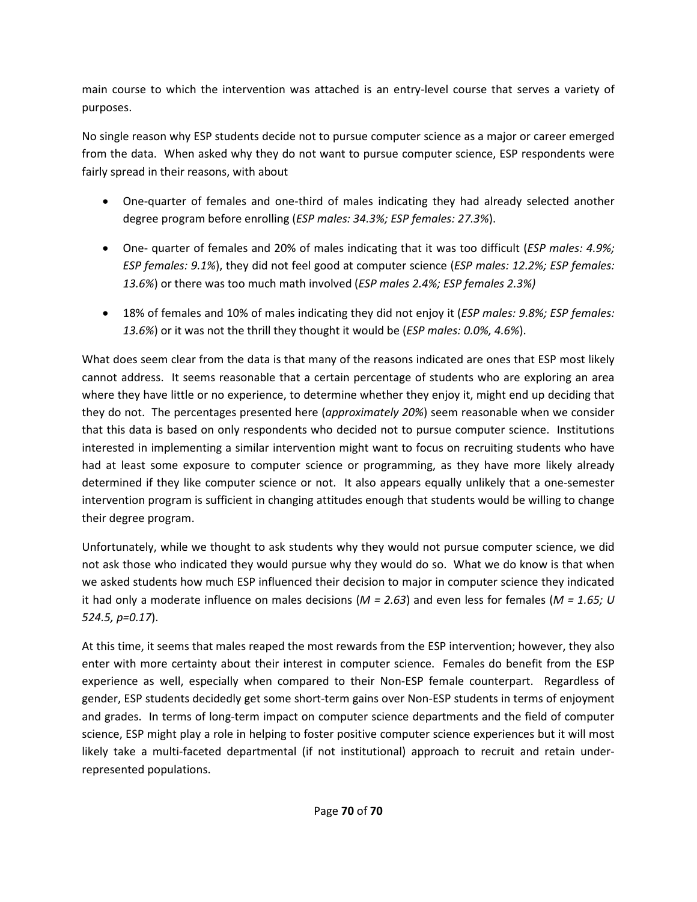main course to which the intervention was attached is an entry-level course that serves a variety of purposes.

No single reason why ESP students decide not to pursue computer science as a major or career emerged from the data. When asked why they do not want to pursue computer science, ESP respondents were fairly spread in their reasons, with about

- One-quarter of females and one-third of males indicating they had already selected another degree program before enrolling (*ESP males: 34.3%; ESP females: 27.3%*).
- One- quarter of females and 20% of males indicating that it was too difficult (*ESP males: 4.9%; ESP females: 9.1%*), they did not feel good at computer science (*ESP males: 12.2%; ESP females: 13.6%*) or there was too much math involved (*ESP males 2.4%; ESP females 2.3%)*
- 18% of females and 10% of males indicating they did not enjoy it (*ESP males: 9.8%; ESP females: 13.6%*) or it was not the thrill they thought it would be (*ESP males: 0.0%, 4.6%*).

What does seem clear from the data is that many of the reasons indicated are ones that ESP most likely cannot address. It seems reasonable that a certain percentage of students who are exploring an area where they have little or no experience, to determine whether they enjoy it, might end up deciding that they do not. The percentages presented here (*approximately 20%*) seem reasonable when we consider that this data is based on only respondents who decided not to pursue computer science. Institutions interested in implementing a similar intervention might want to focus on recruiting students who have had at least some exposure to computer science or programming, as they have more likely already determined if they like computer science or not. It also appears equally unlikely that a one-semester intervention program is sufficient in changing attitudes enough that students would be willing to change their degree program.

Unfortunately, while we thought to ask students why they would not pursue computer science, we did not ask those who indicated they would pursue why they would do so. What we do know is that when we asked students how much ESP influenced their decision to major in computer science they indicated it had only a moderate influence on males decisions ($M = 2.63$) and even less for females ($M = 1.65$; $U$ $524.5$, $p=0.17$).

At this time, it seems that males reaped the most rewards from the ESP intervention; however, they also enter with more certainty about their interest in computer science. Females do benefit from the ESP experience as well, especially when compared to their Non-ESP female counterpart. Regardless of gender, ESP students decidedly get some short-term gains over Non-ESP students in terms of enjoyment and grades. In terms of long-term impact on computer science departments and the field of computer science, ESP might play a role in helping to foster positive computer science experiences but it will most likely take a multi-faceted departmental (if not institutional) approach to recruit and retain under-represented populations.